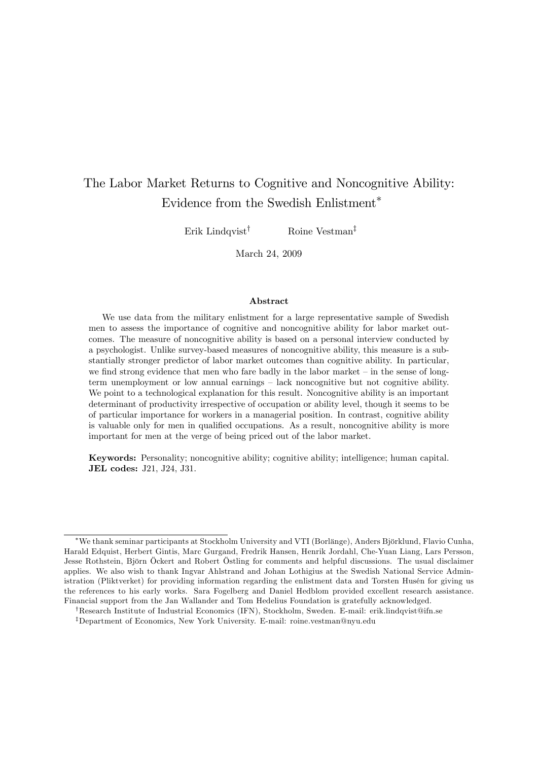# The Labor Market Returns to Cognitive and Noncognitive Ability: Evidence from the Swedish Enlistment*

Erik Lindqvist† Roine Vestman‡

March 24, 2009

### Abstract

We use data from the military enlistment for a large representative sample of Swedish men to assess the importance of cognitive and noncognitive ability for labor market outcomes. The measure of noncognitive ability is based on a personal interview conducted by a psychologist. Unlike survey-based measures of noncognitive ability, this measure is a substantially stronger predictor of labor market outcomes than cognitive ability. In particular, we find strong evidence that men who fare badly in the labor market – in the sense of long-term unemployment or low annual earnings – lack noncognitive but not cognitive ability. We point to a technological explanation for this result. Noncognitive ability is an important determinant of productivity irrespective of occupation or ability level, though it seems to be of particular importance for workers in a managerial position. In contrast, cognitive ability is valuable only for men in qualified occupations. As a result, noncognitive ability is more important for men at the verge of being priced out of the labor market.

**Keywords:** Personality; noncognitive ability; cognitive ability; intelligence; human capital.
**JEL codes:** J21, J24, J31.

---

*We thank seminar participants at Stockholm University and VTI (Borlänge), Anders Björklund, Flavio Cunha, Harald Edquist, Herbert Gintis, Marc Gurgand, Fredrik Hansen, Henrik Jordahl, Che-Yuan Liang, Lars Persson, Jesse Rothstein, Björn Öckert and Robert Östling for comments and helpful discussions. The usual disclaimer applies. We also wish to thank Ingvar Ahlstrand and Johan Lothigius at the Swedish National Service Administration (Pliktverket) for providing information regarding the enlistment data and Torsten Husén for giving us the references to his early works. Sara Fogelberg and Daniel Hedblom provided excellent research assistance. Financial support from the Jan Wallander and Tom Hedelius Foundation is gratefully acknowledged.

†Research Institute of Industrial Economics (IFN), Stockholm, Sweden. E-mail: erik.lindqvist@ifn.se

‡Department of Economics, New York University. E-mail: roine.vestman@nyu.edu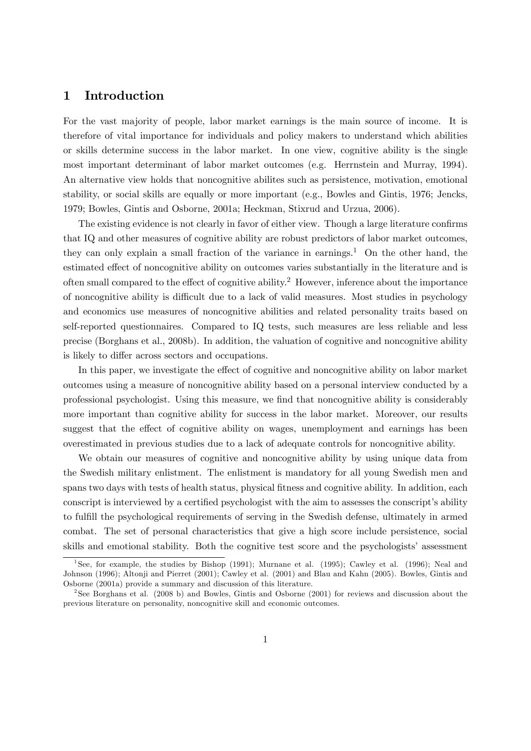# 1 Introduction

For the vast majority of people, labor market earnings is the main source of income. It is therefore of vital importance for individuals and policy makers to understand which abilities or skills determine success in the labor market. In one view, cognitive ability is the single most important determinant of labor market outcomes (e.g. Herrnstein and Murray, 1994). An alternative view holds that noncognitive abilites such as persistence, motivation, emotional stability, or social skills are equally or more important (e.g., Bowles and Gintis, 1976; Jencks, 1979; Bowles, Gintis and Osborne, 2001a; Heckman, Stixrud and Urzua, 2006).

The existing evidence is not clearly in favor of either view. Though a large literature confirms that IQ and other measures of cognitive ability are robust predictors of labor market outcomes, they can only explain a small fraction of the variance in earnings.[1] On the other hand, the estimated effect of noncognitive ability on outcomes varies substantially in the literature and is often small compared to the effect of cognitive ability.[2] However, inference about the importance of noncognitive ability is difficult due to a lack of valid measures. Most studies in psychology and economics use measures of noncognitive abilities and related personality traits based on self-reported questionnaires. Compared to IQ tests, such measures are less reliable and less precise (Borghans et al., 2008b). In addition, the valuation of cognitive and noncognitive ability is likely to differ across sectors and occupations.

In this paper, we investigate the effect of cognitive and noncognitive ability on labor market outcomes using a measure of noncognitive ability based on a personal interview conducted by a professional psychologist. Using this measure, we find that noncognitive ability is considerably more important than cognitive ability for success in the labor market. Moreover, our results suggest that the effect of cognitive ability on wages, unemployment and earnings has been overestimated in previous studies due to a lack of adequate controls for noncognitive ability.

We obtain our measures of cognitive and noncognitive ability by using unique data from the Swedish military enlistment. The enlistment is mandatory for all young Swedish men and spans two days with tests of health status, physical fitness and cognitive ability. In addition, each conscript is interviewed by a certified psychologist with the aim to assesses the conscript's ability to fulfill the psychological requirements of serving in the Swedish defense, ultimately in armed combat. The set of personal characteristics that give a high score include persistence, social skills and emotional stability. Both the cognitive test score and the psychologists' assessment

[1] See, for example, the studies by Bishop (1991); Murnane et al. (1995); Cawley et al. (1996); Neal and Johnson (1996); Altonji and Pierret (2001); Cawley et al. (2001) and Blau and Kahn (2005). Bowles, Gintis and Osborne (2001a) provide a summary and discussion of this literature.

[2] See Borghans et al. (2008 b) and Bowles, Gintis and Osborne (2001) for reviews and discussion about the previous literature on personality, noncognitive skill and economic outcomes.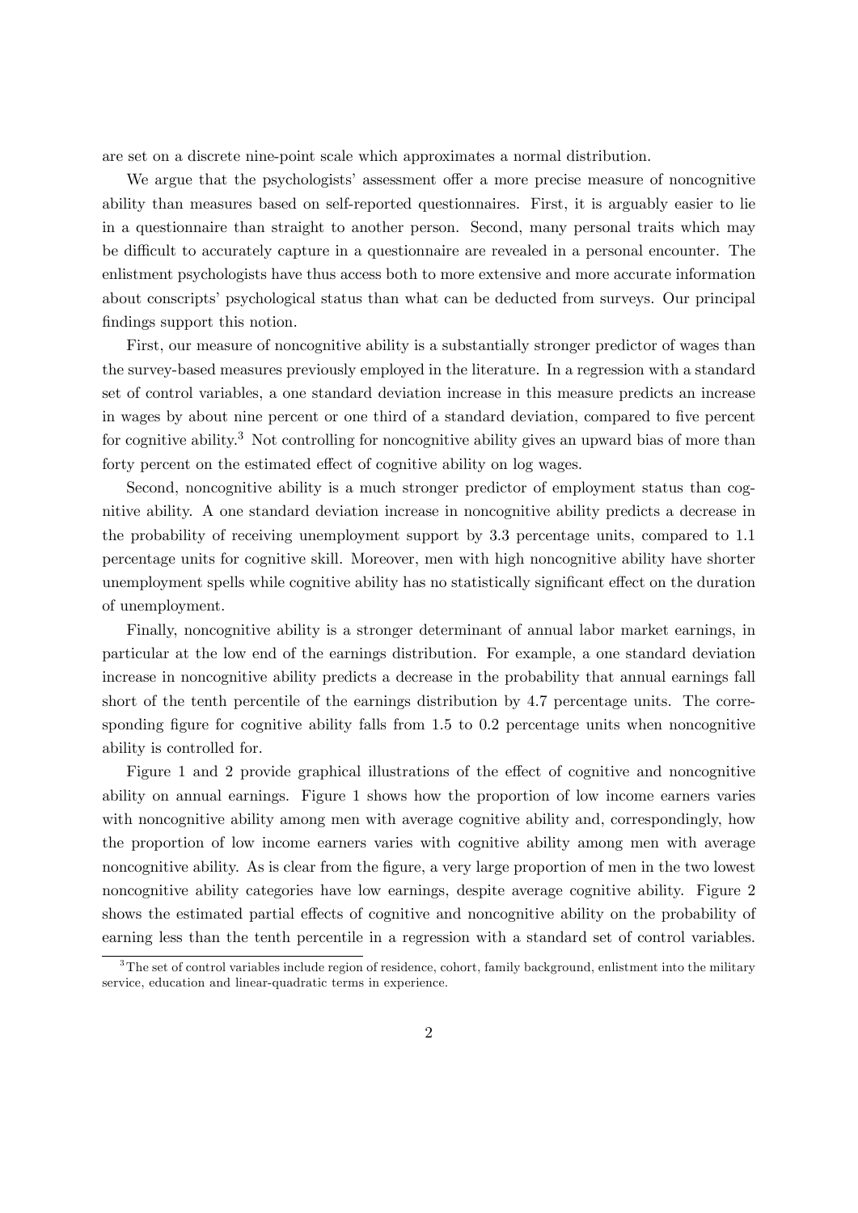are set on a discrete nine-point scale which approximates a normal distribution.

We argue that the psychologists' assessment offer a more precise measure of noncognitive ability than measures based on self-reported questionnaires. First, it is arguably easier to lie in a questionnaire than straight to another person. Second, many personal traits which may be difficult to accurately capture in a questionnaire are revealed in a personal encounter. The enlistment psychologists have thus access both to more extensive and more accurate information about conscripts' psychological status than what can be deducted from surveys. Our principal findings support this notion.

First, our measure of noncognitive ability is a substantially stronger predictor of wages than the survey-based measures previously employed in the literature. In a regression with a standard set of control variables, a one standard deviation increase in this measure predicts an increase in wages by about nine percent or one third of a standard deviation, compared to five percent for cognitive ability.[3] Not controlling for noncognitive ability gives an upward bias of more than forty percent on the estimated effect of cognitive ability on log wages.

Second, noncognitive ability is a much stronger predictor of employment status than cognitive ability. A one standard deviation increase in noncognitive ability predicts a decrease in the probability of receiving unemployment support by 3.3 percentage units, compared to 1.1 percentage units for cognitive skill. Moreover, men with high noncognitive ability have shorter unemployment spells while cognitive ability has no statistically significant effect on the duration of unemployment.

Finally, noncognitive ability is a stronger determinant of annual labor market earnings, in particular at the low end of the earnings distribution. For example, a one standard deviation increase in noncognitive ability predicts a decrease in the probability that annual earnings fall short of the tenth percentile of the earnings distribution by 4.7 percentage units. The corresponding figure for cognitive ability falls from 1.5 to 0.2 percentage units when noncognitive ability is controlled for.

Figure 1 and 2 provide graphical illustrations of the effect of cognitive and noncognitive ability on annual earnings. Figure 1 shows how the proportion of low income earners varies with noncognitive ability among men with average cognitive ability and, correspondingly, how the proportion of low income earners varies with cognitive ability among men with average noncognitive ability. As is clear from the figure, a very large proportion of men in the two lowest noncognitive ability categories have low earnings, despite average cognitive ability. Figure 2 shows the estimated partial effects of cognitive and noncognitive ability on the probability of earning less than the tenth percentile in a regression with a standard set of control variables.

[3] The set of control variables include region of residence, cohort, family background, enlistment into the military service, education and linear-quadratic terms in experience.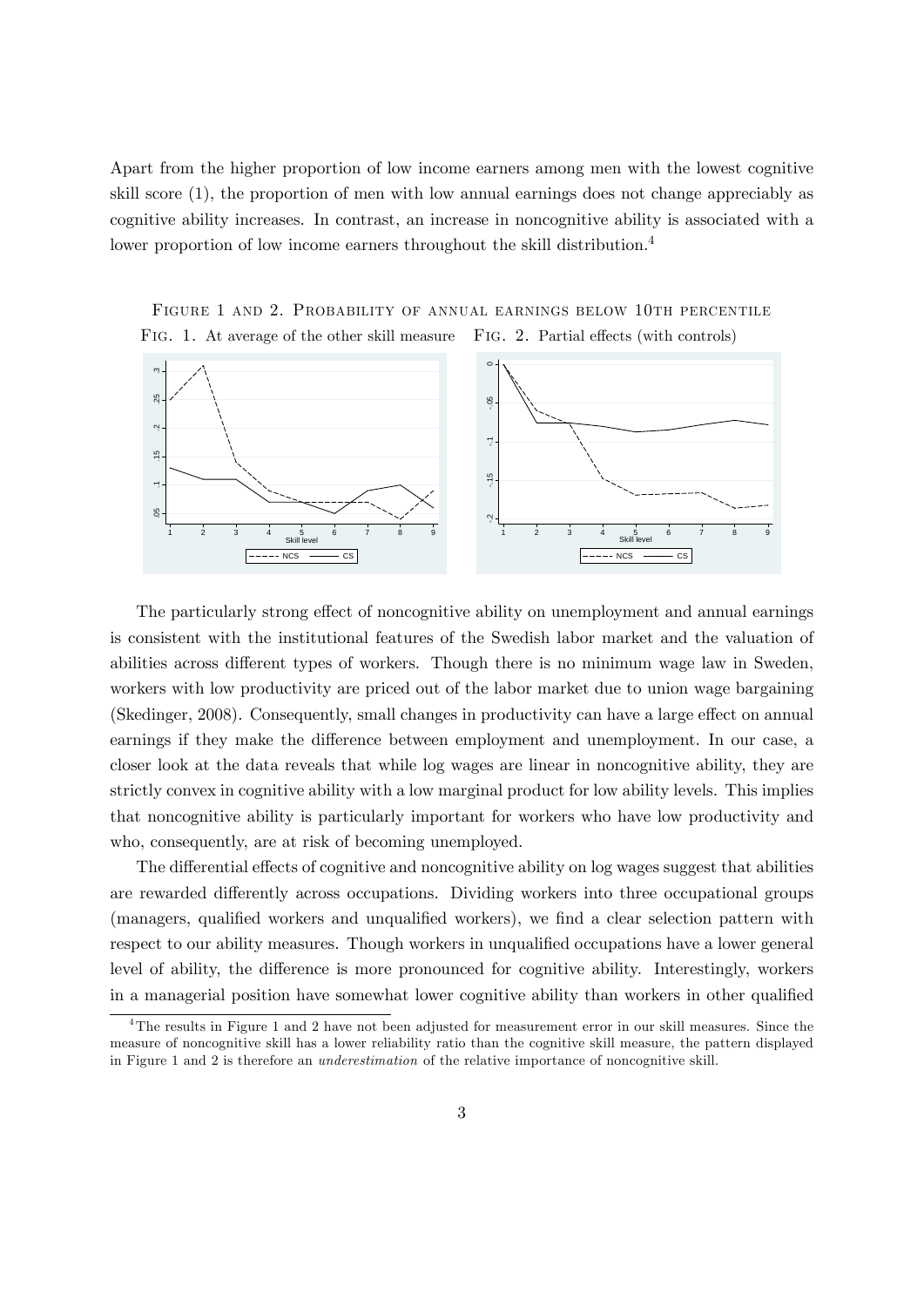Apart from the higher proportion of low income earners among men with the lowest cognitive skill score (1), the proportion of men with low annual earnings does not change appreciably as cognitive ability increases. In contrast, an increase in noncognitive ability is associated with a lower proportion of low income earners throughout the skill distribution.[4]

FIGURE 1 AND 2. PROBABILITY OF ANNUAL EARNINGS BELOW 10TH PERCENTILE

FIG. 1. At average of the other skill measure FIG. 2. Partial effects (with controls)

The particularly strong effect of noncognitive ability on unemployment and annual earnings is consistent with the institutional features of the Swedish labor market and the valuation of abilities across different types of workers. Though there is no minimum wage law in Sweden, workers with low productivity are priced out of the labor market due to union wage bargaining (Skedinger, 2008). Consequently, small changes in productivity can have a large effect on annual earnings if they make the difference between employment and unemployment. In our case, a closer look at the data reveals that while log wages are linear in noncognitive ability, they are strictly convex in cognitive ability with a low marginal product for low ability levels. This implies that noncognitive ability is particularly important for workers who have low productivity and who, consequently, are at risk of becoming unemployed.

The differential effects of cognitive and noncognitive ability on log wages suggest that abilities are rewarded differently across occupations. Dividing workers into three occupational groups (managers, qualified workers and unqualified workers), we find a clear selection pattern with respect to our ability measures. Though workers in unqualified occupations have a lower general level of ability, the difference is more pronounced for cognitive ability. Interestingly, workers in a managerial position have somewhat lower cognitive ability than workers in other qualified

[4] The results in Figure 1 and 2 have not been adjusted for measurement error in our skill measures. Since the measure of noncognitive skill has a lower reliability ratio than the cognitive skill measure, the pattern displayed in Figure 1 and 2 is therefore an *underestimation* of the relative importance of noncognitive skill.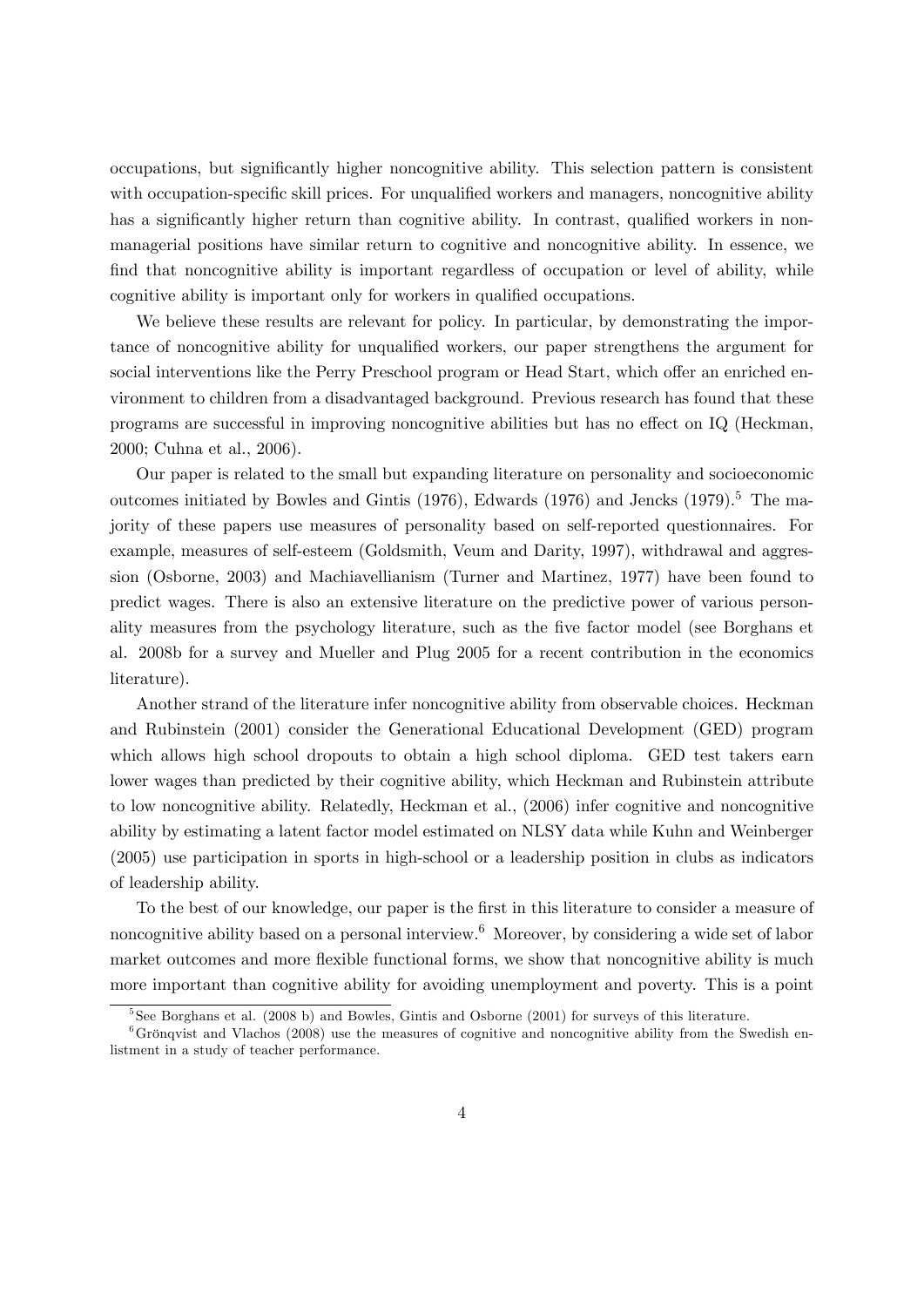occupations, but significantly higher noncognitive ability. This selection pattern is consistent with occupation-specific skill prices. For unqualified workers and managers, noncognitive ability has a significantly higher return than cognitive ability. In contrast, qualified workers in non-managerial positions have similar return to cognitive and noncognitive ability. In essence, we find that noncognitive ability is important regardless of occupation or level of ability, while cognitive ability is important only for workers in qualified occupations.

We believe these results are relevant for policy. In particular, by demonstrating the importance of noncognitive ability for unqualified workers, our paper strengthens the argument for social interventions like the Perry Preschool program or Head Start, which offer an enriched environment to children from a disadvantaged background. Previous research has found that these programs are successful in improving noncognitive abilities but has no effect on IQ (Heckman, 2000; Cuhna et al., 2006).

Our paper is related to the small but expanding literature on personality and socioeconomic outcomes initiated by Bowles and Gintis (1976), Edwards (1976) and Jencks (1979).[5] The majority of these papers use measures of personality based on self-reported questionnaires. For example, measures of self-esteem (Goldsmith, Veum and Darity, 1997), withdrawal and aggression (Osborne, 2003) and Machiavellianism (Turner and Martinez, 1977) have been found to predict wages. There is also an extensive literature on the predictive power of various personality measures from the psychology literature, such as the five factor model (see Borghans et al. 2008b for a survey and Mueller and Plug 2005 for a recent contribution in the economics literature).

Another strand of the literature infer noncognitive ability from observable choices. Heckman and Rubinstein (2001) consider the Generational Educational Development (GED) program which allows high school dropouts to obtain a high school diploma. GED test takers earn lower wages than predicted by their cognitive ability, which Heckman and Rubinstein attribute to low noncognitive ability. Relatedly, Heckman et al., (2006) infer cognitive and noncognitive ability by estimating a latent factor model estimated on NLSY data while Kuhn and Weinberger (2005) use participation in sports in high-school or a leadership position in clubs as indicators of leadership ability.

To the best of our knowledge, our paper is the first in this literature to consider a measure of noncognitive ability based on a personal interview.[6] Moreover, by considering a wide set of labor market outcomes and more flexible functional forms, we show that noncognitive ability is much more important than cognitive ability for avoiding unemployment and poverty. This is a point

[5] See Borghans et al. (2008 b) and Bowles, Gintis and Osborne (2001) for surveys of this literature.

[6] Grönqvist and Vlachos (2008) use the measures of cognitive and noncognitive ability from the Swedish enlistment in a study of teacher performance.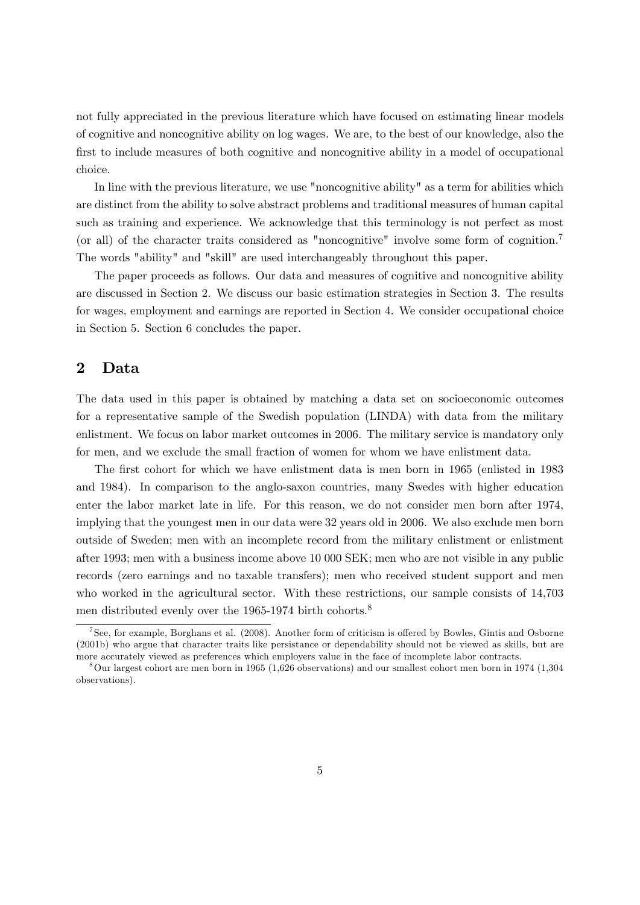not fully appreciated in the previous literature which have focused on estimating linear models of cognitive and noncognitive ability on log wages. We are, to the best of our knowledge, also the first to include measures of both cognitive and noncognitive ability in a model of occupational choice.

In line with the previous literature, we use "noncognitive ability" as a term for abilities which are distinct from the ability to solve abstract problems and traditional measures of human capital such as training and experience. We acknowledge that this terminology is not perfect as most (or all) of the character traits considered as "noncognitive" involve some form of cognition.[7] The words "ability" and "skill" are used interchangeably throughout this paper.

The paper proceeds as follows. Our data and measures of cognitive and noncognitive ability are discussed in Section 2. We discuss our basic estimation strategies in Section 3. The results for wages, employment and earnings are reported in Section 4. We consider occupational choice in Section 5. Section 6 concludes the paper.

## 2 Data

The data used in this paper is obtained by matching a data set on socioeconomic outcomes for a representative sample of the Swedish population (LINDA) with data from the military enlistment. We focus on labor market outcomes in 2006. The military service is mandatory only for men, and we exclude the small fraction of women for whom we have enlistment data.

The first cohort for which we have enlistment data is men born in 1965 (enlisted in 1983 and 1984). In comparison to the anglo-saxon countries, many Swedes with higher education enter the labor market late in life. For this reason, we do not consider men born after 1974, implying that the youngest men in our data were 32 years old in 2006. We also exclude men born outside of Sweden; men with an incomplete record from the military enlistment or enlistment after 1993; men with a business income above 10 000 SEK; men who are not visible in any public records (zero earnings and no taxable transfers); men who received student support and men who worked in the agricultural sector. With these restrictions, our sample consists of 14,703 men distributed evenly over the 1965-1974 birth cohorts.[8]

---

[7] See, for example, Borghans et al. (2008). Another form of criticism is offered by Bowles, Gintis and Osborne (2001b) who argue that character traits like persistance or dependability should not be viewed as skills, but are more accurately viewed as preferences which employers value in the face of incomplete labor contracts.

[8] Our largest cohort are men born in 1965 (1,626 observations) and our smallest cohort men born in 1974 (1,304 observations).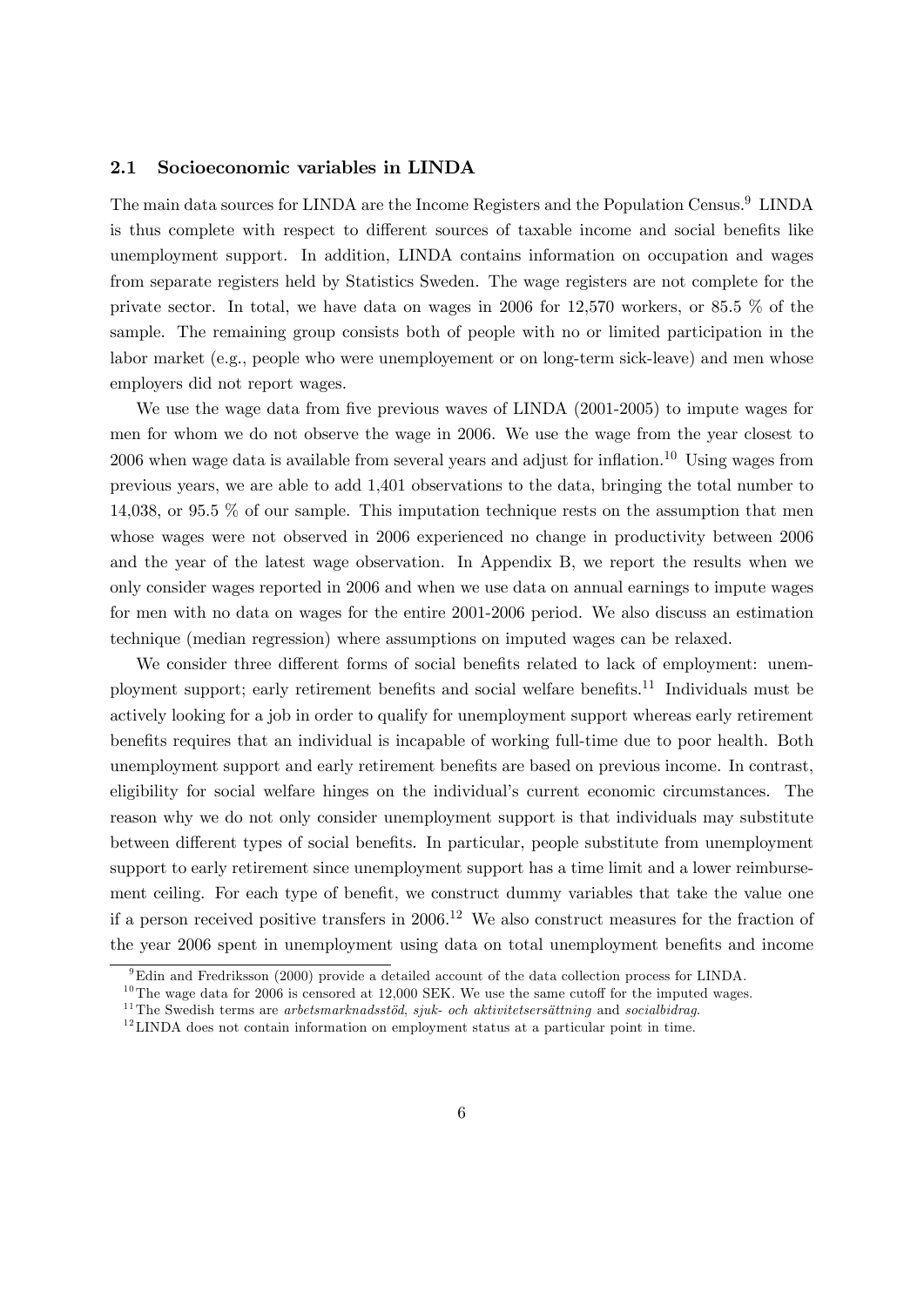### 2.1 Socioeconomic variables in LINDA

The main data sources for LINDA are the Income Registers and the Population Census.[9] LINDA is thus complete with respect to different sources of taxable income and social benefits like unemployment support. In addition, LINDA contains information on occupation and wages from separate registers held by Statistics Sweden. The wage registers are not complete for the private sector. In total, we have data on wages in 2006 for 12,570 workers, or 85.5 % of the sample. The remaining group consists both of people with no or limited participation in the labor market (e.g., people who were unemployement or on long-term sick-leave) and men whose employers did not report wages.

We use the wage data from five previous waves of LINDA (2001-2005) to impute wages for men for whom we do not observe the wage in 2006. We use the wage from the year closest to 2006 when wage data is available from several years and adjust for inflation.[10] Using wages from previous years, we are able to add 1,401 observations to the data, bringing the total number to 14,038, or 95.5 % of our sample. This imputation technique rests on the assumption that men whose wages were not observed in 2006 experienced no change in productivity between 2006 and the year of the latest wage observation. In Appendix B, we report the results when we only consider wages reported in 2006 and when we use data on annual earnings to impute wages for men with no data on wages for the entire 2001-2006 period. We also discuss an estimation technique (median regression) where assumptions on imputed wages can be relaxed.

We consider three different forms of social benefits related to lack of employment: unemployment support; early retirement benefits and social welfare benefits.[11] Individuals must be actively looking for a job in order to qualify for unemployment support whereas early retirement benefits requires that an individual is incapable of working full-time due to poor health. Both unemployment support and early retirement benefits are based on previous income. In contrast, eligibility for social welfare hinges on the individual's current economic circumstances. The reason why we do not only consider unemployment support is that individuals may substitute between different types of social benefits. In particular, people substitute from unemployment support to early retirement since unemployment support has a time limit and a lower reimbursement ceiling. For each type of benefit, we construct dummy variables that take the value one if a person received positive transfers in 2006.[12] We also construct measures for the fraction of the year 2006 spent in unemployment using data on total unemployment benefits and income

[9] Edin and Fredriksson (2000) provide a detailed account of the data collection process for LINDA.

[10] The wage data for 2006 is censored at 12,000 SEK. We use the same cutoff for the imputed wages.

[11] The Swedish terms are *arbetsmarknadsstöd*, *sjuk- och aktivitetsersättning* and *socialbidrag*.

[12] LINDA does not contain information on employment status at a particular point in time.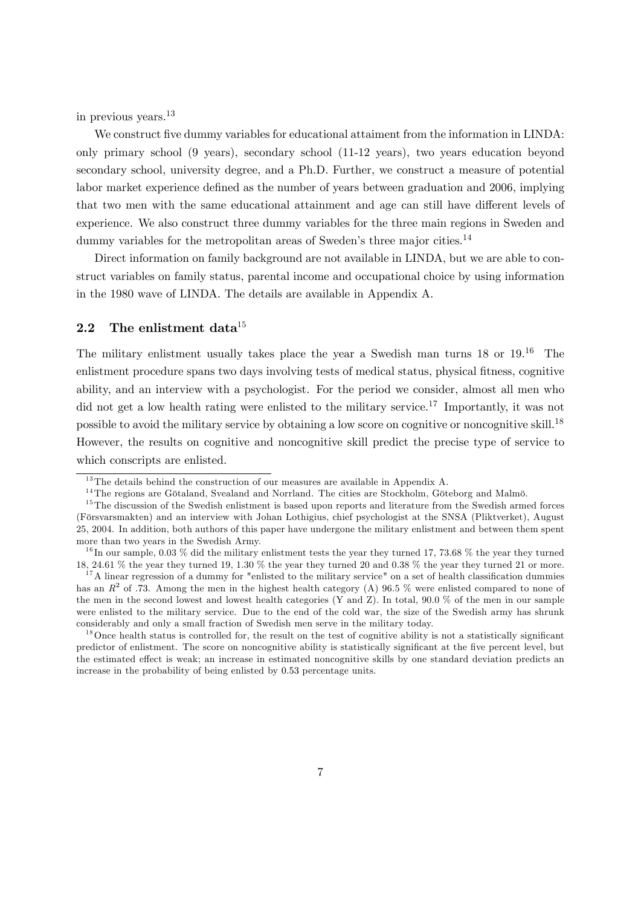in previous years.[13]

We construct five dummy variables for educational attaiment from the information in LINDA: only primary school (9 years), secondary school (11-12 years), two years education beyond secondary school, university degree, and a Ph.D. Further, we construct a measure of potential labor market experience defined as the number of years between graduation and 2006, implying that two men with the same educational attainment and age can still have different levels of experience. We also construct three dummy variables for the three main regions in Sweden and dummy variables for the metropolitan areas of Sweden's three major cities.[14]

Direct information on family background are not available in LINDA, but we are able to construct variables on family status, parental income and occupational choice by using information in the 1980 wave of LINDA. The details are available in Appendix A.

## 2.2 The enlistment data[15]

The military enlistment usually takes place the year a Swedish man turns 18 or 19.[16] The enlistment procedure spans two days involving tests of medical status, physical fitness, cognitive ability, and an interview with a psychologist. For the period we consider, almost all men who did not get a low health rating were enlisted to the military service.[17] Importantly, it was not possible to avoid the military service by obtaining a low score on cognitive or noncognitive skill.[18] However, the results on cognitive and noncognitive skill predict the precise type of service to which conscripts are enlisted.

---

[13] The details behind the construction of our measures are available in Appendix A.

[14] The regions are Götaland, Svealand and Norrland. The cities are Stockholm, Göteborg and Malmö.

[15] The discussion of the Swedish enlistment is based upon reports and literature from the Swedish armed forces (Försvarsmakten) and an interview with Johan Lothigius, chief psychologist at the SNSA (Pliktverket), August 25, 2004. In addition, both authors of this paper have undergone the military enlistment and between them spent more than two years in the Swedish Army.

[16] In our sample, 0.03 % did the military enlistment tests the year they turned 17, 73.68 % the year they turned 18, 24.61 % the year they turned 19, 1.30 % the year they turned 20 and 0.38 % the year they turned 21 or more.

[17] A linear regression of a dummy for "enlisted to the military service" on a set of health classification dummies has an $R^2$ of .73. Among the men in the highest health category (A) 96.5 % were enlisted compared to none of the men in the second lowest and lowest health categories (Y and Z). In total, 90.0 % of the men in our sample were enlisted to the military service. Due to the end of the cold war, the size of the Swedish army has shrunk considerably and only a small fraction of Swedish men serve in the military today.

[18] Once health status is controlled for, the result on the test of cognitive ability is not a statistically significant predictor of enlistment. The score on noncognitive ability is statistically significant at the five percent level, but the estimated effect is weak; an increase in estimated noncognitive skills by one standard deviation predicts an increase in the probability of being enlisted by 0.53 percentage units.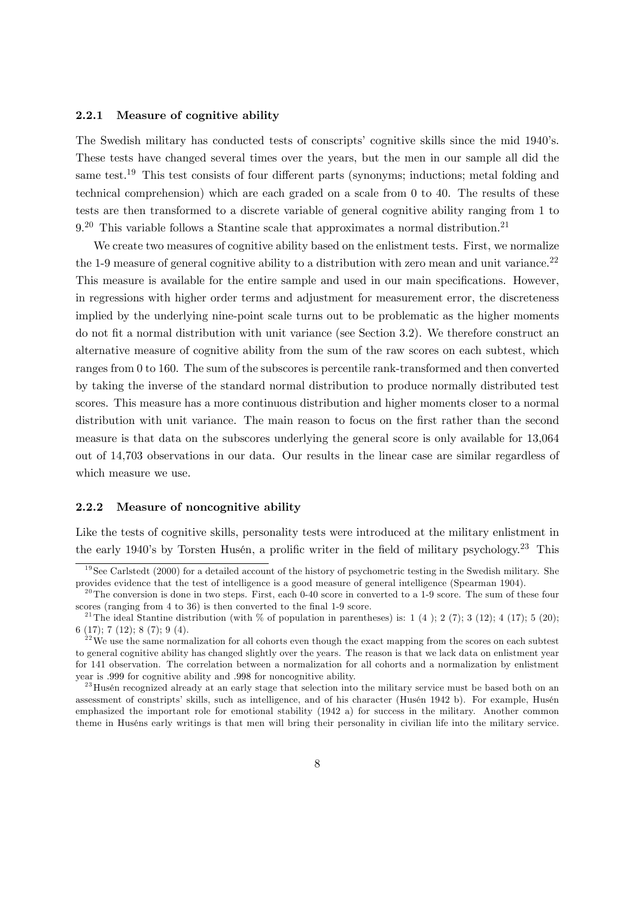### 2.2.1 Measure of cognitive ability

The Swedish military has conducted tests of conscripts' cognitive skills since the mid 1940's. These tests have changed several times over the years, but the men in our sample all did the same test.[19] This test consists of four different parts (synonyms; inductions; metal folding and technical comprehension) which are each graded on a scale from 0 to 40. The results of these tests are then transformed to a discrete variable of general cognitive ability ranging from 1 to 9.[20] This variable follows a Stantine scale that approximates a normal distribution.[21]

We create two measures of cognitive ability based on the enlistment tests. First, we normalize the 1-9 measure of general cognitive ability to a distribution with zero mean and unit variance.[22] This measure is available for the entire sample and used in our main specifications. However, in regressions with higher order terms and adjustment for measurement error, the discreteness implied by the underlying nine-point scale turns out to be problematic as the higher moments do not fit a normal distribution with unit variance (see Section 3.2). We therefore construct an alternative measure of cognitive ability from the sum of the raw scores on each subtest, which ranges from 0 to 160. The sum of the subscores is percentile rank-transformed and then converted by taking the inverse of the standard normal distribution to produce normally distributed test scores. This measure has a more continuous distribution and higher moments closer to a normal distribution with unit variance. The main reason to focus on the first rather than the second measure is that data on the subscores underlying the general score is only available for 13,064 out of 14,703 observations in our data. Our results in the linear case are similar regardless of which measure we use.

### 2.2.2 Measure of noncognitive ability

Like the tests of cognitive skills, personality tests were introduced at the military enlistment in the early 1940's by Torsten Husén, a prolific writer in the field of military psychology.[23] This

---

[19] See Carlstedt (2000) for a detailed account of the history of psychometric testing in the Swedish military. She provides evidence that the test of intelligence is a good measure of general intelligence (Spearman 1904).

[20] The conversion is done in two steps. First, each 0-40 score in converted to a 1-9 score. The sum of these four scores (ranging from 4 to 36) is then converted to the final 1-9 score.

[21] The ideal Stantine distribution (with % of population in parentheses) is: 1 (4 ); 2 (7); 3 (12); 4 (17); 5 (20); 6 (17); 7 (12); 8 (7); 9 (4).

[22] We use the same normalization for all cohorts even though the exact mapping from the scores on each subtest to general cognitive ability has changed slightly over the years. The reason is that we lack data on enlistment year for 141 observation. The correlation between a normalization for all cohorts and a normalization by enlistment year is .999 for cognitive ability and .998 for noncognitive ability.

[23] Husén recognized already at an early stage that selection into the military service must be based both on an assessment of constripts' skills, such as intelligence, and of his character (Husén 1942 b). For example, Husén emphasized the important role for emotional stability (1942 a) for success in the military. Another common theme in Huséns early writings is that men will bring their personality in civilian life into the military service.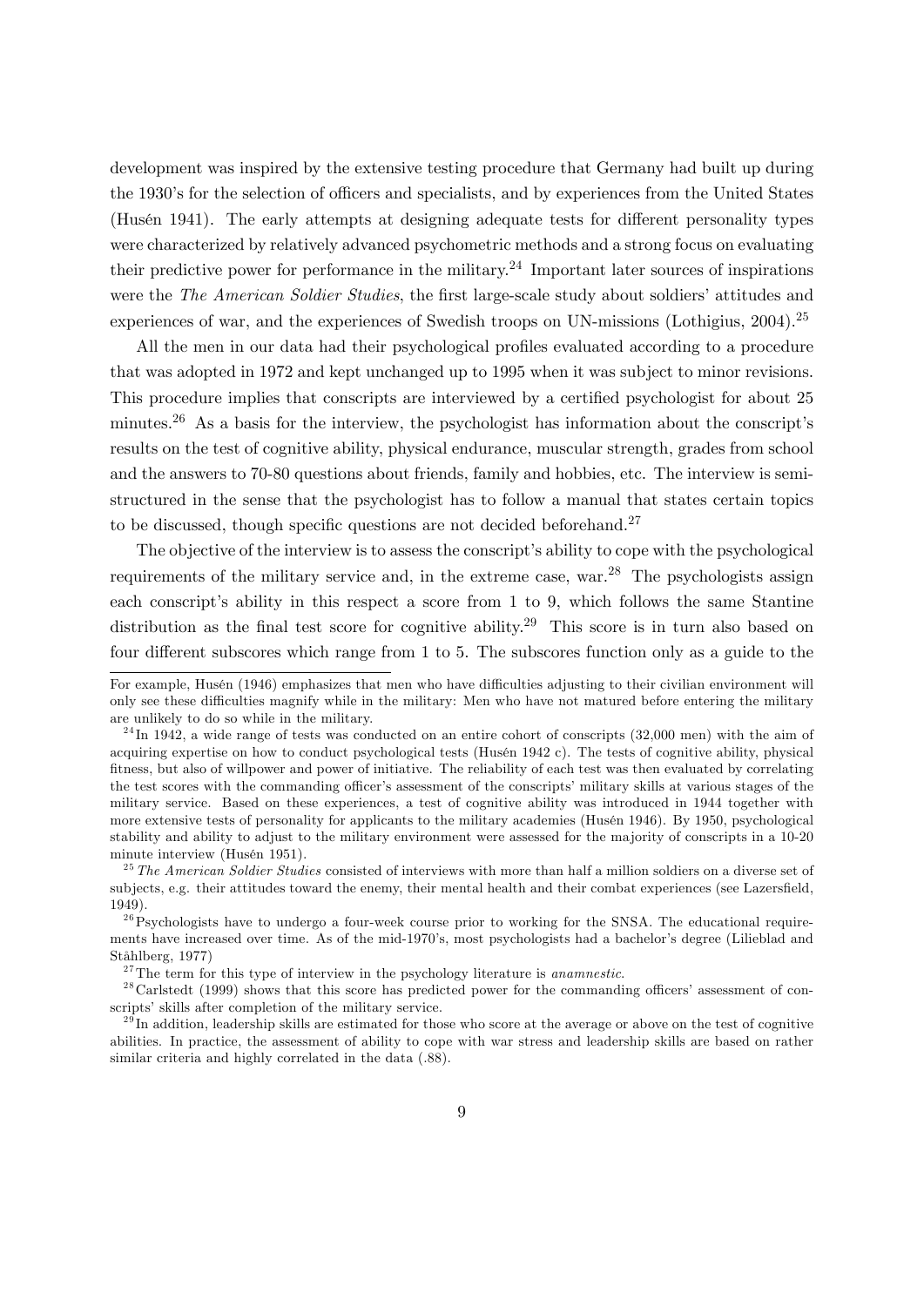development was inspired by the extensive testing procedure that Germany had built up during the 1930's for the selection of officers and specialists, and by experiences from the United States (Husén 1941). The early attempts at designing adequate tests for different personality types were characterized by relatively advanced psychometric methods and a strong focus on evaluating their predictive power for performance in the military.[24] Important later sources of inspirations were the *The American Soldier Studies*, the first large-scale study about soldiers' attitudes and experiences of war, and the experiences of Swedish troops on UN-missions (Lothigius, 2004).[25]

All the men in our data had their psychological profiles evaluated according to a procedure that was adopted in 1972 and kept unchanged up to 1995 when it was subject to minor revisions. This procedure implies that conscripts are interviewed by a certified psychologist for about 25 minutes.[26] As a basis for the interview, the psychologist has information about the conscript's results on the test of cognitive ability, physical endurance, muscular strength, grades from school and the answers to 70-80 questions about friends, family and hobbies, etc. The interview is semi-structured in the sense that the psychologist has to follow a manual that states certain topics to be discussed, though specific questions are not decided beforehand.[27]

The objective of the interview is to assess the conscript's ability to cope with the psychological requirements of the military service and, in the extreme case, war.[28] The psychologists assign each conscript's ability in this respect a score from 1 to 9, which follows the same Stantine distribution as the final test score for cognitive ability.[29] This score is in turn also based on four different subscores which range from 1 to 5. The subscores function only as a guide to the

---

For example, Husén (1946) emphasizes that men who have difficulties adjusting to their civilian environment will only see these difficulties magnify while in the military: Men who have not matured before entering the military are unlikely to do so while in the military.

[24] In 1942, a wide range of tests was conducted on an entire cohort of conscripts (32,000 men) with the aim of acquiring expertise on how to conduct psychological tests (Husén 1942 c). The tests of cognitive ability, physical fitness, but also of willpower and power of initiative. The reliability of each test was then evaluated by correlating the test scores with the commanding officer's assessment of the conscripts' military skills at various stages of the military service. Based on these experiences, a test of cognitive ability was introduced in 1944 together with more extensive tests of personality for applicants to the military academies (Husén 1946). By 1950, psychological stability and ability to adjust to the military environment were assessed for the majority of conscripts in a 10-20 minute interview (Husén 1951).

[25] *The American Soldier Studies* consisted of interviews with more than half a million soldiers on a diverse set of subjects, e.g. their attitudes toward the enemy, their mental health and their combat experiences (see Lazersfield, 1949).

[26] Psychologists have to undergo a four-week course prior to working for the SNSA. The educational requirements have increased over time. As of the mid-1970's, most psychologists had a bachelor's degree (Lilieblad and Ståhlberg, 1977)

[27] The term for this type of interview in the psychology literature is *anamnestic*.

[28] Carlstedt (1999) shows that this score has predicted power for the commanding officers' assessment of conscripts' skills after completion of the military service.

[29] In addition, leadership skills are estimated for those who score at the average or above on the test of cognitive abilities. In practice, the assessment of ability to cope with war stress and leadership skills are based on rather similar criteria and highly correlated in the data (.88).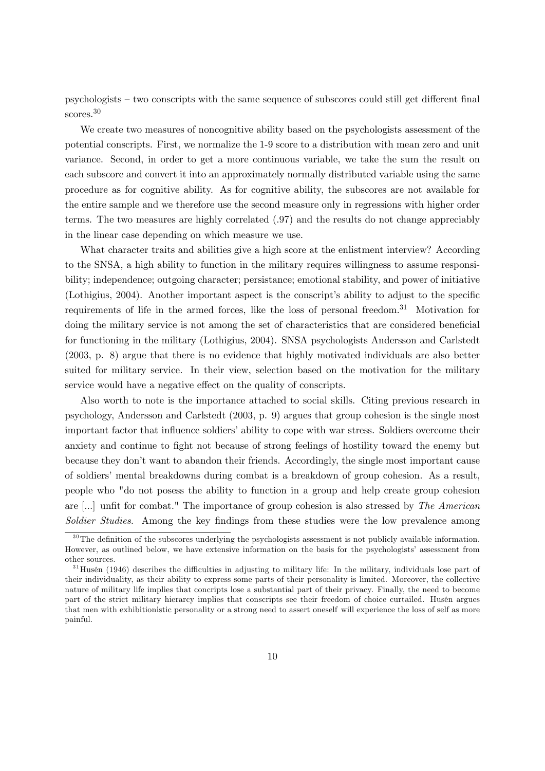psychologists – two conscripts with the same sequence of subscores could still get different final scores.[30]

We create two measures of noncognitive ability based on the psychologists assessment of the potential conscripts. First, we normalize the 1-9 score to a distribution with mean zero and unit variance. Second, in order to get a more continuous variable, we take the sum the result on each subscore and convert it into an approximately normally distributed variable using the same procedure as for cognitive ability. As for cognitive ability, the subscores are not available for the entire sample and we therefore use the second measure only in regressions with higher order terms. The two measures are highly correlated (.97) and the results do not change appreciably in the linear case depending on which measure we use.

What character traits and abilities give a high score at the enlistment interview? According to the SNSA, a high ability to function in the military requires willingness to assume responsibility; independence; outgoing character; persistance; emotional stability, and power of initiative (Lothigius, 2004). Another important aspect is the conscript's ability to adjust to the specific requirements of life in the armed forces, like the loss of personal freedom.[31] Motivation for doing the military service is not among the set of characteristics that are considered beneficial for functioning in the military (Lothigius, 2004). SNSA psychologists Andersson and Carlstedt (2003, p. 8) argue that there is no evidence that highly motivated individuals are also better suited for military service. In their view, selection based on the motivation for the military service would have a negative effect on the quality of conscripts.

Also worth to note is the importance attached to social skills. Citing previous research in psychology, Andersson and Carlstedt (2003, p. 9) argues that group cohesion is the single most important factor that influence soldiers' ability to cope with war stress. Soldiers overcome their anxiety and continue to fight not because of strong feelings of hostility toward the enemy but because they don't want to abandon their friends. Accordingly, the single most important cause of soldiers' mental breakdowns during combat is a breakdown of group cohesion. As a result, people who "do not posess the ability to function in a group and help create group cohesion are [...] unfit for combat." The importance of group cohesion is also stressed by *The American Soldier Studies*. Among the key findings from these studies were the low prevalence among

[30] The definition of the subscores underlying the psychologists assessment is not publicly available information. However, as outlined below, we have extensive information on the basis for the psychologists' assessment from other sources.

[31] Husén (1946) describes the difficulties in adjusting to military life: In the military, individuals lose part of their individuality, as their ability to express some parts of their personality is limited. Moreover, the collective nature of military life implies that concripts lose a substantial part of their privacy. Finally, the need to become part of the strict military hierarcy implies that conscripts see their freedom of choice curtailed. Husén argues that men with exhibitionistic personality or a strong need to assert oneself will experience the loss of self as more painful.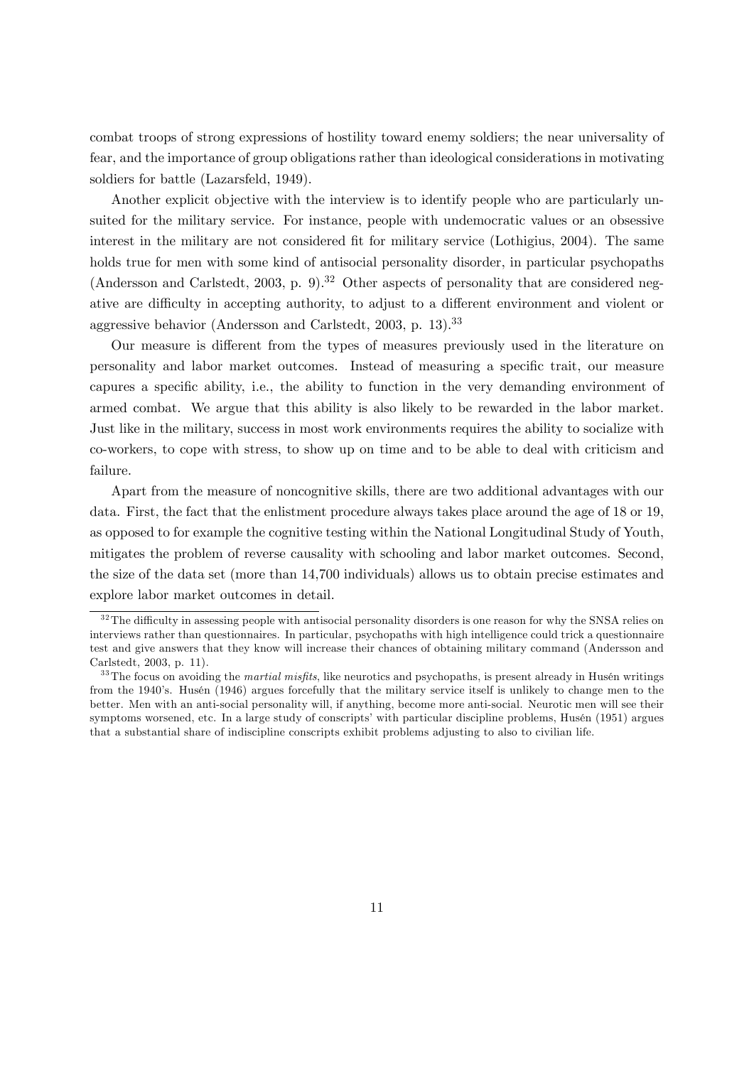combat troops of strong expressions of hostility toward enemy soldiers; the near universality of fear, and the importance of group obligations rather than ideological considerations in motivating soldiers for battle (Lazarsfeld, 1949).

Another explicit objective with the interview is to identify people who are particularly unsuited for the military service. For instance, people with undemocratic values or an obsessive interest in the military are not considered fit for military service (Lothigius, 2004). The same holds true for men with some kind of antisocial personality disorder, in particular psychopaths (Andersson and Carlstedt, 2003, p. 9).[32] Other aspects of personality that are considered negative are difficulty in accepting authority, to adjust to a different environment and violent or aggressive behavior (Andersson and Carlstedt, 2003, p. 13).[33]

Our measure is different from the types of measures previously used in the literature on personality and labor market outcomes. Instead of measuring a specific trait, our measure capures a specific ability, i.e., the ability to function in the very demanding environment of armed combat. We argue that this ability is also likely to be rewarded in the labor market. Just like in the military, success in most work environments requires the ability to socialize with co-workers, to cope with stress, to show up on time and to be able to deal with criticism and failure.

Apart from the measure of noncognitive skills, there are two additional advantages with our data. First, the fact that the enlistment procedure always takes place around the age of 18 or 19, as opposed to for example the cognitive testing within the National Longitudinal Study of Youth, mitigates the problem of reverse causality with schooling and labor market outcomes. Second, the size of the data set (more than 14,700 individuals) allows us to obtain precise estimates and explore labor market outcomes in detail.

[32] The difficulty in assessing people with antisocial personality disorders is one reason for why the SNSA relies on interviews rather than questionnaires. In particular, psychopaths with high intelligence could trick a questionnaire test and give answers that they know will increase their chances of obtaining military command (Andersson and Carlstedt, 2003, p. 11).

[33] The focus on avoiding the *martial misfits*, like neurotics and psychopaths, is present already in Husén writings from the 1940's. Husén (1946) argues forcefully that the military service itself is unlikely to change men to the better. Men with an anti-social personality will, if anything, become more anti-social. Neurotic men will see their symptoms worsened, etc. In a large study of conscripts' with particular discipline problems, Husén (1951) argues that a substantial share of indiscipline conscripts exhibit problems adjusting to also to civilian life.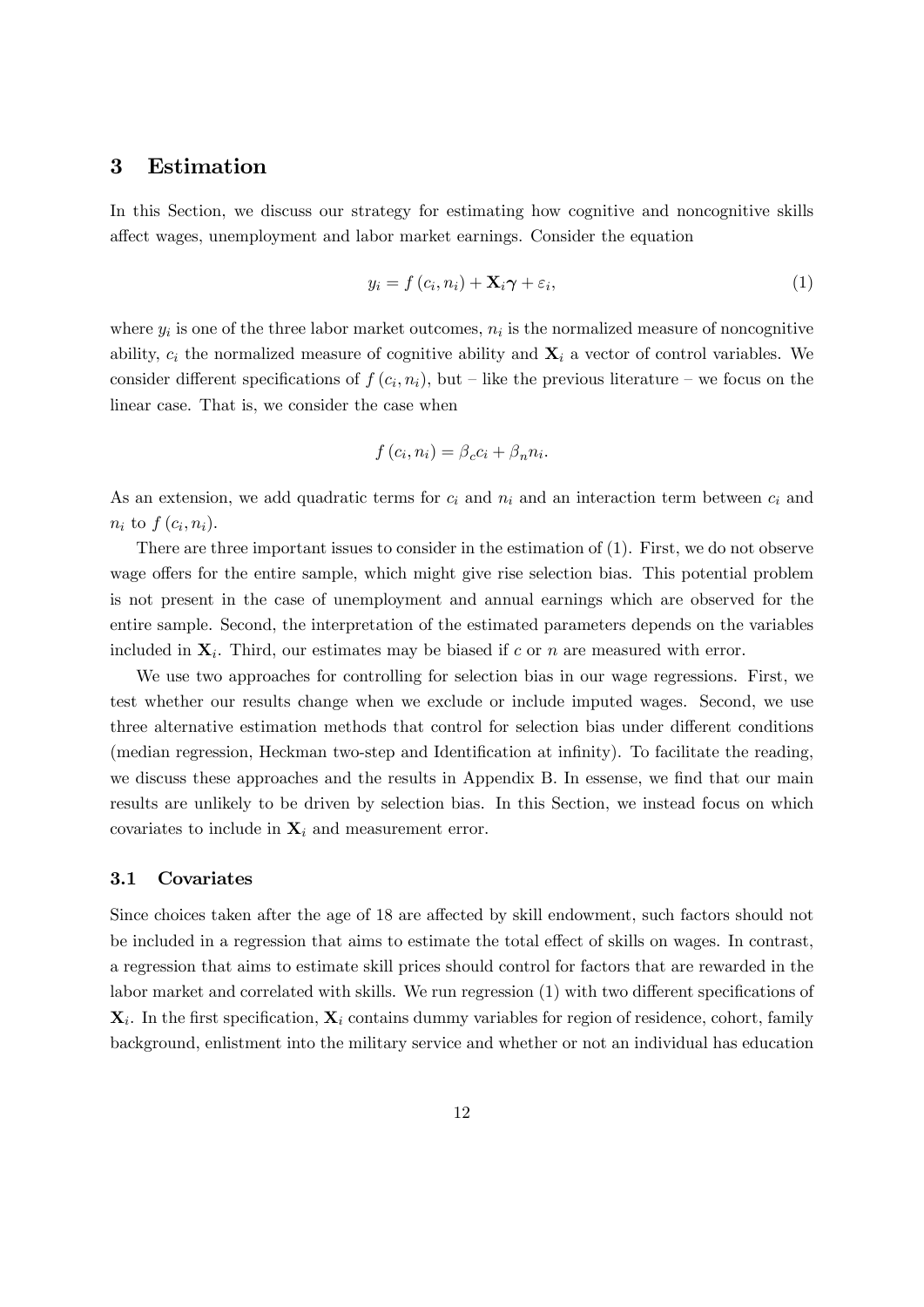## 3 Estimation

In this Section, we discuss our strategy for estimating how cognitive and noncognitive skills affect wages, unemployment and labor market earnings. Consider the equation

$$y_i = f(c_i, n_i) + \mathbf{X}_i \boldsymbol{\gamma} + \varepsilon_i, \tag{1}$$

where $y_i$ is one of the three labor market outcomes, $n_i$ is the normalized measure of noncognitive ability, $c_i$ the normalized measure of cognitive ability and $\mathbf{X}_i$ a vector of control variables. We consider different specifications of $f(c_i, n_i)$, but – like the previous literature – we focus on the linear case. That is, we consider the case when

$$f(c_i, n_i) = \beta_c c_i + \beta_n n_i.$$

As an extension, we add quadratic terms for $c_i$ and $n_i$ and an interaction term between $c_i$ and $n_i$ to $f(c_i, n_i)$.

There are three important issues to consider in the estimation of (1). First, we do not observe wage offers for the entire sample, which might give rise selection bias. This potential problem is not present in the case of unemployment and annual earnings which are observed for the entire sample. Second, the interpretation of the estimated parameters depends on the variables included in $\mathbf{X}_i$. Third, our estimates may be biased if $c$ or $n$ are measured with error.

We use two approaches for controlling for selection bias in our wage regressions. First, we test whether our results change when we exclude or include imputed wages. Second, we use three alternative estimation methods that control for selection bias under different conditions (median regression, Heckman two-step and Identification at infinity). To facilitate the reading, we discuss these approaches and the results in Appendix B. In essense, we find that our main results are unlikely to be driven by selection bias. In this Section, we instead focus on which covariates to include in $\mathbf{X}_i$ and measurement error.

### 3.1 Covariates

Since choices taken after the age of 18 are affected by skill endowment, such factors should not be included in a regression that aims to estimate the total effect of skills on wages. In contrast, a regression that aims to estimate skill prices should control for factors that are rewarded in the labor market and correlated with skills. We run regression (1) with two different specifications of $\mathbf{X}_i$. In the first specification, $\mathbf{X}_i$ contains dummy variables for region of residence, cohort, family background, enlistment into the military service and whether or not an individual has education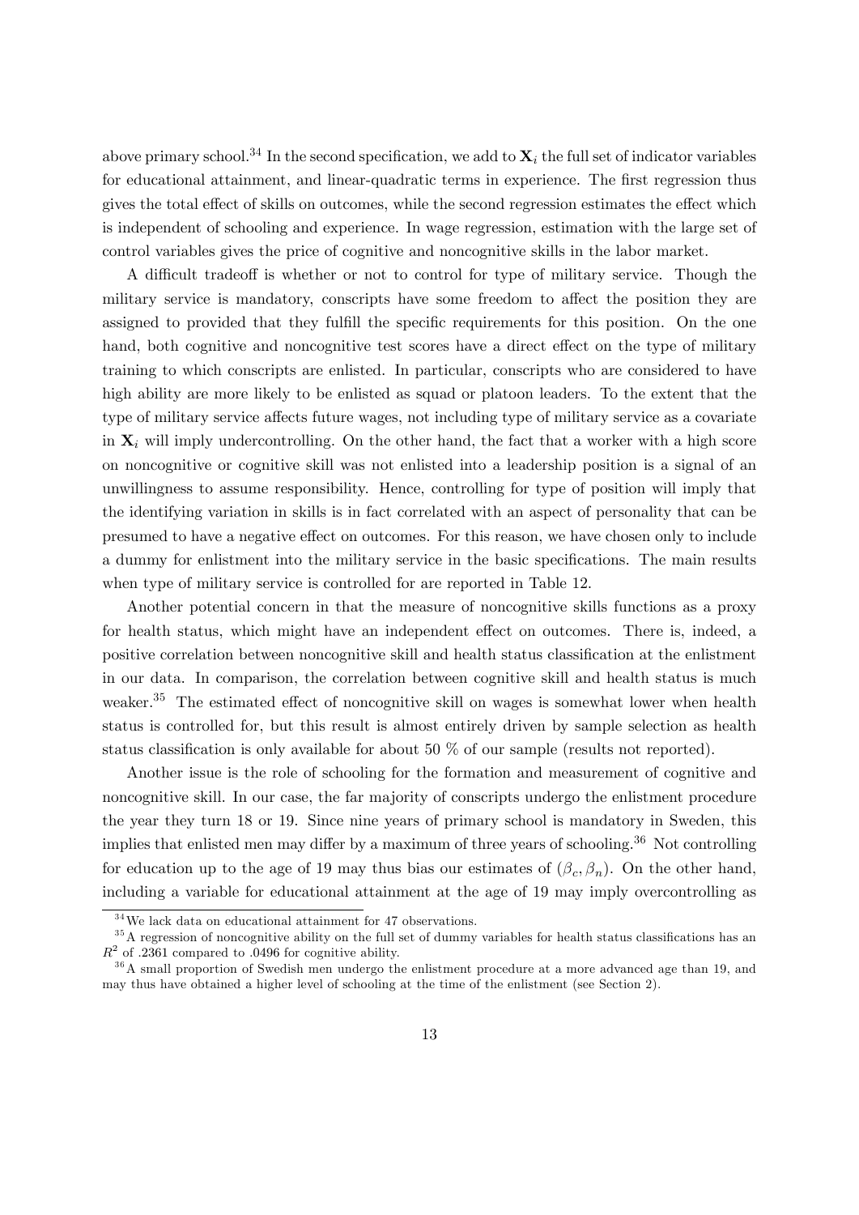above primary school.[34] In the second specification, we add to $\mathbf{X}_i$ the full set of indicator variables for educational attainment, and linear-quadratic terms in experience. The first regression thus gives the total effect of skills on outcomes, while the second regression estimates the effect which is independent of schooling and experience. In wage regression, estimation with the large set of control variables gives the price of cognitive and noncognitive skills in the labor market.

A difficult tradeoff is whether or not to control for type of military service. Though the military service is mandatory, conscripts have some freedom to affect the position they are assigned to provided that they fulfill the specific requirements for this position. On the one hand, both cognitive and noncognitive test scores have a direct effect on the type of military training to which conscripts are enlisted. In particular, conscripts who are considered to have high ability are more likely to be enlisted as squad or platoon leaders. To the extent that the type of military service affects future wages, not including type of military service as a covariate in $\mathbf{X}_i$ will imply undercontrolling. On the other hand, the fact that a worker with a high score on noncognitive or cognitive skill was not enlisted into a leadership position is a signal of an unwillingness to assume responsibility. Hence, controlling for type of position will imply that the identifying variation in skills is in fact correlated with an aspect of personality that can be presumed to have a negative effect on outcomes. For this reason, we have chosen only to include a dummy for enlistment into the military service in the basic specifications. The main results when type of military service is controlled for are reported in Table 12.

Another potential concern in that the measure of noncognitive skills functions as a proxy for health status, which might have an independent effect on outcomes. There is, indeed, a positive correlation between noncognitive skill and health status classification at the enlistment in our data. In comparison, the correlation between cognitive skill and health status is much weaker.[35] The estimated effect of noncognitive skill on wages is somewhat lower when health status is controlled for, but this result is almost entirely driven by sample selection as health status classification is only available for about 50 % of our sample (results not reported).

Another issue is the role of schooling for the formation and measurement of cognitive and noncognitive skill. In our case, the far majority of conscripts undergo the enlistment procedure the year they turn 18 or 19. Since nine years of primary school is mandatory in Sweden, this implies that enlisted men may differ by a maximum of three years of schooling.[36] Not controlling for education up to the age of 19 may thus bias our estimates of $(\beta_c, \beta_n)$. On the other hand, including a variable for educational attainment at the age of 19 may imply overcontrolling as

[34] We lack data on educational attainment for 47 observations.

[35] A regression of noncognitive ability on the full set of dummy variables for health status classifications has an $R^2$ of .2361 compared to .0496 for cognitive ability.

[36] A small proportion of Swedish men undergo the enlistment procedure at a more advanced age than 19, and may thus have obtained a higher level of schooling at the time of the enlistment (see Section 2).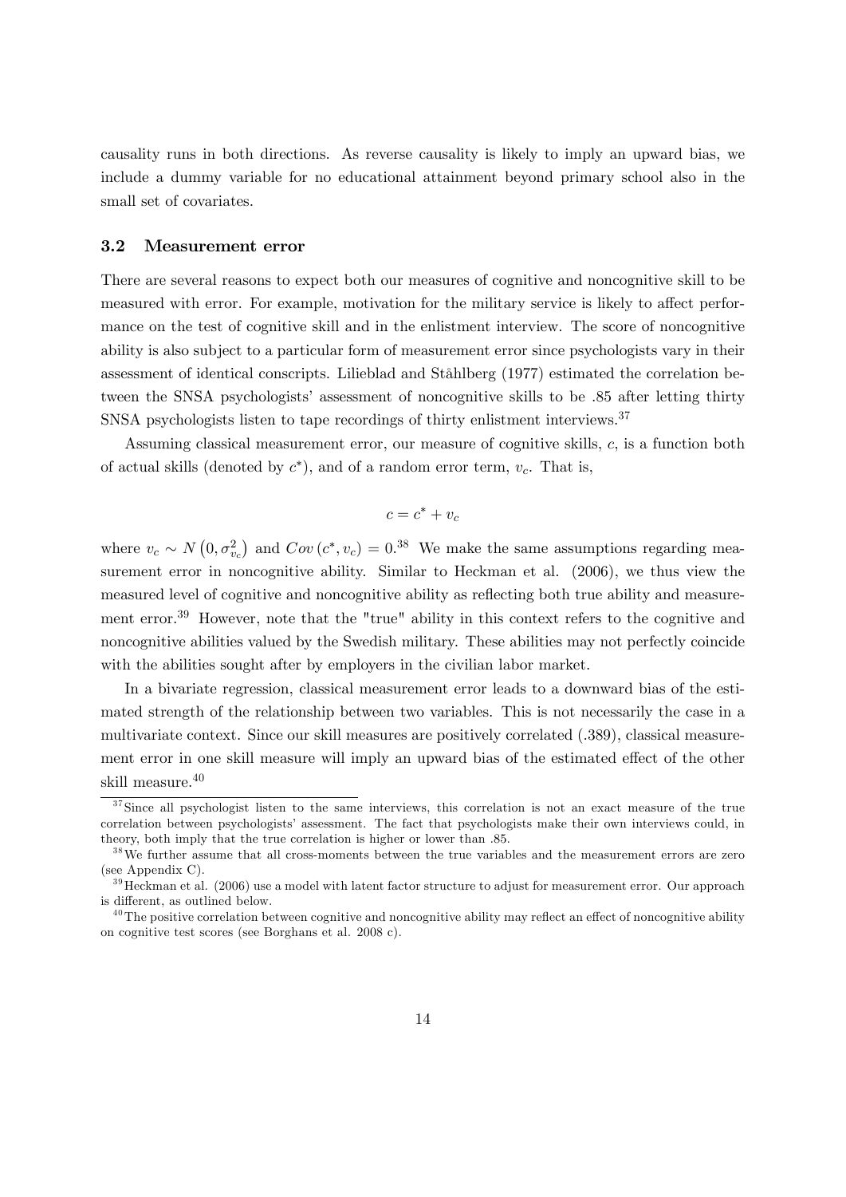causality runs in both directions. As reverse causality is likely to imply an upward bias, we include a dummy variable for no educational attainment beyond primary school also in the small set of covariates.

### 3.2 Measurement error

There are several reasons to expect both our measures of cognitive and noncognitive skill to be measured with error. For example, motivation for the military service is likely to affect performance on the test of cognitive skill and in the enlistment interview. The score of noncognitive ability is also subject to a particular form of measurement error since psychologists vary in their assessment of identical conscripts. Lilieblad and Ståhlberg (1977) estimated the correlation between the SNSA psychologists' assessment of noncognitive skills to be .85 after letting thirty SNSA psychologists listen to tape recordings of thirty enlistment interviews.[37]

Assuming classical measurement error, our measure of cognitive skills, $c$, is a function both of actual skills (denoted by $c^*$), and of a random error term, $v_c$. That is,

$$c = c^* + v_c$$

where $v_c \sim N\left(0, \sigma^2_{v_c}\right)$ and $Cov\left(c^*, v_c\right) = 0$.[38] We make the same assumptions regarding measurement error in noncognitive ability. Similar to Heckman et al. (2006), we thus view the measured level of cognitive and noncognitive ability as reflecting both true ability and measurement error.[39] However, note that the "true" ability in this context refers to the cognitive and noncognitive abilities valued by the Swedish military. These abilities may not perfectly coincide with the abilities sought after by employers in the civilian labor market.

In a bivariate regression, classical measurement error leads to a downward bias of the estimated strength of the relationship between two variables. This is not necessarily the case in a multivariate context. Since our skill measures are positively correlated (.389), classical measurement error in one skill measure will imply an upward bias of the estimated effect of the other skill measure.[40]

---

[37] Since all psychologist listen to the same interviews, this correlation is not an exact measure of the true correlation between psychologists' assessment. The fact that psychologists make their own interviews could, in theory, both imply that the true correlation is higher or lower than .85.

[38] We further assume that all cross-moments between the true variables and the measurement errors are zero (see Appendix C).

[39] Heckman et al. (2006) use a model with latent factor structure to adjust for measurement error. Our approach is different, as outlined below.

[40] The positive correlation between cognitive and noncognitive ability may reflect an effect of noncognitive ability on cognitive test scores (see Borghans et al. 2008 c).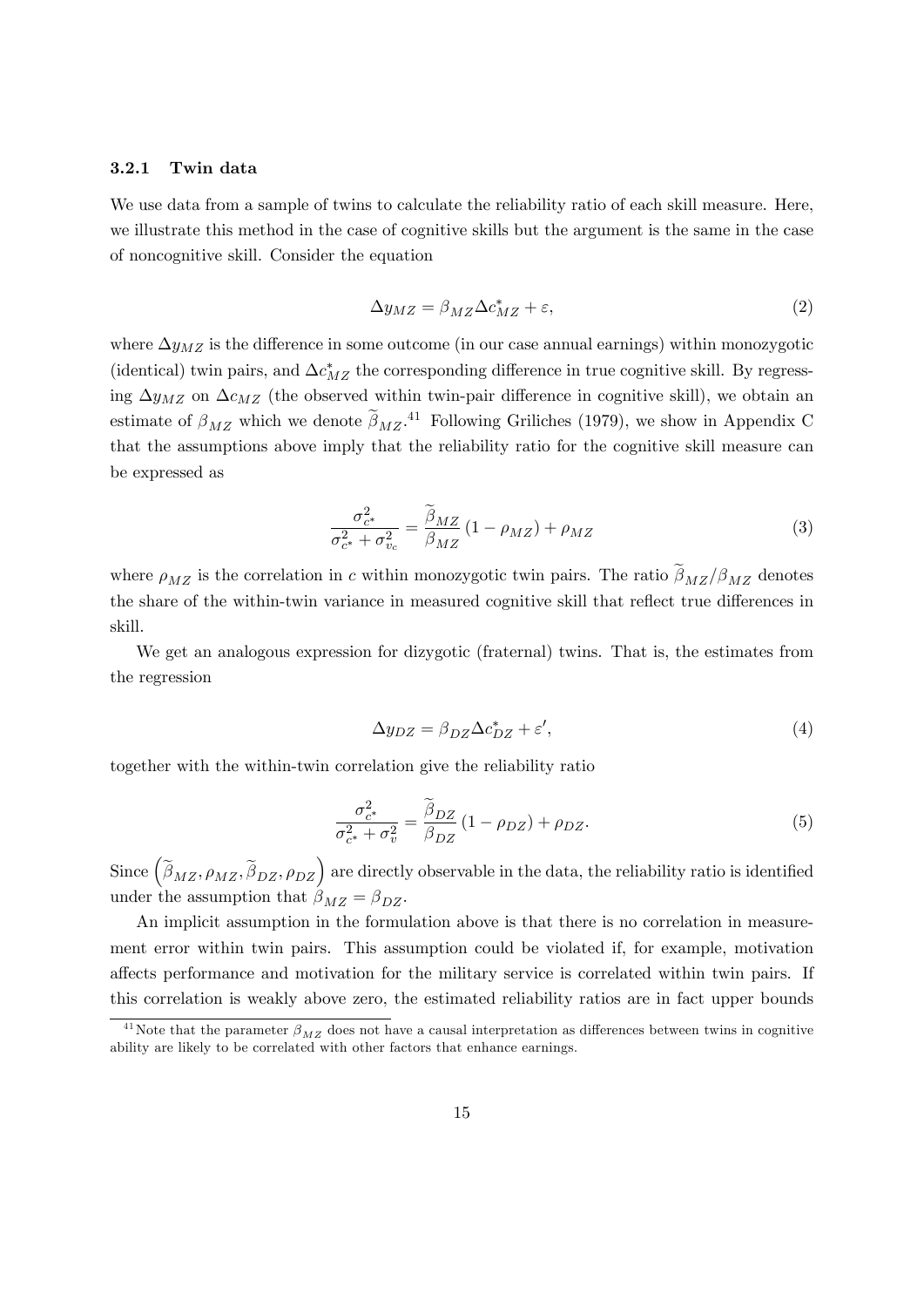### 3.2.1 Twin data

We use data from a sample of twins to calculate the reliability ratio of each skill measure. Here, we illustrate this method in the case of cognitive skills but the argument is the same in the case of noncognitive skill. Consider the equation

$$\Delta y_{MZ} = \beta_{MZ} \Delta c^*_{MZ} + \varepsilon, \tag{2}$$

where $\Delta y_{MZ}$ is the difference in some outcome (in our case annual earnings) within monozygotic (identical) twin pairs, and $\Delta c^*_{MZ}$ the corresponding difference in true cognitive skill. By regressing $\Delta y_{MZ}$ on $\Delta c_{MZ}$ (the observed within twin-pair difference in cognitive skill), we obtain an estimate of $\beta_{MZ}$ which we denote $\widetilde{\beta}_{MZ}$.[41] Following Griliches (1979), we show in Appendix C that the assumptions above imply that the reliability ratio for the cognitive skill measure can be expressed as

$$\frac{\sigma^2_{c^*}}{\sigma^2_{c^*} + \sigma^2_{v_c}} = \frac{\widetilde{\beta}_{MZ}}{\beta_{MZ}} (1 - \rho_{MZ}) + \rho_{MZ} \tag{3}$$

where $\rho_{MZ}$ is the correlation in $c$ within monozygotic twin pairs. The ratio $\widetilde{\beta}_{MZ}/\beta_{MZ}$ denotes the share of the within-twin variance in measured cognitive skill that reflect true differences in skill.

We get an analogous expression for dizygotic (fraternal) twins. That is, the estimates from the regression

$$\Delta y_{DZ} = \beta_{DZ} \Delta c^*_{DZ} + \varepsilon', \tag{4}$$

together with the within-twin correlation give the reliability ratio

$$\frac{\sigma^2_{c^*}}{\sigma^2_{c^*} + \sigma^2_{v}} = \frac{\widetilde{\beta}_{DZ}}{\beta_{DZ}} (1 - \rho_{DZ}) + \rho_{DZ}. \tag{5}$$

Since $\left(\widetilde{\beta}_{MZ}, \rho_{MZ}, \widetilde{\beta}_{DZ}, \rho_{DZ}\right)$ are directly observable in the data, the reliability ratio is identified under the assumption that $\beta_{MZ} = \beta_{DZ}$.

An implicit assumption in the formulation above is that there is no correlation in measurement error within twin pairs. This assumption could be violated if, for example, motivation affects performance and motivation for the military service is correlated within twin pairs. If this correlation is weakly above zero, the estimated reliability ratios are in fact upper bounds

[41] Note that the parameter $\beta_{MZ}$ does not have a causal interpretation as differences between twins in cognitive ability are likely to be correlated with other factors that enhance earnings.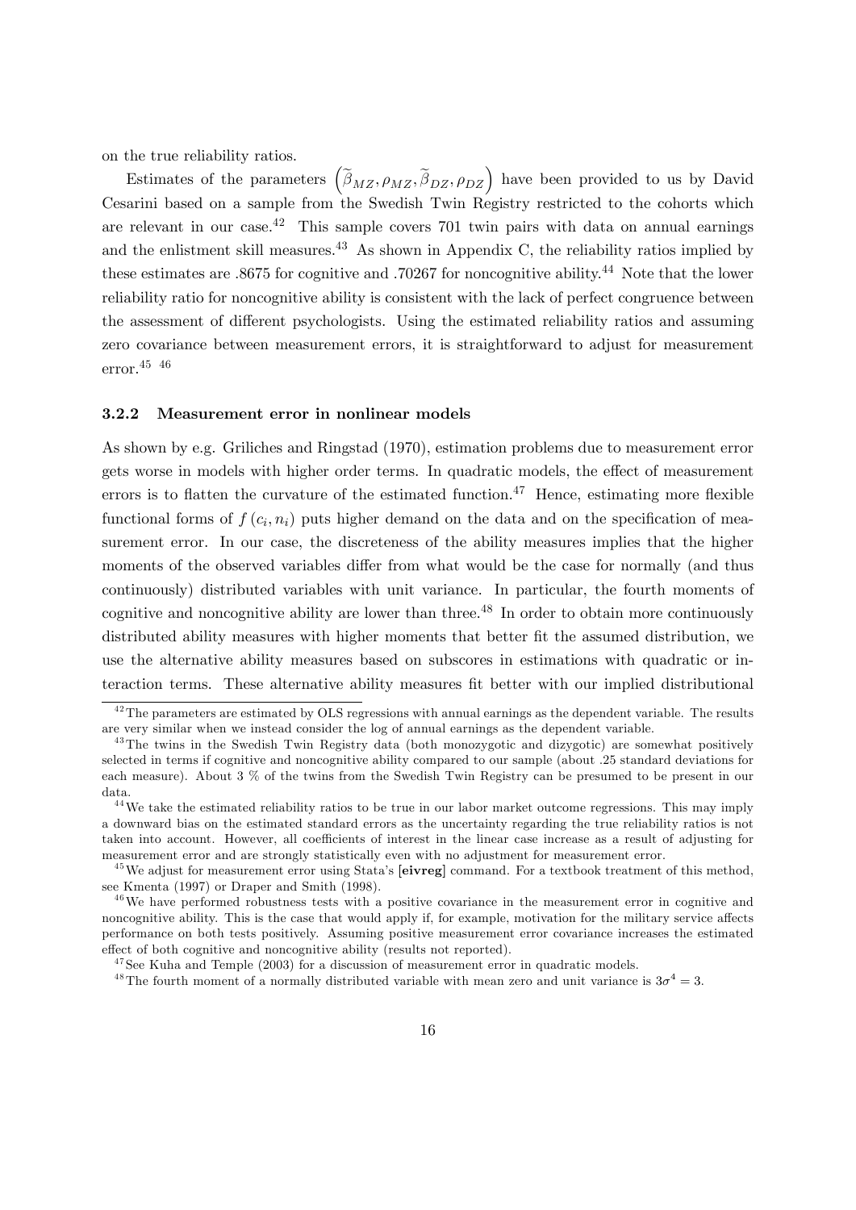on the true reliability ratios.

Estimates of the parameters $\left(\widetilde{\beta}_{MZ}, \rho_{MZ}, \widetilde{\beta}_{DZ}, \rho_{DZ}\right)$ have been provided to us by David Cesarini based on a sample from the Swedish Twin Registry restricted to the cohorts which are relevant in our case.[42] This sample covers 701 twin pairs with data on annual earnings and the enlistment skill measures.[43] As shown in Appendix C, the reliability ratios implied by these estimates are .8675 for cognitive and .70267 for noncognitive ability.[44] Note that the lower reliability ratio for noncognitive ability is consistent with the lack of perfect congruence between the assessment of different psychologists. Using the estimated reliability ratios and assuming zero covariance between measurement errors, it is straightforward to adjust for measurement error.[45] [46]

### 3.2.2 Measurement error in nonlinear models

As shown by e.g. Griliches and Ringstad (1970), estimation problems due to measurement error gets worse in models with higher order terms. In quadratic models, the effect of measurement errors is to flatten the curvature of the estimated function.[47] Hence, estimating more flexible functional forms of $f(c_i, n_i)$ puts higher demand on the data and on the specification of measurement error. In our case, the discreteness of the ability measures implies that the higher moments of the observed variables differ from what would be the case for normally (and thus continuously) distributed variables with unit variance. In particular, the fourth moments of cognitive and noncognitive ability are lower than three.[48] In order to obtain more continuously distributed ability measures with higher moments that better fit the assumed distribution, we use the alternative ability measures based on subscores in estimations with quadratic or interaction terms. These alternative ability measures fit better with our implied distributional

---

[42] The parameters are estimated by OLS regressions with annual earnings as the dependent variable. The results are very similar when we instead consider the log of annual earnings as the dependent variable.

[43] The twins in the Swedish Twin Registry data (both monozygotic and dizygotic) are somewhat positively selected in terms if cognitive and noncognitive ability compared to our sample (about .25 standard deviations for each measure). About 3 % of the twins from the Swedish Twin Registry can be presumed to be present in our data.

[44] We take the estimated reliability ratios to be true in our labor market outcome regressions. This may imply a downward bias on the estimated standard errors as the uncertainty regarding the true reliability ratios is not taken into account. However, all coefficients of interest in the linear case increase as a result of adjusting for measurement error and are strongly statistically even with no adjustment for measurement error.

[45] We adjust for measurement error using Stata's **[eivreg]** command. For a textbook treatment of this method, see Kmenta (1997) or Draper and Smith (1998).

[46] We have performed robustness tests with a positive covariance in the measurement error in cognitive and noncognitive ability. This is the case that would apply if, for example, motivation for the military service affects performance on both tests positively. Assuming positive measurement error covariance increases the estimated effect of both cognitive and noncognitive ability (results not reported).

[47] See Kuha and Temple (2003) for a discussion of measurement error in quadratic models.

[48] The fourth moment of a normally distributed variable with mean zero and unit variance is $3\sigma^4 = 3$.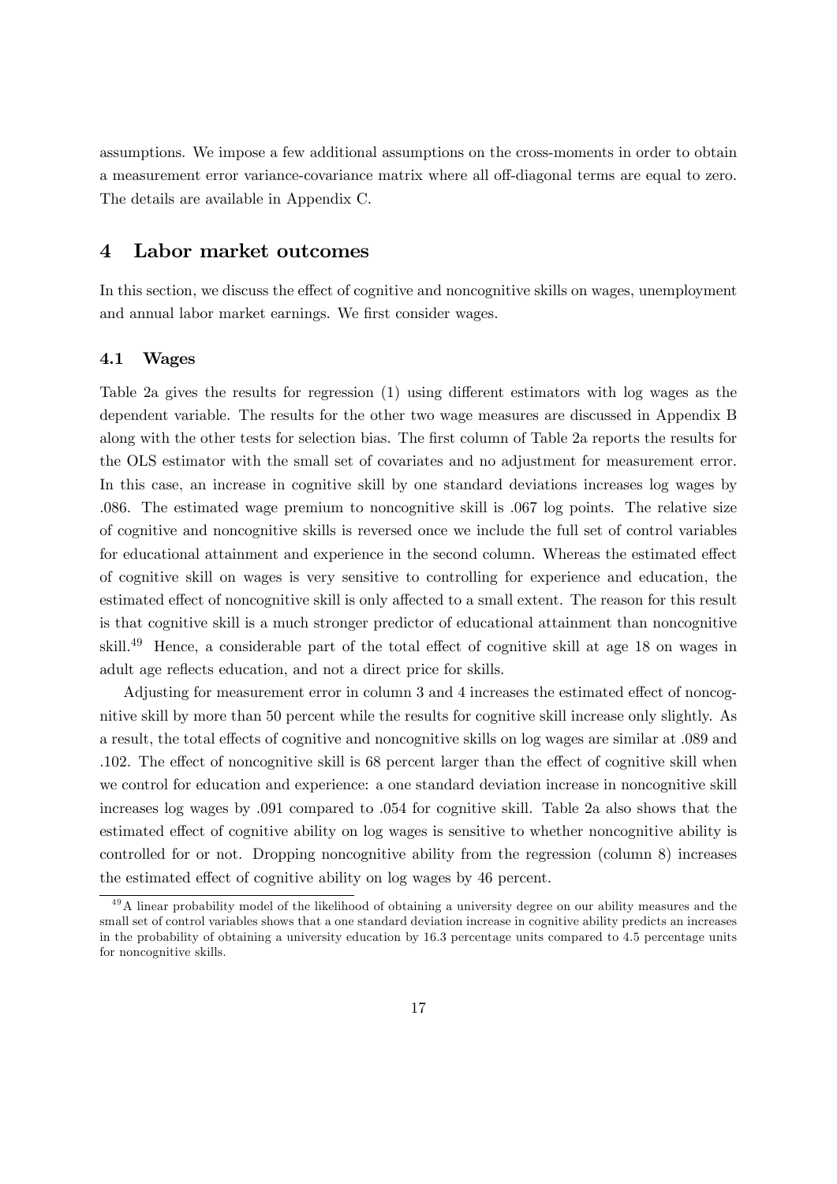assumptions. We impose a few additional assumptions on the cross-moments in order to obtain a measurement error variance-covariance matrix where all off-diagonal terms are equal to zero. The details are available in Appendix C.

# 4 Labor market outcomes

In this section, we discuss the effect of cognitive and noncognitive skills on wages, unemployment and annual labor market earnings. We first consider wages.

## 4.1 Wages

Table 2a gives the results for regression (1) using different estimators with log wages as the dependent variable. The results for the other two wage measures are discussed in Appendix B along with the other tests for selection bias. The first column of Table 2a reports the results for the OLS estimator with the small set of covariates and no adjustment for measurement error. In this case, an increase in cognitive skill by one standard deviations increases log wages by .086. The estimated wage premium to noncognitive skill is .067 log points. The relative size of cognitive and noncognitive skills is reversed once we include the full set of control variables for educational attainment and experience in the second column. Whereas the estimated effect of cognitive skill on wages is very sensitive to controlling for experience and education, the estimated effect of noncognitive skill is only affected to a small extent. The reason for this result is that cognitive skill is a much stronger predictor of educational attainment than noncognitive skill.[49] Hence, a considerable part of the total effect of cognitive skill at age 18 on wages in adult age reflects education, and not a direct price for skills.

Adjusting for measurement error in column 3 and 4 increases the estimated effect of noncognitive skill by more than 50 percent while the results for cognitive skill increase only slightly. As a result, the total effects of cognitive and noncognitive skills on log wages are similar at .089 and .102. The effect of noncognitive skill is 68 percent larger than the effect of cognitive skill when we control for education and experience: a one standard deviation increase in noncognitive skill increases log wages by .091 compared to .054 for cognitive skill. Table 2a also shows that the estimated effect of cognitive ability on log wages is sensitive to whether noncognitive ability is controlled for or not. Dropping noncognitive ability from the regression (column 8) increases the estimated effect of cognitive ability on log wages by 46 percent.

[49] A linear probability model of the likelihood of obtaining a university degree on our ability measures and the small set of control variables shows that a one standard deviation increase in cognitive ability predicts an increases in the probability of obtaining a university education by 16.3 percentage units compared to 4.5 percentage units for noncognitive skills.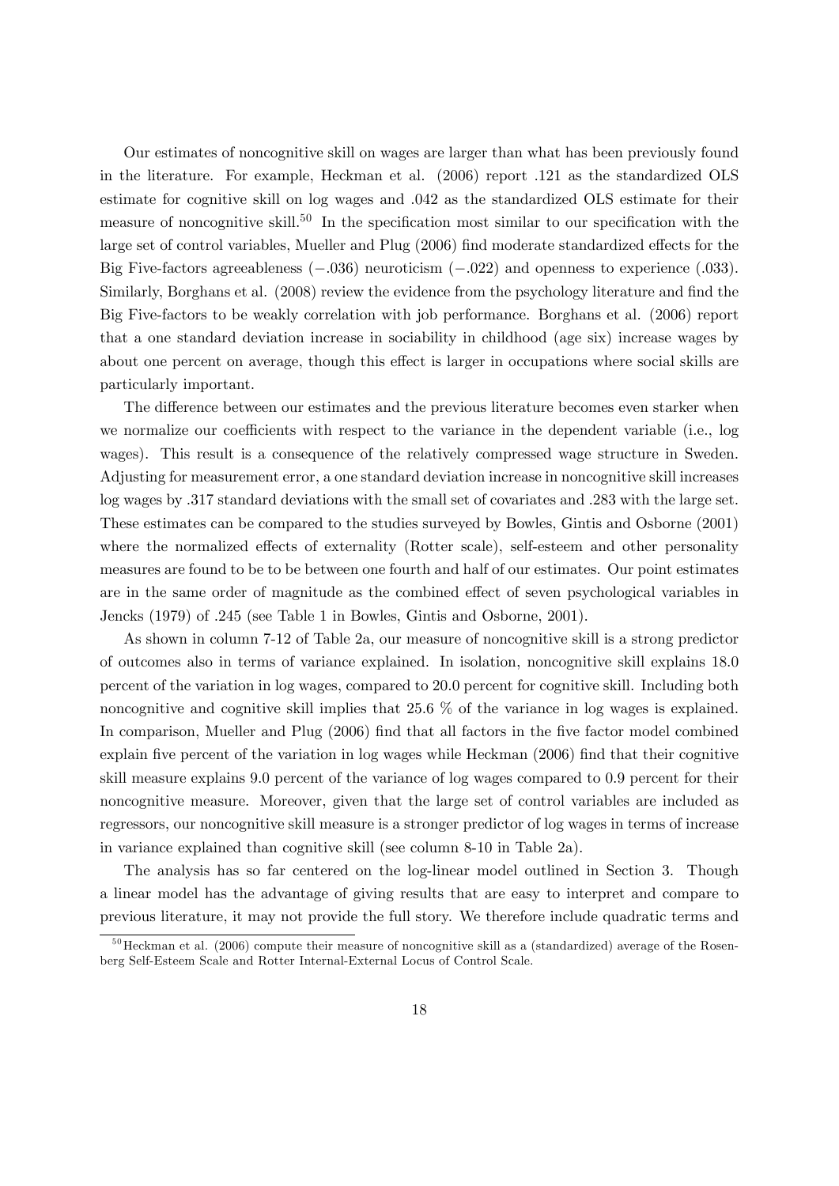Our estimates of noncognitive skill on wages are larger than what has been previously found in the literature. For example, Heckman et al. (2006) report .121 as the standardized OLS estimate for cognitive skill on log wages and .042 as the standardized OLS estimate for their measure of noncognitive skill.[50] In the specification most similar to our specification with the large set of control variables, Mueller and Plug (2006) find moderate standardized effects for the Big Five-factors agreeableness ($-.036$) neuroticism ($-.022$) and openness to experience (.033). Similarly, Borghans et al. (2008) review the evidence from the psychology literature and find the Big Five-factors to be weakly correlation with job performance. Borghans et al. (2006) report that a one standard deviation increase in sociability in childhood (age six) increase wages by about one percent on average, though this effect is larger in occupations where social skills are particularly important.

The difference between our estimates and the previous literature becomes even starker when we normalize our coefficients with respect to the variance in the dependent variable (i.e., log wages). This result is a consequence of the relatively compressed wage structure in Sweden. Adjusting for measurement error, a one standard deviation increase in noncognitive skill increases log wages by .317 standard deviations with the small set of covariates and .283 with the large set. These estimates can be compared to the studies surveyed by Bowles, Gintis and Osborne (2001) where the normalized effects of externality (Rotter scale), self-esteem and other personality measures are found to be to be between one fourth and half of our estimates. Our point estimates are in the same order of magnitude as the combined effect of seven psychological variables in Jencks (1979) of .245 (see Table 1 in Bowles, Gintis and Osborne, 2001).

As shown in column 7-12 of Table 2a, our measure of noncognitive skill is a strong predictor of outcomes also in terms of variance explained. In isolation, noncognitive skill explains 18.0 percent of the variation in log wages, compared to 20.0 percent for cognitive skill. Including both noncognitive and cognitive skill implies that 25.6 % of the variance in log wages is explained. In comparison, Mueller and Plug (2006) find that all factors in the five factor model combined explain five percent of the variation in log wages while Heckman (2006) find that their cognitive skill measure explains 9.0 percent of the variance of log wages compared to 0.9 percent for their noncognitive measure. Moreover, given that the large set of control variables are included as regressors, our noncognitive skill measure is a stronger predictor of log wages in terms of increase in variance explained than cognitive skill (see column 8-10 in Table 2a).

The analysis has so far centered on the log-linear model outlined in Section 3. Though a linear model has the advantage of giving results that are easy to interpret and compare to previous literature, it may not provide the full story. We therefore include quadratic terms and

[50] Heckman et al. (2006) compute their measure of noncognitive skill as a (standardized) average of the Rosenberg Self-Esteem Scale and Rotter Internal-External Locus of Control Scale.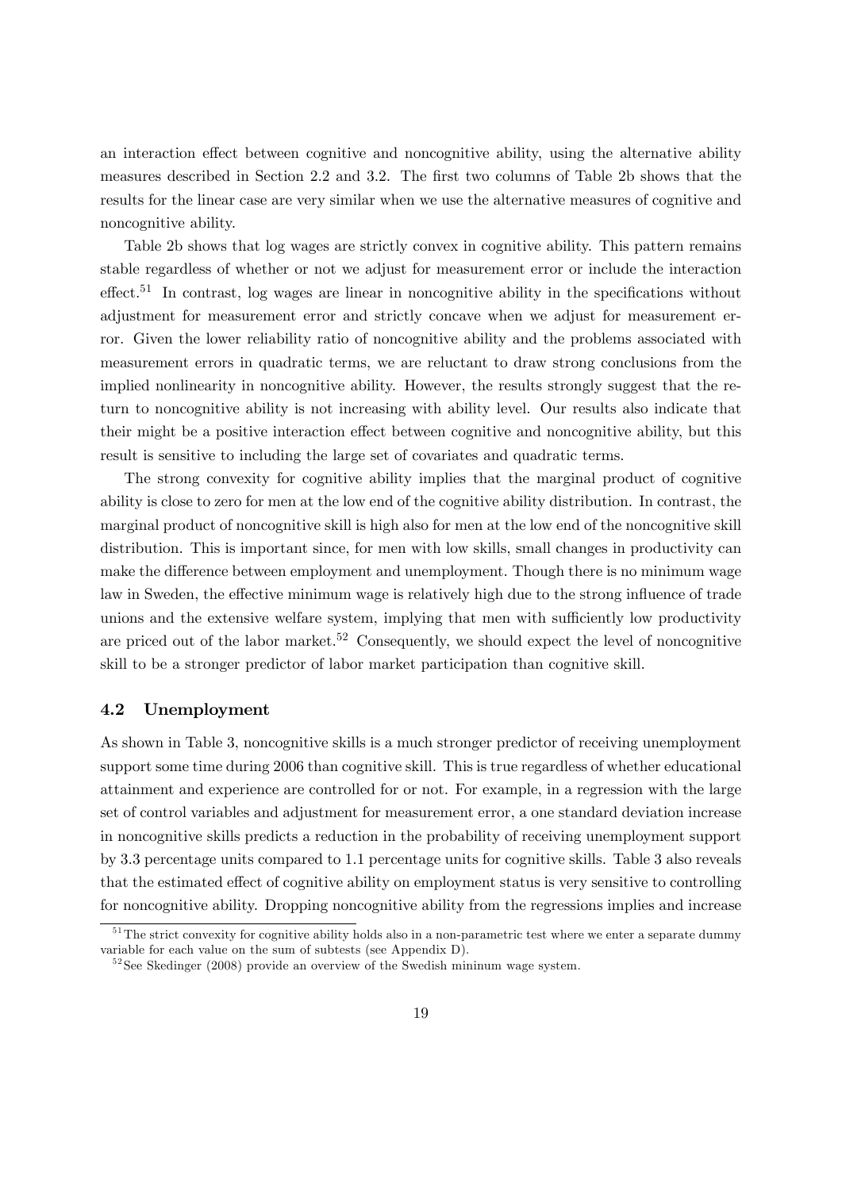an interaction effect between cognitive and noncognitive ability, using the alternative ability measures described in Section 2.2 and 3.2. The first two columns of Table 2b shows that the results for the linear case are very similar when we use the alternative measures of cognitive and noncognitive ability.

Table 2b shows that log wages are strictly convex in cognitive ability. This pattern remains stable regardless of whether or not we adjust for measurement error or include the interaction effect.[51] In contrast, log wages are linear in noncognitive ability in the specifications without adjustment for measurement error and strictly concave when we adjust for measurement error. Given the lower reliability ratio of noncognitive ability and the problems associated with measurement errors in quadratic terms, we are reluctant to draw strong conclusions from the implied nonlinearity in noncognitive ability. However, the results strongly suggest that the return to noncognitive ability is not increasing with ability level. Our results also indicate that their might be a positive interaction effect between cognitive and noncognitive ability, but this result is sensitive to including the large set of covariates and quadratic terms.

The strong convexity for cognitive ability implies that the marginal product of cognitive ability is close to zero for men at the low end of the cognitive ability distribution. In contrast, the marginal product of noncognitive skill is high also for men at the low end of the noncognitive skill distribution. This is important since, for men with low skills, small changes in productivity can make the difference between employment and unemployment. Though there is no minimum wage law in Sweden, the effective minimum wage is relatively high due to the strong influence of trade unions and the extensive welfare system, implying that men with sufficiently low productivity are priced out of the labor market.[52] Consequently, we should expect the level of noncognitive skill to be a stronger predictor of labor market participation than cognitive skill.

### 4.2 Unemployment

As shown in Table 3, noncognitive skills is a much stronger predictor of receiving unemployment support some time during 2006 than cognitive skill. This is true regardless of whether educational attainment and experience are controlled for or not. For example, in a regression with the large set of control variables and adjustment for measurement error, a one standard deviation increase in noncognitive skills predicts a reduction in the probability of receiving unemployment support by 3.3 percentage units compared to 1.1 percentage units for cognitive skills. Table 3 also reveals that the estimated effect of cognitive ability on employment status is very sensitive to controlling for noncognitive ability. Dropping noncognitive ability from the regressions implies and increase

[51] The strict convexity for cognitive ability holds also in a non-parametric test where we enter a separate dummy variable for each value on the sum of subtests (see Appendix D).

[52] See Skedinger (2008) provide an overview of the Swedish mininum wage system.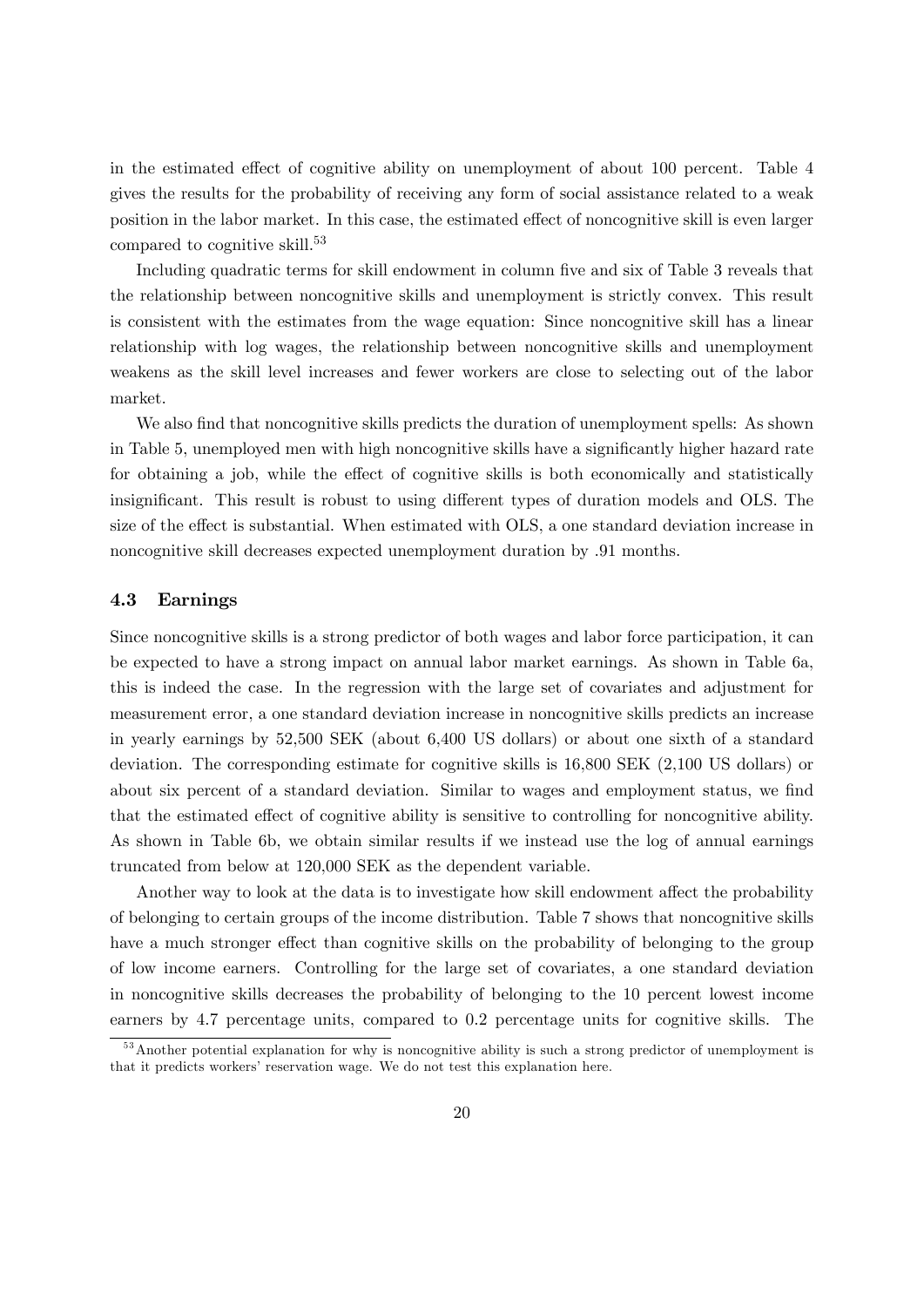in the estimated effect of cognitive ability on unemployment of about 100 percent. Table 4 gives the results for the probability of receiving any form of social assistance related to a weak position in the labor market. In this case, the estimated effect of noncognitive skill is even larger compared to cognitive skill.[53]

Including quadratic terms for skill endowment in column five and six of Table 3 reveals that the relationship between noncognitive skills and unemployment is strictly convex. This result is consistent with the estimates from the wage equation: Since noncognitive skill has a linear relationship with log wages, the relationship between noncognitive skills and unemployment weakens as the skill level increases and fewer workers are close to selecting out of the labor market.

We also find that noncognitive skills predicts the duration of unemployment spells: As shown in Table 5, unemployed men with high noncognitive skills have a significantly higher hazard rate for obtaining a job, while the effect of cognitive skills is both economically and statistically insignificant. This result is robust to using different types of duration models and OLS. The size of the effect is substantial. When estimated with OLS, a one standard deviation increase in noncognitive skill decreases expected unemployment duration by .91 months.

### 4.3 Earnings

Since noncognitive skills is a strong predictor of both wages and labor force participation, it can be expected to have a strong impact on annual labor market earnings. As shown in Table 6a, this is indeed the case. In the regression with the large set of covariates and adjustment for measurement error, a one standard deviation increase in noncognitive skills predicts an increase in yearly earnings by 52,500 SEK (about 6,400 US dollars) or about one sixth of a standard deviation. The corresponding estimate for cognitive skills is 16,800 SEK (2,100 US dollars) or about six percent of a standard deviation. Similar to wages and employment status, we find that the estimated effect of cognitive ability is sensitive to controlling for noncognitive ability. As shown in Table 6b, we obtain similar results if we instead use the log of annual earnings truncated from below at 120,000 SEK as the dependent variable.

Another way to look at the data is to investigate how skill endowment affect the probability of belonging to certain groups of the income distribution. Table 7 shows that noncognitive skills have a much stronger effect than cognitive skills on the probability of belonging to the group of low income earners. Controlling for the large set of covariates, a one standard deviation in noncognitive skills decreases the probability of belonging to the 10 percent lowest income earners by 4.7 percentage units, compared to 0.2 percentage units for cognitive skills. The

[53] Another potential explanation for why is noncognitive ability is such a strong predictor of unemployment is that it predicts workers' reservation wage. We do not test this explanation here.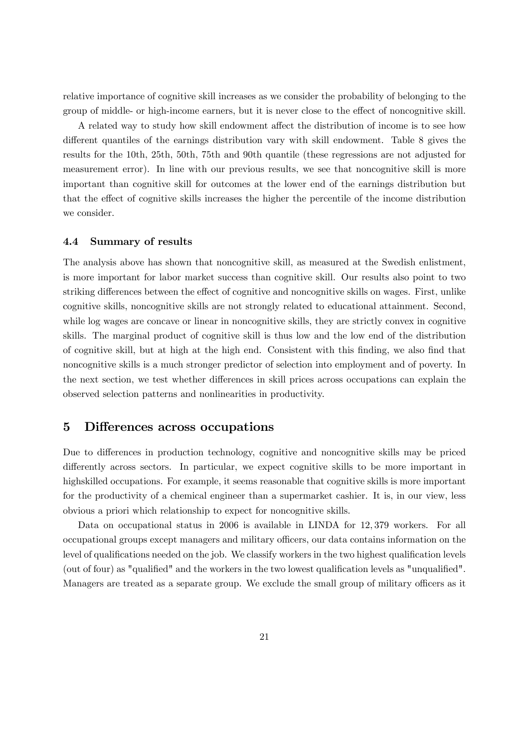relative importance of cognitive skill increases as we consider the probability of belonging to the group of middle- or high-income earners, but it is never close to the effect of noncognitive skill.

A related way to study how skill endowment affect the distribution of income is to see how different quantiles of the earnings distribution vary with skill endowment. Table 8 gives the results for the 10th, 25th, 50th, 75th and 90th quantile (these regressions are not adjusted for measurement error). In line with our previous results, we see that noncognitive skill is more important than cognitive skill for outcomes at the lower end of the earnings distribution but that the effect of cognitive skills increases the higher the percentile of the income distribution we consider.

### 4.4 Summary of results

The analysis above has shown that noncognitive skill, as measured at the Swedish enlistment, is more important for labor market success than cognitive skill. Our results also point to two striking differences between the effect of cognitive and noncognitive skills on wages. First, unlike cognitive skills, noncognitive skills are not strongly related to educational attainment. Second, while log wages are concave or linear in noncognitive skills, they are strictly convex in cognitive skills. The marginal product of cognitive skill is thus low and the low end of the distribution of cognitive skill, but at high at the high end. Consistent with this finding, we also find that noncognitive skills is a much stronger predictor of selection into employment and of poverty. In the next section, we test whether differences in skill prices across occupations can explain the observed selection patterns and nonlinearities in productivity.

## 5 Differences across occupations

Due to differences in production technology, cognitive and noncognitive skills may be priced differently across sectors. In particular, we expect cognitive skills to be more important in highskilled occupations. For example, it seems reasonable that cognitive skills is more important for the productivity of a chemical engineer than a supermarket cashier. It is, in our view, less obvious a priori which relationship to expect for noncognitive skills.

Data on occupational status in 2006 is available in LINDA for 12,379 workers. For all occupational groups except managers and military officers, our data contains information on the level of qualifications needed on the job. We classify workers in the two highest qualification levels (out of four) as "qualified" and the workers in the two lowest qualification levels as "unqualified". Managers are treated as a separate group. We exclude the small group of military officers as it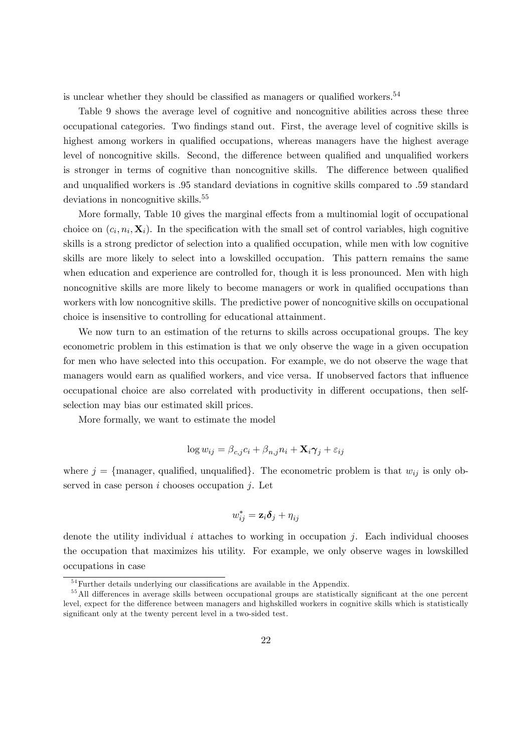is unclear whether they should be classified as managers or qualified workers.[54]

Table 9 shows the average level of cognitive and noncognitive abilities across these three occupational categories. Two findings stand out. First, the average level of cognitive skills is highest among workers in qualified occupations, whereas managers have the highest average level of noncognitive skills. Second, the difference between qualified and unqualified workers is stronger in terms of cognitive than noncognitive skills. The difference between qualified and unqualified workers is .95 standard deviations in cognitive skills compared to .59 standard deviations in noncognitive skills.[55]

More formally, Table 10 gives the marginal effects from a multinomial logit of occupational choice on $(c_i, n_i, \mathbf{X}_i)$. In the specification with the small set of control variables, high cognitive skills is a strong predictor of selection into a qualified occupation, while men with low cognitive skills are more likely to select into a lowskilled occupation. This pattern remains the same when education and experience are controlled for, though it is less pronounced. Men with high noncognitive skills are more likely to become managers or work in qualified occupations than workers with low noncognitive skills. The predictive power of noncognitive skills on occupational choice is insensitive to controlling for educational attainment.

We now turn to an estimation of the returns to skills across occupational groups. The key econometric problem in this estimation is that we only observe the wage in a given occupation for men who have selected into this occupation. For example, we do not observe the wage that managers would earn as qualified workers, and vice versa. If unobserved factors that influence occupational choice are also correlated with productivity in different occupations, then self-selection may bias our estimated skill prices.

More formally, we want to estimate the model

$$\log w_{ij} = \beta_{c,j} c_i + \beta_{n,j} n_i + \mathbf{X}_i \boldsymbol{\gamma}_j + \varepsilon_{ij}$$

where $j = \{\text{manager, qualified, unqualified}\}$. The econometric problem is that $w_{ij}$ is only observed in case person $i$ chooses occupation $j$. Let

$$w_{ij}^* = \mathbf{z}_i \boldsymbol{\delta}_j + \eta_{ij}$$

denote the utility individual $i$ attaches to working in occupation $j$. Each individual chooses the occupation that maximizes his utility. For example, we only observe wages in lowskilled occupations in case

[54] Further details underlying our classifications are available in the Appendix.

[55] All differences in average skills between occupational groups are statistically significant at the one percent level, expect for the difference between managers and highskilled workers in cognitive skills which is statistically significant only at the twenty percent level in a two-sided test.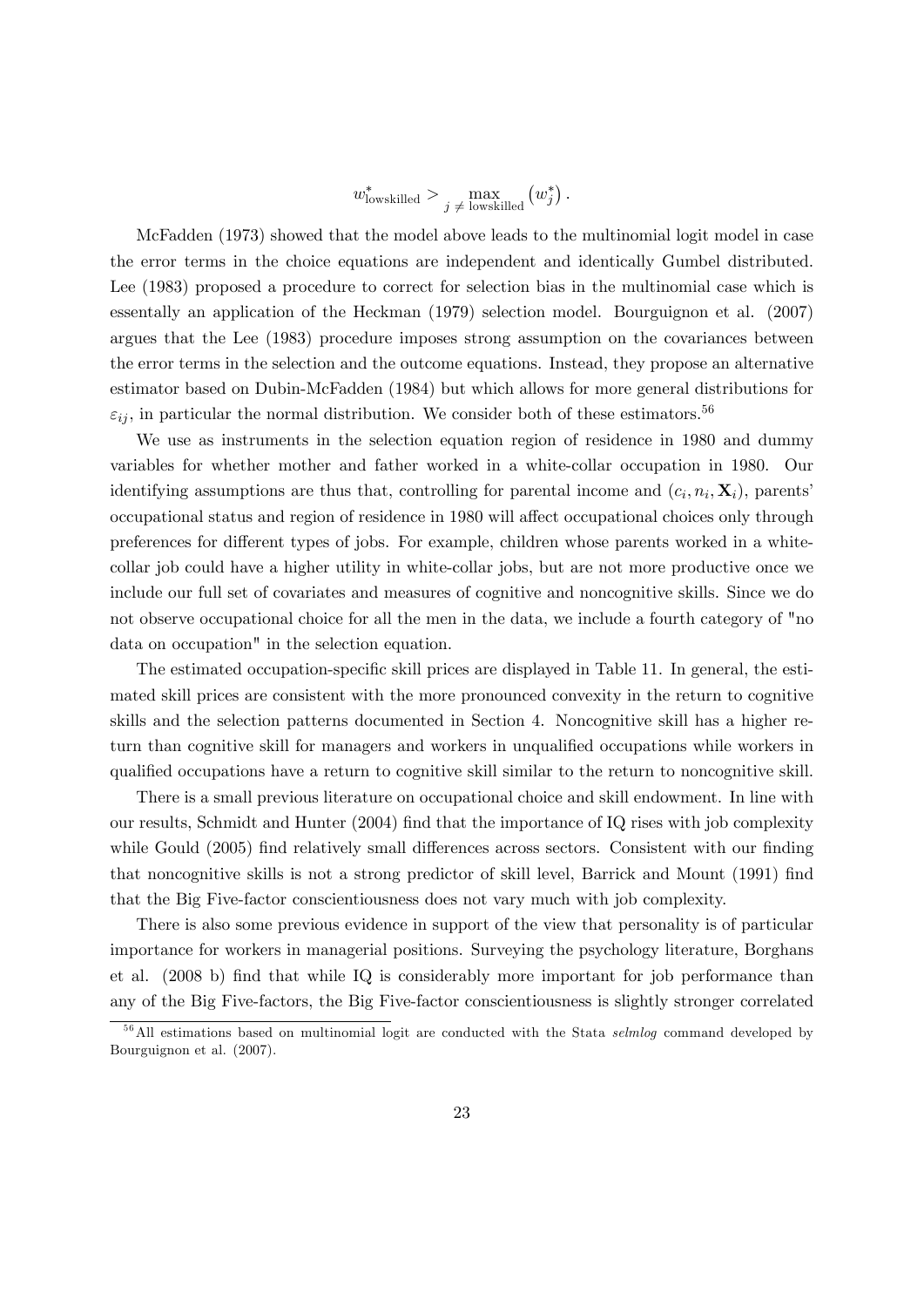$$w^*_{\text{lowskilled}} > \max_{j \neq \text{lowskilled}} \left(w^*_j\right).$$

McFadden (1973) showed that the model above leads to the multinomial logit model in case the error terms in the choice equations are independent and identically Gumbel distributed. Lee (1983) proposed a procedure to correct for selection bias in the multinomial case which is essentally an application of the Heckman (1979) selection model. Bourguignon et al. (2007) argues that the Lee (1983) procedure imposes strong assumption on the covariances between the error terms in the selection and the outcome equations. Instead, they propose an alternative estimator based on Dubin-McFadden (1984) but which allows for more general distributions for $\varepsilon_{ij}$, in particular the normal distribution. We consider both of these estimators.[56]

We use as instruments in the selection equation region of residence in 1980 and dummy variables for whether mother and father worked in a white-collar occupation in 1980. Our identifying assumptions are thus that, controlling for parental income and $(c_i, n_i, \mathbf{X}_i)$, parents' occupational status and region of residence in 1980 will affect occupational choices only through preferences for different types of jobs. For example, children whose parents worked in a white-collar job could have a higher utility in white-collar jobs, but are not more productive once we include our full set of covariates and measures of cognitive and noncognitive skills. Since we do not observe occupational choice for all the men in the data, we include a fourth category of "no data on occupation" in the selection equation.

The estimated occupation-specific skill prices are displayed in Table 11. In general, the estimated skill prices are consistent with the more pronounced convexity in the return to cognitive skills and the selection patterns documented in Section 4. Noncognitive skill has a higher return than cognitive skill for managers and workers in unqualified occupations while workers in qualified occupations have a return to cognitive skill similar to the return to noncognitive skill.

There is a small previous literature on occupational choice and skill endowment. In line with our results, Schmidt and Hunter (2004) find that the importance of IQ rises with job complexity while Gould (2005) find relatively small differences across sectors. Consistent with our finding that noncognitive skills is not a strong predictor of skill level, Barrick and Mount (1991) find that the Big Five-factor conscientiousness does not vary much with job complexity.

There is also some previous evidence in support of the view that personality is of particular importance for workers in managerial positions. Surveying the psychology literature, Borghans et al. (2008 b) find that while IQ is considerably more important for job performance than any of the Big Five-factors, the Big Five-factor conscientiousness is slightly stronger correlated

[56] All estimations based on multinomial logit are conducted with the Stata *selmlog* command developed by Bourguignon et al. (2007).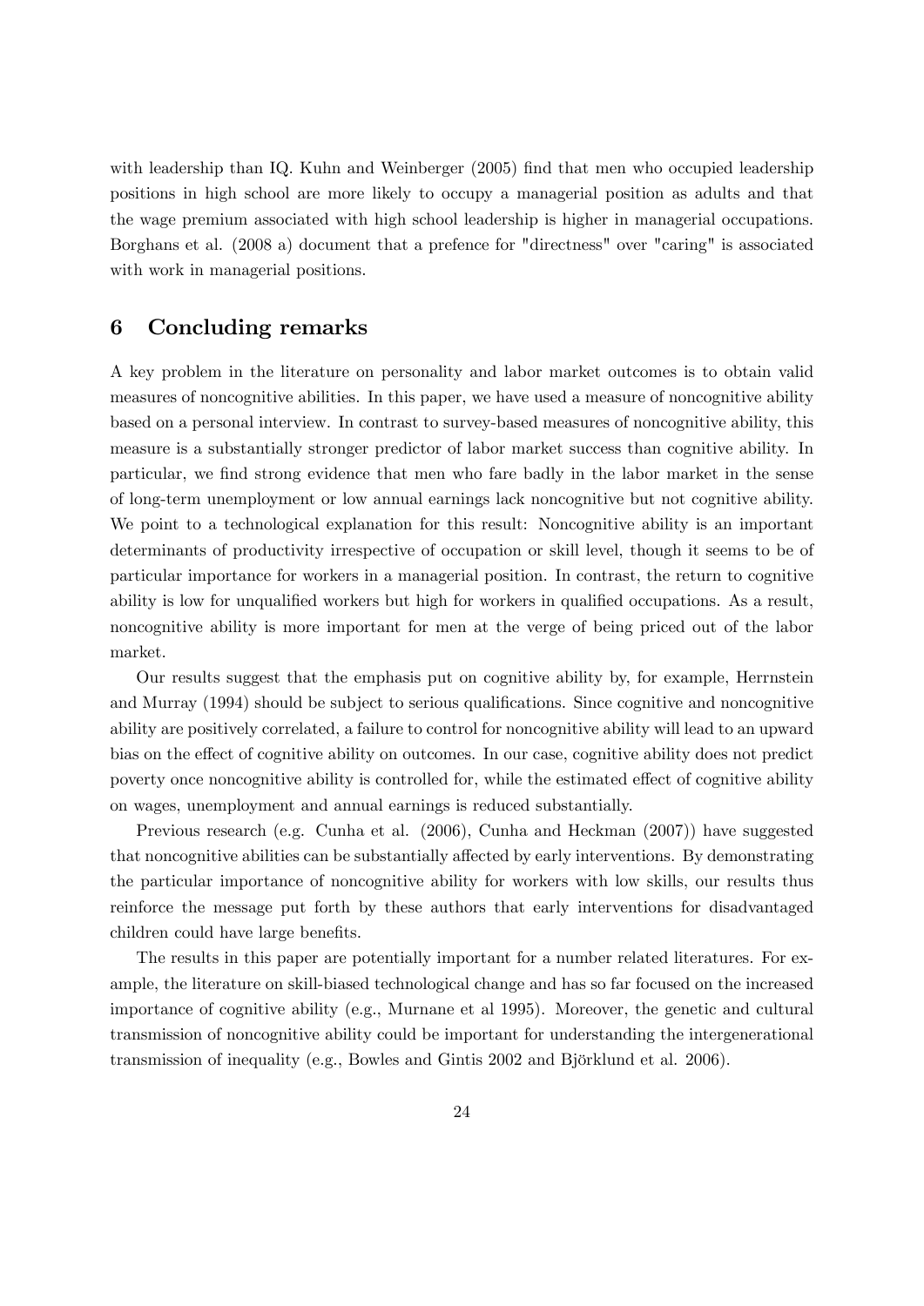with leadership than IQ. Kuhn and Weinberger (2005) find that men who occupied leadership positions in high school are more likely to occupy a managerial position as adults and that the wage premium associated with high school leadership is higher in managerial occupations. Borghans et al. (2008 a) document that a prefence for "directness" over "caring" is associated with work in managerial positions.

## 6 Concluding remarks

A key problem in the literature on personality and labor market outcomes is to obtain valid measures of noncognitive abilities. In this paper, we have used a measure of noncognitive ability based on a personal interview. In contrast to survey-based measures of noncognitive ability, this measure is a substantially stronger predictor of labor market success than cognitive ability. In particular, we find strong evidence that men who fare badly in the labor market in the sense of long-term unemployment or low annual earnings lack noncognitive but not cognitive ability. We point to a technological explanation for this result: Noncognitive ability is an important determinants of productivity irrespective of occupation or skill level, though it seems to be of particular importance for workers in a managerial position. In contrast, the return to cognitive ability is low for unqualified workers but high for workers in qualified occupations. As a result, noncognitive ability is more important for men at the verge of being priced out of the labor market.

Our results suggest that the emphasis put on cognitive ability by, for example, Herrnstein and Murray (1994) should be subject to serious qualifications. Since cognitive and noncognitive ability are positively correlated, a failure to control for noncognitive ability will lead to an upward bias on the effect of cognitive ability on outcomes. In our case, cognitive ability does not predict poverty once noncognitive ability is controlled for, while the estimated effect of cognitive ability on wages, unemployment and annual earnings is reduced substantially.

Previous research (e.g. Cunha et al. (2006), Cunha and Heckman (2007)) have suggested that noncognitive abilities can be substantially affected by early interventions. By demonstrating the particular importance of noncognitive ability for workers with low skills, our results thus reinforce the message put forth by these authors that early interventions for disadvantaged children could have large benefits.

The results in this paper are potentially important for a number related literatures. For example, the literature on skill-biased technological change and has so far focused on the increased importance of cognitive ability (e.g., Murnane et al 1995). Moreover, the genetic and cultural transmission of noncognitive ability could be important for understanding the intergenerational transmission of inequality (e.g., Bowles and Gintis 2002 and Björklund et al. 2006).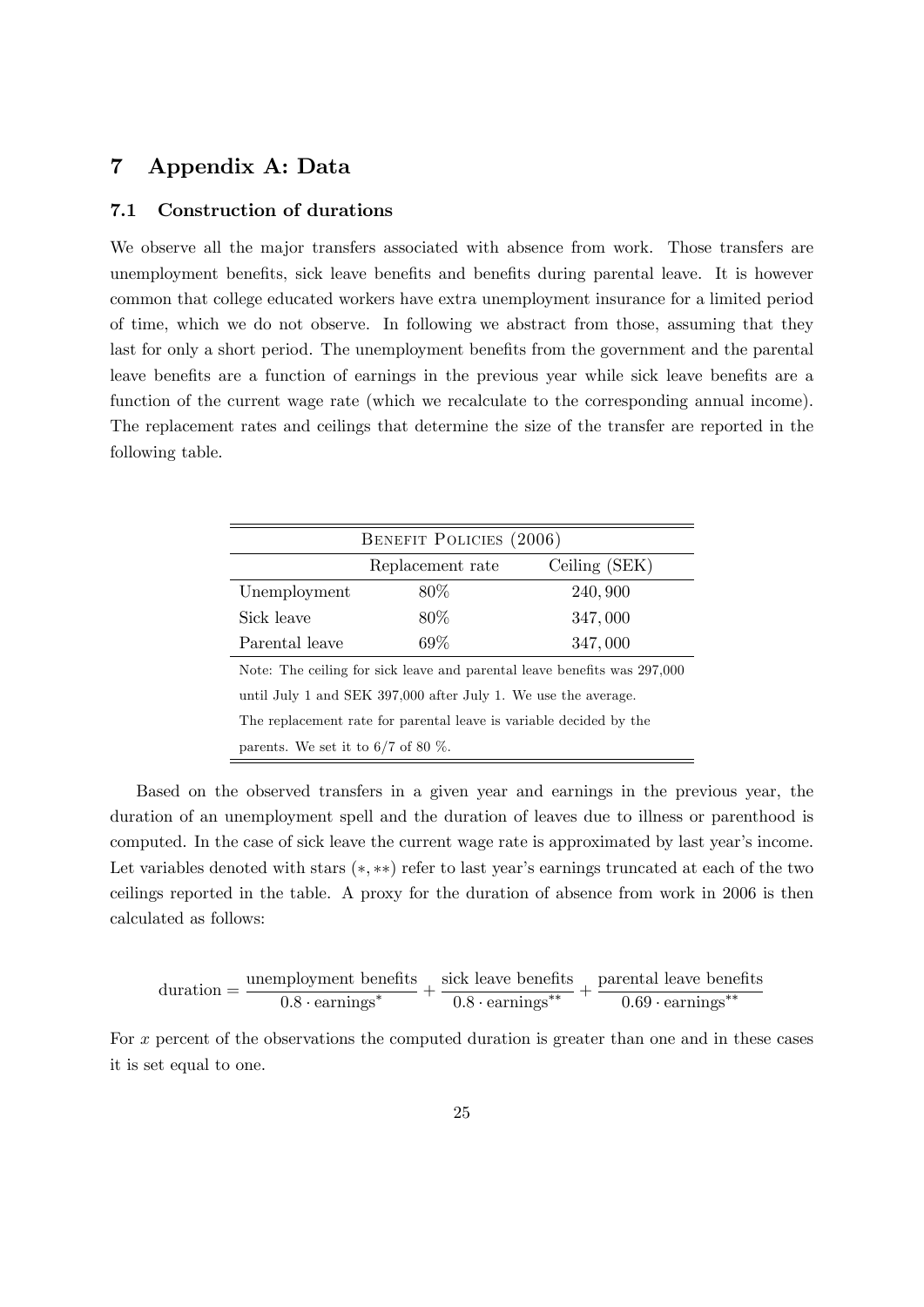## 7 Appendix A: Data

### 7.1 Construction of durations

We observe all the major transfers associated with absence from work. Those transfers are unemployment benefits, sick leave benefits and benefits during parental leave. It is however common that college educated workers have extra unemployment insurance for a limited period of time, which we do not observe. In following we abstract from those, assuming that they last for only a short period. The unemployment benefits from the government and the parental leave benefits are a function of earnings in the previous year while sick leave benefits are a function of the current wage rate (which we recalculate to the corresponding annual income). The replacement rates and ceilings that determine the size of the transfer are reported in the following table.

| Benefit Policies (2006) | | |
|---|---|---|
| | Replacement rate | Ceiling (SEK) |
| Unemployment | 80% | 240,900 |
| Sick leave | 80% | 347,000 |
| Parental leave | 69% | 347,000 |

Note: The ceiling for sick leave and parental leave benefits was 297,000 until July 1 and SEK 397,000 after July 1. We use the average. The replacement rate for parental leave is variable decided by the parents. We set it to 6/7 of 80 %.

Based on the observed transfers in a given year and earnings in the previous year, the duration of an unemployment spell and the duration of leaves due to illness or parenthood is computed. In the case of sick leave the current wage rate is approximated by last year's income. Let variables denoted with stars ($*, **$) refer to last year's earnings truncated at each of the two ceilings reported in the table. A proxy for the duration of absence from work in 2006 is then calculated as follows:

$$\text{duration} = \frac{\text{unemployment benefits}}{0.8 \cdot \text{earnings}^{*}} + \frac{\text{sick leave benefits}}{0.8 \cdot \text{earnings}^{**}} + \frac{\text{parental leave benefits}}{0.69 \cdot \text{earnings}^{**}}$$

For $x$ percent of the observations the computed duration is greater than one and in these cases it is set equal to one.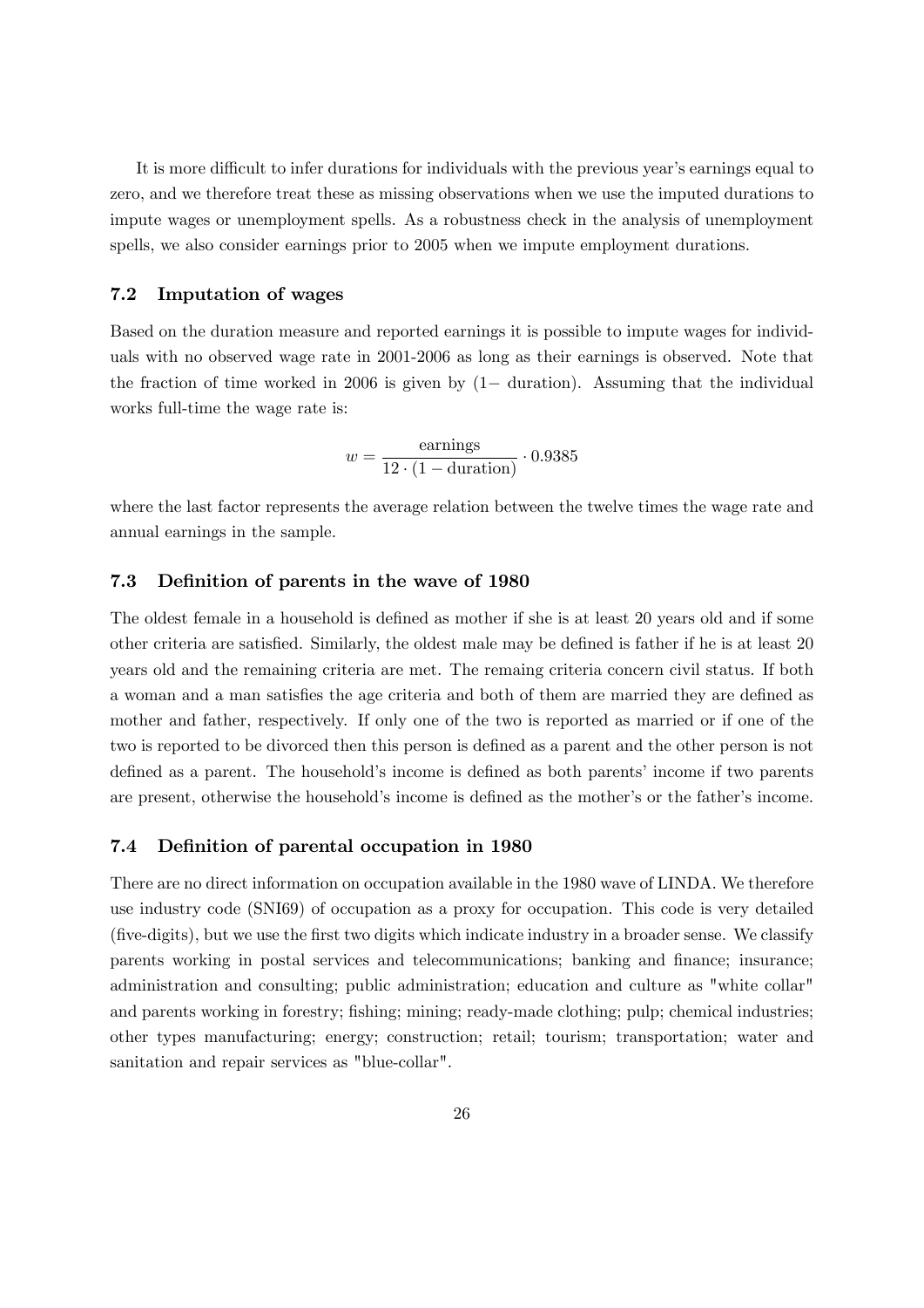It is more difficult to infer durations for individuals with the previous year's earnings equal to zero, and we therefore treat these as missing observations when we use the imputed durations to impute wages or unemployment spells. As a robustness check in the analysis of unemployment spells, we also consider earnings prior to 2005 when we impute employment durations.

### 7.2 Imputation of wages

Based on the duration measure and reported earnings it is possible to impute wages for individuals with no observed wage rate in 2001-2006 as long as their earnings is observed. Note that the fraction of time worked in 2006 is given by $(1-$ duration$)$. Assuming that the individual works full-time the wage rate is:

$$w = \frac{\text{earnings}}{12 \cdot (1 - \text{duration})} \cdot 0.9385$$

where the last factor represents the average relation between the twelve times the wage rate and annual earnings in the sample.

### 7.3 Definition of parents in the wave of 1980

The oldest female in a household is defined as mother if she is at least 20 years old and if some other criteria are satisfied. Similarly, the oldest male may be defined is father if he is at least 20 years old and the remaining criteria are met. The remaing criteria concern civil status. If both a woman and a man satisfies the age criteria and both of them are married they are defined as mother and father, respectively. If only one of the two is reported as married or if one of the two is reported to be divorced then this person is defined as a parent and the other person is not defined as a parent. The household's income is defined as both parents' income if two parents are present, otherwise the household's income is defined as the mother's or the father's income.

### 7.4 Definition of parental occupation in 1980

There are no direct information on occupation available in the 1980 wave of LINDA. We therefore use industry code (SNI69) of occupation as a proxy for occupation. This code is very detailed (five-digits), but we use the first two digits which indicate industry in a broader sense. We classify parents working in postal services and telecommunications; banking and finance; insurance; administration and consulting; public administration; education and culture as "white collar" and parents working in forestry; fishing; mining; ready-made clothing; pulp; chemical industries; other types manufacturing; energy; construction; retail; tourism; transportation; water and sanitation and repair services as "blue-collar".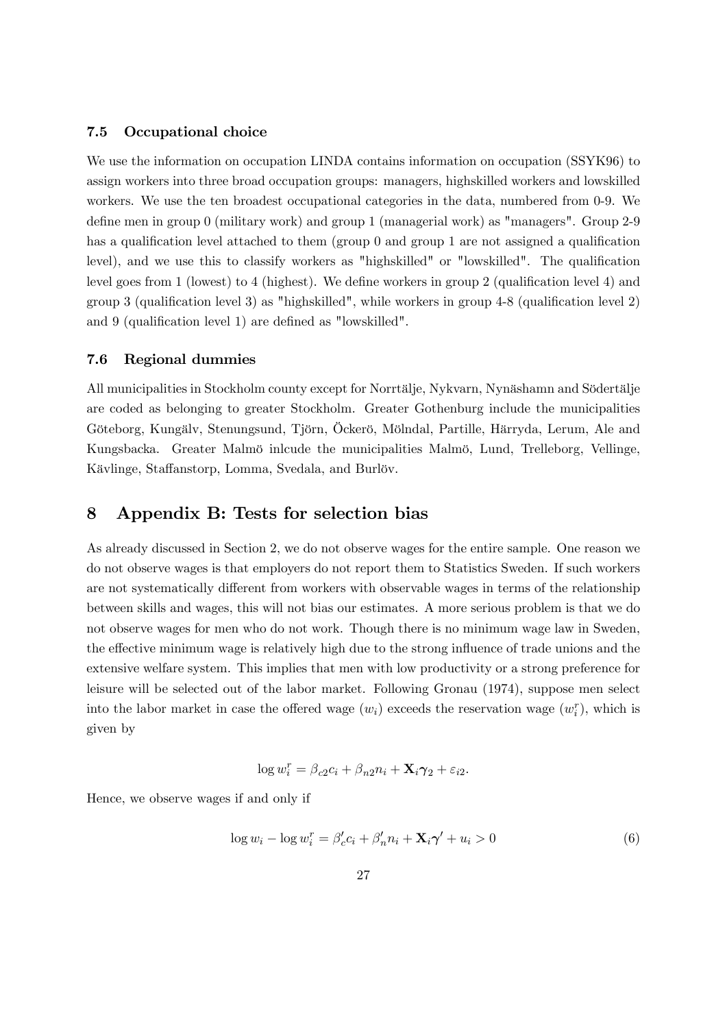### 7.5 Occupational choice

We use the information on occupation LINDA contains information on occupation (SSYK96) to assign workers into three broad occupation groups: managers, highskilled workers and lowskilled workers. We use the ten broadest occupational categories in the data, numbered from 0-9. We define men in group 0 (military work) and group 1 (managerial work) as "managers". Group 2-9 has a qualification level attached to them (group 0 and group 1 are not assigned a qualification level), and we use this to classify workers as "highskilled" or "lowskilled". The qualification level goes from 1 (lowest) to 4 (highest). We define workers in group 2 (qualification level 4) and group 3 (qualification level 3) as "highskilled", while workers in group 4-8 (qualification level 2) and 9 (qualification level 1) are defined as "lowskilled".

### 7.6 Regional dummies

All municipalities in Stockholm county except for Norrtälje, Nykvarn, Nynäshamn and Södertälje are coded as belonging to greater Stockholm. Greater Gothenburg include the municipalities Göteborg, Kungälv, Stenungsund, Tjörn, Öckerö, Mölndal, Partille, Härryda, Lerum, Ale and Kungsbacka. Greater Malmö inlcude the municipalities Malmö, Lund, Trelleborg, Vellinge, Kävlinge, Staffanstorp, Lomma, Svedala, and Burlöv.

## 8 Appendix B: Tests for selection bias

As already discussed in Section 2, we do not observe wages for the entire sample. One reason we do not observe wages is that employers do not report them to Statistics Sweden. If such workers are not systematically different from workers with observable wages in terms of the relationship between skills and wages, this will not bias our estimates. A more serious problem is that we do not observe wages for men who do not work. Though there is no minimum wage law in Sweden, the effective minimum wage is relatively high due to the strong influence of trade unions and the extensive welfare system. This implies that men with low productivity or a strong preference for leisure will be selected out of the labor market. Following Gronau (1974), suppose men select into the labor market in case the offered wage ($w_i$) exceeds the reservation wage ($w_i^r$), which is given by

$$\log w_i^r = \beta_{c2} c_i + \beta_{n2} n_i + \mathbf{X}_i \boldsymbol{\gamma}_2 + \varepsilon_{i2}.$$

Hence, we observe wages if and only if

$$\log w_i - \log w_i^r = \beta_c' c_i + \beta_n' n_i + \mathbf{X}_i \boldsymbol{\gamma}' + u_i > 0 \tag{6}$$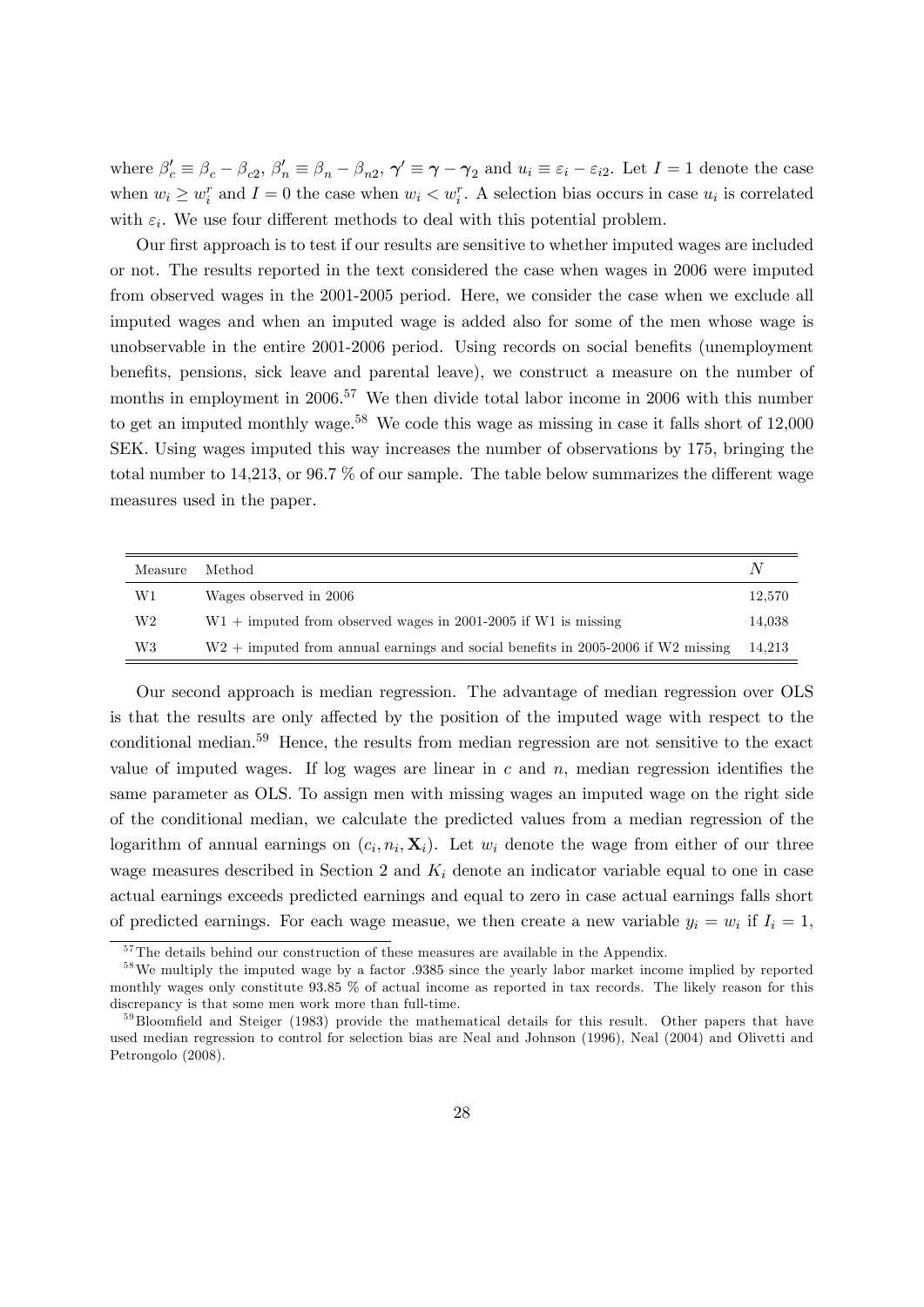where $\beta_c' \equiv \beta_c - \beta_{c2}$, $\beta_n' \equiv \beta_n - \beta_{n2}$, $\boldsymbol{\gamma}' \equiv \boldsymbol{\gamma} - \boldsymbol{\gamma}_2$ and $u_i \equiv \varepsilon_i - \varepsilon_{i2}$. Let $I = 1$ denote the case when $w_i \geq w_i^r$ and $I = 0$ the case when $w_i < w_i^r$. A selection bias occurs in case $u_i$ is correlated with $\varepsilon_i$. We use four different methods to deal with this potential problem.

Our first approach is to test if our results are sensitive to whether imputed wages are included or not. The results reported in the text considered the case when wages in 2006 were imputed from observed wages in the 2001-2005 period. Here, we consider the case when we exclude all imputed wages and when an imputed wage is added also for some of the men whose wage is unobservable in the entire 2001-2006 period. Using records on social benefits (unemployment benefits, pensions, sick leave and parental leave), we construct a measure on the number of months in employment in 2006.[57] We then divide total labor income in 2006 with this number to get an imputed monthly wage.[58] We code this wage as missing in case it falls short of 12,000 SEK. Using wages imputed this way increases the number of observations by 175, bringing the total number to 14,213, or 96.7 % of our sample. The table below summarizes the different wage measures used in the paper.

| Measure | Method | $N$ |
|---|---|---|
| W1 | Wages observed in 2006 | 12,570 |
| W2 | W1 + imputed from observed wages in 2001-2005 if W1 is missing | 14,038 |
| W3 | W2 + imputed from annual earnings and social benefits in 2005-2006 if W2 missing | 14,213 |

Our second approach is median regression. The advantage of median regression over OLS is that the results are only affected by the position of the imputed wage with respect to the conditional median.[59] Hence, the results from median regression are not sensitive to the exact value of imputed wages. If log wages are linear in $c$ and $n$, median regression identifies the same parameter as OLS. To assign men with missing wages an imputed wage on the right side of the conditional median, we calculate the predicted values from a median regression of the logarithm of annual earnings on $(c_i, n_i, \mathbf{X}_i)$. Let $w_i$ denote the wage from either of our three wage measures described in Section 2 and $K_i$ denote an indicator variable equal to one in case actual earnings exceeds predicted earnings and equal to zero in case actual earnings falls short of predicted earnings. For each wage measue, we then create a new variable $y_i = w_i$ if $I_i = 1$,

[57] The details behind our construction of these measures are available in the Appendix.

[58] We multiply the imputed wage by a factor .9385 since the yearly labor market income implied by reported monthly wages only constitute 93.85 % of actual income as reported in tax records. The likely reason for this discrepancy is that some men work more than full-time.

[59] Bloomfield and Steiger (1983) provide the mathematical details for this result. Other papers that have used median regression to control for selection bias are Neal and Johnson (1996), Neal (2004) and Olivetti and Petrongolo (2008).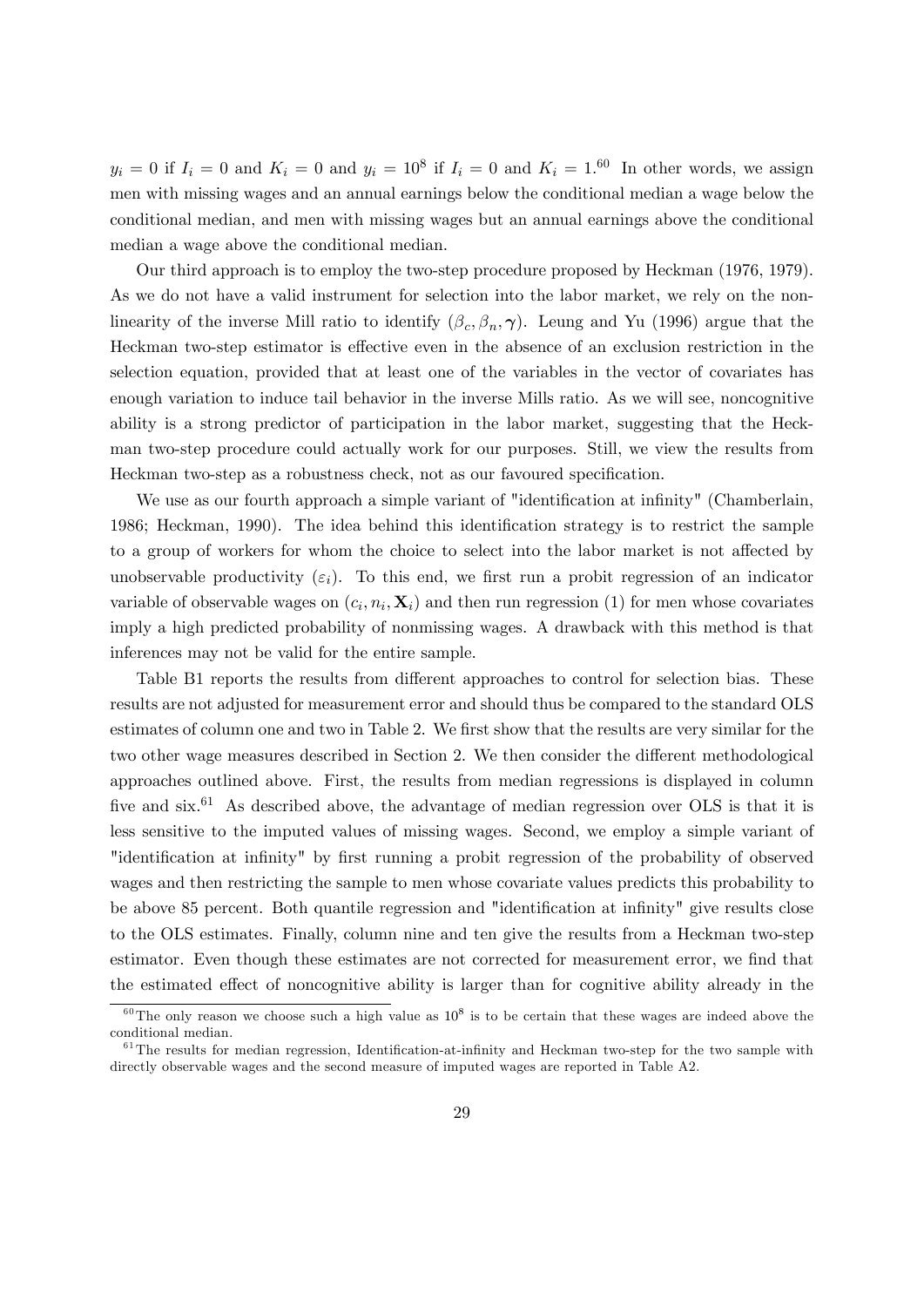$y_i = 0$ if $I_i = 0$ and $K_i = 0$ and $y_i = 10^8$ if $I_i = 0$ and $K_i = 1$.[60] In other words, we assign men with missing wages and an annual earnings below the conditional median a wage below the conditional median, and men with missing wages but an annual earnings above the conditional median a wage above the conditional median.

Our third approach is to employ the two-step procedure proposed by Heckman (1976, 1979). As we do not have a valid instrument for selection into the labor market, we rely on the non-linearity of the inverse Mill ratio to identify $(\beta_c, \beta_n, \boldsymbol{\gamma})$. Leung and Yu (1996) argue that the Heckman two-step estimator is effective even in the absence of an exclusion restriction in the selection equation, provided that at least one of the variables in the vector of covariates has enough variation to induce tail behavior in the inverse Mills ratio. As we will see, noncognitive ability is a strong predictor of participation in the labor market, suggesting that the Heckman two-step procedure could actually work for our purposes. Still, we view the results from Heckman two-step as a robustness check, not as our favoured specification.

We use as our fourth approach a simple variant of "identification at infinity" (Chamberlain, 1986; Heckman, 1990). The idea behind this identification strategy is to restrict the sample to a group of workers for whom the choice to select into the labor market is not affected by unobservable productivity ($\varepsilon_i$). To this end, we first run a probit regression of an indicator variable of observable wages on $(c_i, n_i, \mathbf{X}_i)$ and then run regression (1) for men whose covariates imply a high predicted probability of nonmissing wages. A drawback with this method is that inferences may not be valid for the entire sample.

Table B1 reports the results from different approaches to control for selection bias. These results are not adjusted for measurement error and should thus be compared to the standard OLS estimates of column one and two in Table 2. We first show that the results are very similar for the two other wage measures described in Section 2. We then consider the different methodological approaches outlined above. First, the results from median regressions is displayed in column five and six.[61] As described above, the advantage of median regression over OLS is that it is less sensitive to the imputed values of missing wages. Second, we employ a simple variant of "identification at infinity" by first running a probit regression of the probability of observed wages and then restricting the sample to men whose covariate values predicts this probability to be above 85 percent. Both quantile regression and "identification at infinity" give results close to the OLS estimates. Finally, column nine and ten give the results from a Heckman two-step estimator. Even though these estimates are not corrected for measurement error, we find that the estimated effect of noncognitive ability is larger than for cognitive ability already in the

[60] The only reason we choose such a high value as $10^8$ is to be certain that these wages are indeed above the conditional median.

[61] The results for median regression, Identification-at-infinity and Heckman two-step for the two sample with directly observable wages and the second measure of imputed wages are reported in Table A2.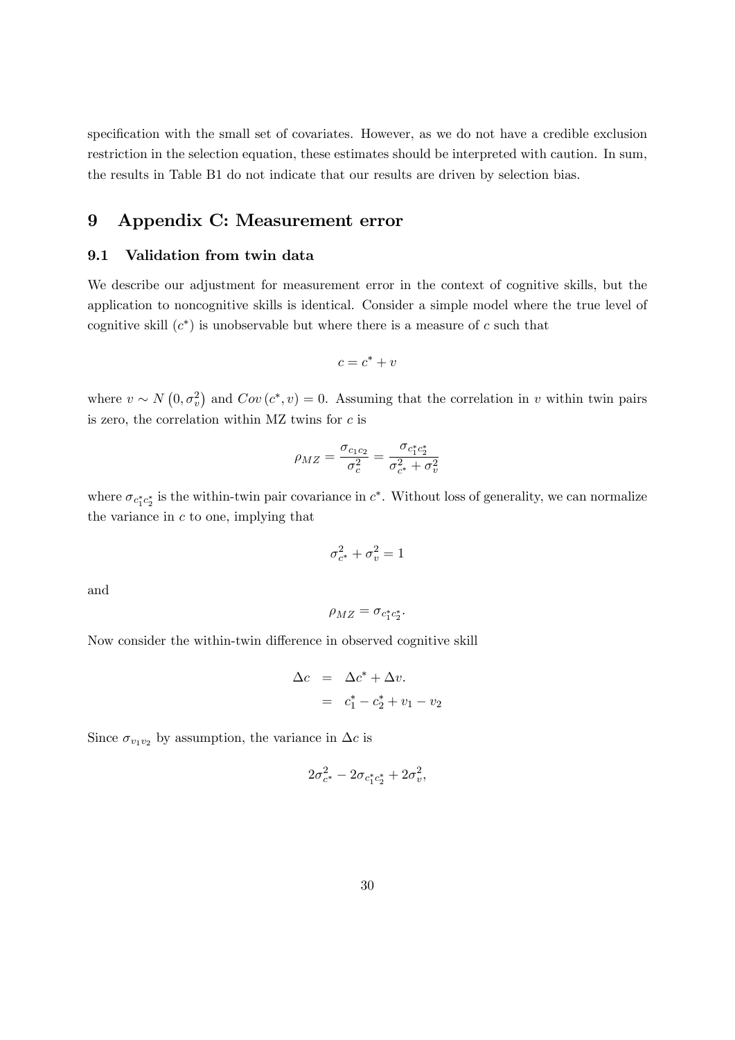specification with the small set of covariates. However, as we do not have a credible exclusion restriction in the selection equation, these estimates should be interpreted with caution. In sum, the results in Table B1 do not indicate that our results are driven by selection bias.

# 9 Appendix C: Measurement error

## 9.1 Validation from twin data

We describe our adjustment for measurement error in the context of cognitive skills, but the application to noncognitive skills is identical. Consider a simple model where the true level of cognitive skill ($c^*$) is unobservable but where there is a measure of $c$ such that

$$c = c^* + v$$

where $v \sim N\left(0, \sigma_v^2\right)$ and $Cov\left(c^*, v\right) = 0$. Assuming that the correlation in $v$ within twin pairs is zero, the correlation within MZ twins for $c$ is

$$\rho_{MZ} = \frac{\sigma_{c_1 c_2}}{\sigma_c^2} = \frac{\sigma_{c_1^* c_2^*}}{\sigma_{c^*}^2 + \sigma_v^2}$$

where $\sigma_{c_1^* c_2^*}$ is the within-twin pair covariance in $c^*$. Without loss of generality, we can normalize the variance in $c$ to one, implying that

$$\sigma_{c^*}^2 + \sigma_v^2 = 1$$

and

$$\rho_{MZ} = \sigma_{c_1^* c_2^*}.$$

Now consider the within-twin difference in observed cognitive skill

$$\begin{aligned} \Delta c &= \Delta c^* + \Delta v. \\ &= c_1^* - c_2^* + v_1 - v_2 \end{aligned}$$

Since $\sigma_{v_1 v_2}$ by assumption, the variance in $\Delta c$ is

$$2\sigma_{c^*}^2 - 2\sigma_{c_1^* c_2^*} + 2\sigma_v^2,$$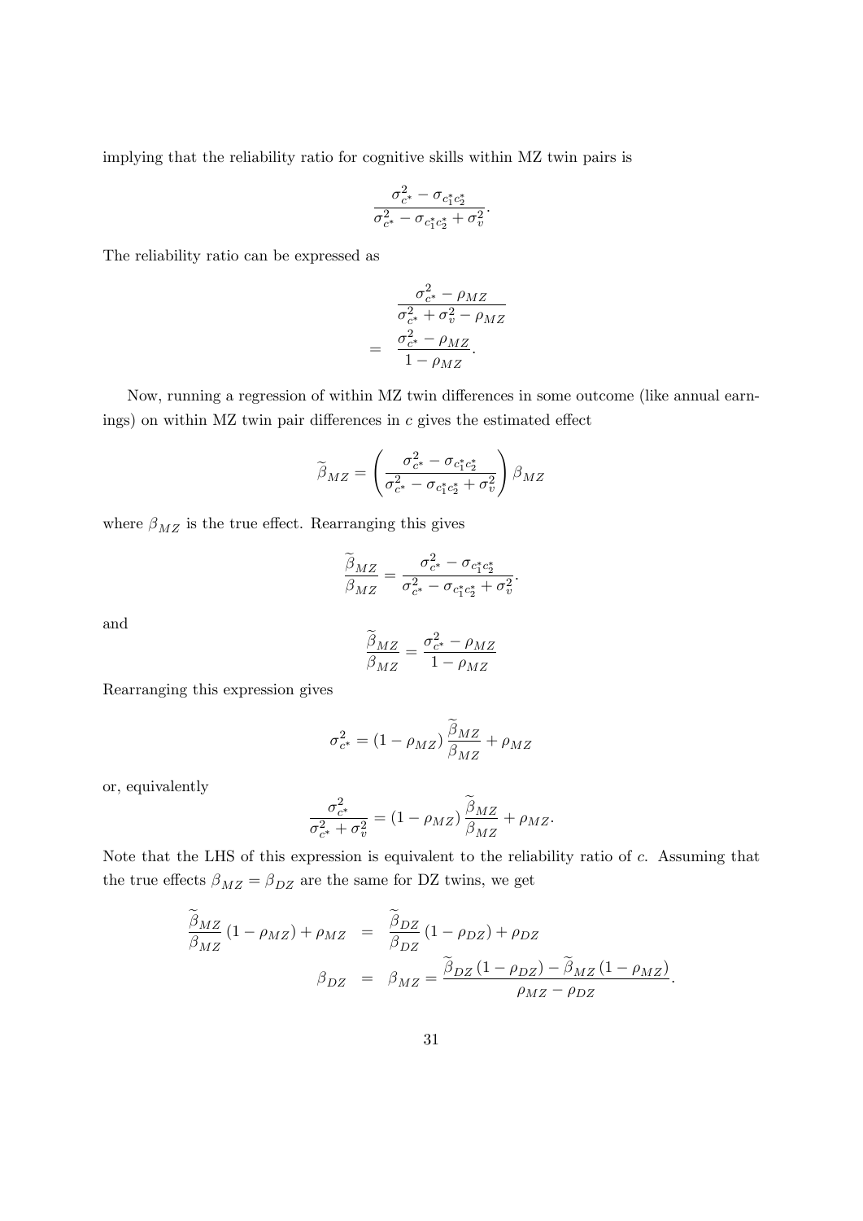implying that the reliability ratio for cognitive skills within MZ twin pairs is

$$\frac{\sigma_{c^*}^2 - \sigma_{c_1^* c_2^*}}{\sigma_{c^*}^2 - \sigma_{c_1^* c_2^*} + \sigma_v^2}.$$

The reliability ratio can be expressed as

$$\begin{aligned} & \frac{\sigma_{c^*}^2 - \rho_{MZ}}{\sigma_{c^*}^2 + \sigma_v^2 - \rho_{MZ}} \\ = & \frac{\sigma_{c^*}^2 - \rho_{MZ}}{1 - \rho_{MZ}}. \end{aligned}$$

Now, running a regression of within MZ twin differences in some outcome (like annual earnings) on within MZ twin pair differences in $c$ gives the estimated effect

$$\widetilde{\beta}_{MZ} = \left( \frac{\sigma_{c^*}^2 - \sigma_{c_1^* c_2^*}}{\sigma_{c^*}^2 - \sigma_{c_1^* c_2^*} + \sigma_v^2} \right) \beta_{MZ}$$

where $\beta_{MZ}$ is the true effect. Rearranging this gives

$$\frac{\widetilde{\beta}_{MZ}}{\beta_{MZ}} = \frac{\sigma_{c^*}^2 - \sigma_{c_1^* c_2^*}}{\sigma_{c^*}^2 - \sigma_{c_1^* c_2^*} + \sigma_v^2}.$$

and

$$\frac{\widetilde{\beta}_{MZ}}{\beta_{MZ}} = \frac{\sigma_{c^*}^2 - \rho_{MZ}}{1 - \rho_{MZ}}$$

Rearranging this expression gives

$$\sigma_{c^*}^2 = (1 - \rho_{MZ}) \frac{\widetilde{\beta}_{MZ}}{\beta_{MZ}} + \rho_{MZ}$$

or, equivalently

$$\frac{\sigma_{c^*}^2}{\sigma_{c^*}^2 + \sigma_v^2} = (1 - \rho_{MZ}) \frac{\widetilde{\beta}_{MZ}}{\beta_{MZ}} + \rho_{MZ}.$$

Note that the LHS of this expression is equivalent to the reliability ratio of $c$. Assuming that the true effects $\beta_{MZ} = \beta_{DZ}$ are the same for DZ twins, we get

$$\begin{aligned} \frac{\widetilde{\beta}_{MZ}}{\beta_{MZ}} (1 - \rho_{MZ}) + \rho_{MZ} &= \frac{\widetilde{\beta}_{DZ}}{\beta_{DZ}} (1 - \rho_{DZ}) + \rho_{DZ} \\ \beta_{DZ} &= \beta_{MZ} = \frac{\widetilde{\beta}_{DZ} (1 - \rho_{DZ}) - \widetilde{\beta}_{MZ} (1 - \rho_{MZ})}{\rho_{MZ} - \rho_{DZ}}. \end{aligned}$$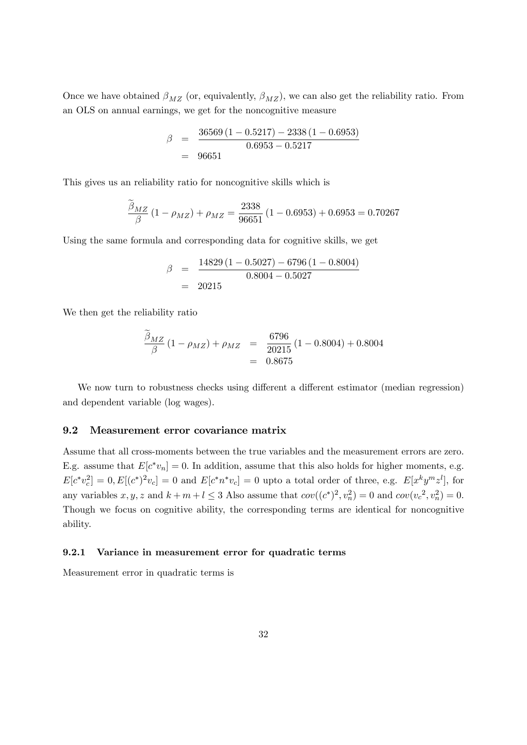Once we have obtained $\beta_{MZ}$ (or, equivalently, $\beta_{MZ}$), we can also get the reliability ratio. From an OLS on annual earnings, we get for the noncognitive measure

$$
\begin{aligned}
\beta &= \frac{36569\,(1-0.5217) - 2338\,(1-0.6953)}{0.6953-0.5217} \\
&= 96651
\end{aligned}
$$

This gives us an reliability ratio for noncognitive skills which is

$$
\frac{\widetilde{\beta}_{MZ}}{\beta}\,(1-\rho_{MZ}) + \rho_{MZ} = \frac{2338}{96651}\,(1-0.6953) + 0.6953 = 0.70267
$$

Using the same formula and corresponding data for cognitive skills, we get

$$
\begin{aligned}
\beta &= \frac{14829\,(1-0.5027) - 6796\,(1-0.8004)}{0.8004-0.5027} \\
&= 20215
\end{aligned}
$$

We then get the reliability ratio

$$
\begin{aligned}
\frac{\widetilde{\beta}_{MZ}}{\beta}\,(1-\rho_{MZ}) + \rho_{MZ} &= \frac{6796}{20215}\,(1-0.8004) + 0.8004 \\
&= 0.8675
\end{aligned}
$$

We now turn to robustness checks using different a different estimator (median regression) and dependent variable (log wages).

## 9.2 Measurement error covariance matrix

Assume that all cross-moments between the true variables and the measurement errors are zero. E.g. assume that $E[c^* v_n] = 0$. In addition, assume that this also holds for higher moments, e.g. $E[c^* v_c^2] = 0, E[(c^*)^2 v_c] = 0$ and $E[c^* n^* v_c] = 0$ upto a total order of three, e.g. $E[x^k y^m z^l]$, for any variables $x, y, z$ and $k + m + l \leq 3$ Also assume that $cov((c^*)^2, v_n^2) = 0$ and $cov({v_c}^2, v_n^2) = 0$. Though we focus on cognitive ability, the corresponding terms are identical for noncognitive ability.

### 9.2.1 Variance in measurement error for quadratic terms

Measurement error in quadratic terms is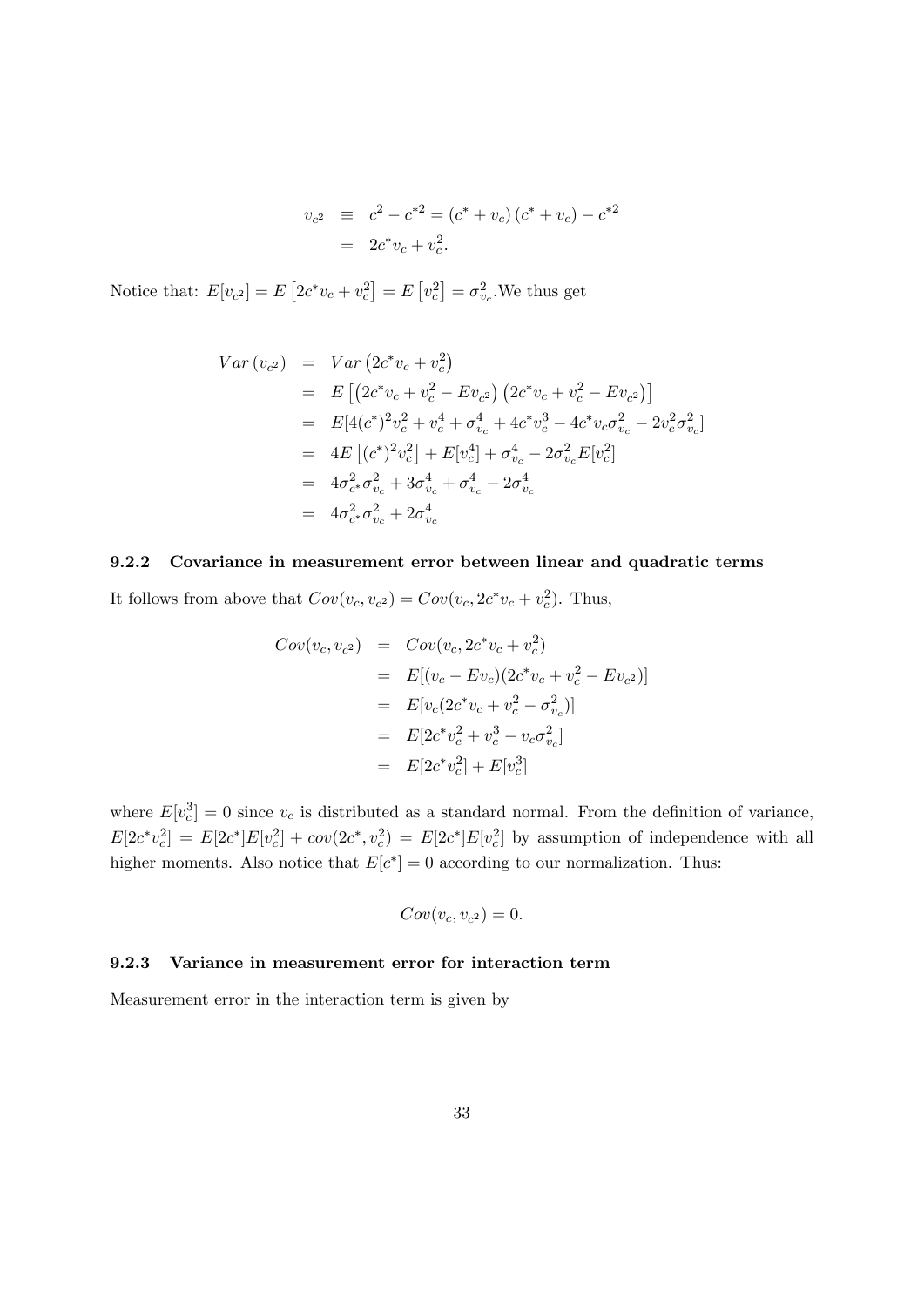$$
\begin{aligned}
v_{c^2} &\equiv c^2 - c^{*2} = (c^* + v_c)(c^* + v_c) - c^{*2} \\
&= 2c^* v_c + v_c^2.
\end{aligned}
$$

Notice that: $E[v_{c^2}] = E\left[2c^* v_c + v_c^2\right] = E\left[v_c^2\right] = \sigma_{v_c}^2$.We thus get

$$
\begin{aligned}
Var\left(v_{c^2}\right) &= Var\left(2c^* v_c + v_c^2\right) \\
&= E\left[\left(2c^* v_c + v_c^2 - Ev_{c^2}\right)\left(2c^* v_c + v_c^2 - Ev_{c^2}\right)\right] \\
&= E[4(c^*)^2 v_c^2 + v_c^4 + \sigma_{v_c}^4 + 4c^* v_c^3 - 4c^* v_c \sigma_{v_c}^2 - 2v_c^2 \sigma_{v_c}^2] \\
&= 4E\left[(c^*)^2 v_c^2\right] + E[v_c^4] + \sigma_{v_c}^4 - 2\sigma_{v_c}^2 E[v_c^2] \\
&= 4\sigma_{c^*}^2 \sigma_{v_c}^2 + 3\sigma_{v_c}^4 + \sigma_{v_c}^4 - 2\sigma_{v_c}^4 \\
&= 4\sigma_{c^*}^2 \sigma_{v_c}^2 + 2\sigma_{v_c}^4
\end{aligned}
$$

### 9.2.2 Covariance in measurement error between linear and quadratic terms

It follows from above that $Cov(v_c, v_{c^2}) = Cov(v_c, 2c^* v_c + v_c^2)$. Thus,

$$
\begin{aligned}
Cov(v_c, v_{c^2}) &= Cov(v_c, 2c^* v_c + v_c^2) \\
&= E[(v_c - Ev_c)(2c^* v_c + v_c^2 - Ev_{c^2})] \\
&= E[v_c(2c^* v_c + v_c^2 - \sigma_{v_c}^2)] \\
&= E[2c^* v_c^2 + v_c^3 - v_c \sigma_{v_c}^2] \\
&= E[2c^* v_c^2] + E[v_c^3]
\end{aligned}
$$

where $E[v_c^3] = 0$ since $v_c$ is distributed as a standard normal. From the definition of variance, $E[2c^* v_c^2] = E[2c^*]E[v_c^2] + cov(2c^*, v_c^2) = E[2c^*]E[v_c^2]$ by assumption of independence with all higher moments. Also notice that $E[c^*] = 0$ according to our normalization. Thus:

$$
Cov(v_c, v_{c^2}) = 0.
$$

### 9.2.3 Variance in measurement error for interaction term

Measurement error in the interaction term is given by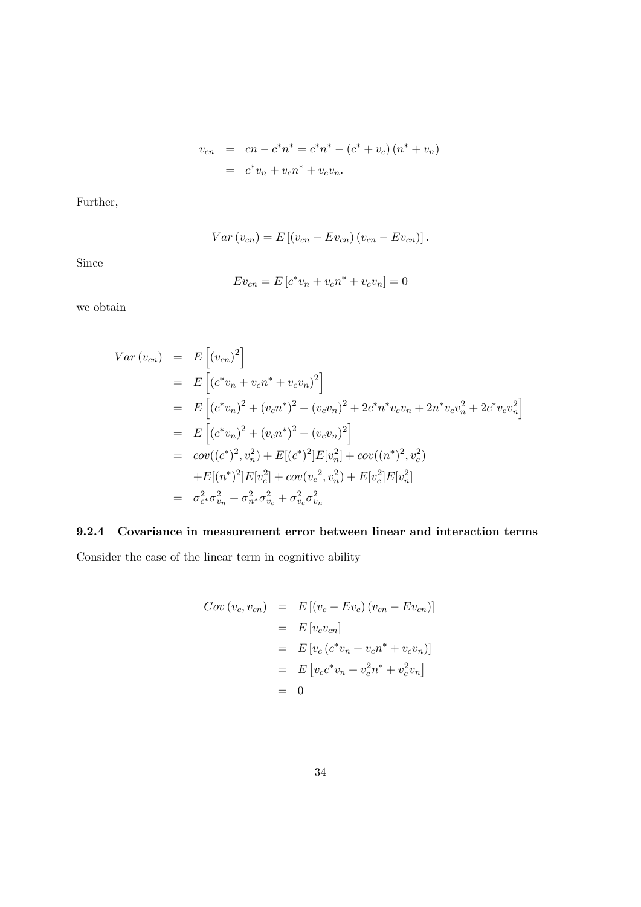$$
\begin{aligned}
v_{cn} &= cn - c^* n^* = c^* n^* - (c^* + v_c)(n^* + v_n) \\
&= c^* v_n + v_c n^* + v_c v_n.
\end{aligned}
$$

Further,

$$
Var\,(v_{cn}) = E\left[(v_{cn} - Ev_{cn})(v_{cn} - Ev_{cn})\right].
$$

Since

$$
Ev_{cn} = E\left[c^* v_n + v_c n^* + v_c v_n\right] = 0
$$

we obtain

$$
\begin{aligned}
Var\,(v_{cn}) &= E\left[(v_{cn})^2\right] \\
&= E\left[(c^* v_n + v_c n^* + v_c v_n)^2\right] \\
&= E\left[(c^* v_n)^2 + (v_c n^*)^2 + (v_c v_n)^2 + 2c^* n^* v_c v_n + 2n^* v_c v_n^2 + 2c^* v_c v_n^2\right] \\
&= E\left[(c^* v_n)^2 + (v_c n^*)^2 + (v_c v_n)^2\right] \\
&= cov((c^*)^2, v_n^2) + E[(c^*)^2]E[v_n^2] + cov((n^*)^2, v_c^2) \\
&\quad + E[(n^*)^2]E[v_c^2] + cov({v_c}^2, v_n^2) + E[v_c^2]E[v_n^2] \\
&= \sigma_{c^*}^2 \sigma_{v_n}^2 + \sigma_{n^*}^2 \sigma_{v_c}^2 + \sigma_{v_c}^2 \sigma_{v_n}^2
\end{aligned}
$$

### 9.2.4 Covariance in measurement error between linear and interaction terms

Consider the case of the linear term in cognitive ability

$$
\begin{aligned}
Cov\,(v_c, v_{cn}) &= E\left[(v_c - Ev_c)(v_{cn} - Ev_{cn})\right] \\
&= E\left[v_c v_{cn}\right] \\
&= E\left[v_c\left(c^* v_n + v_c n^* + v_c v_n\right)\right] \\
&= E\left[v_c c^* v_n + v_c^2 n^* + v_c^2 v_n\right] \\
&= 0
\end{aligned}
$$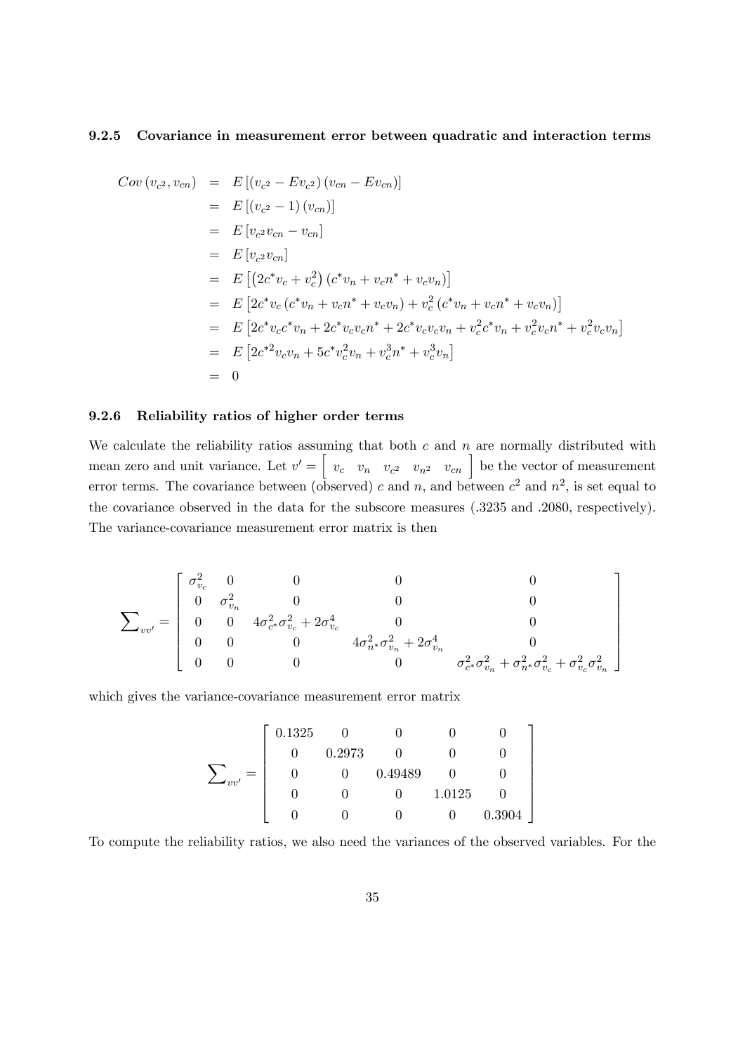### 9.2.5 Covariance in measurement error between quadratic and interaction terms

$$
\begin{aligned}
Cov\left(v_{c^2}, v_{cn}\right) &= E\left[\left(v_{c^2} - Ev_{c^2}\right)\left(v_{cn} - Ev_{cn}\right)\right] \\
&= E\left[\left(v_{c^2} - 1\right)\left(v_{cn}\right)\right] \\
&= E\left[v_{c^2} v_{cn} - v_{cn}\right] \\
&= E\left[v_{c^2} v_{cn}\right] \\
&= E\left[\left(2c^* v_c + v_c^2\right)\left(c^* v_n + v_c n^* + v_c v_n\right)\right] \\
&= E\left[2c^* v_c\left(c^* v_n + v_c n^* + v_c v_n\right) + v_c^2\left(c^* v_n + v_c n^* + v_c v_n\right)\right] \\
&= E\left[2c^* v_c c^* v_n + 2c^* v_c v_c n^* + 2c^* v_c v_c v_n + v_c^2 c^* v_n + v_c^2 v_c n^* + v_c^2 v_c v_n\right] \\
&= E\left[2c^{*2} v_c v_n + 5c^* v_c^2 v_n + v_c^3 n^* + v_c^3 v_n\right] \\
&= 0
\end{aligned}
$$

### 9.2.6 Reliability ratios of higher order terms

We calculate the reliability ratios assuming that both $c$ and $n$ are normally distributed with mean zero and unit variance. Let $v' = \begin{bmatrix} v_c & v_n & v_{c^2} & v_{n^2} & v_{cn} \end{bmatrix}$ be the vector of measurement error terms. The covariance between (observed) $c$ and $n$, and between $c^2$ and $n^2$, is set equal to the covariance observed in the data for the subscore measures (.3235 and .2080, respectively). The variance-covariance measurement error matrix is then

$$
\sum_{vv'} = \begin{bmatrix}
\sigma_{v_c}^2 & 0 & 0 & 0 & 0 \\
0 & \sigma_{v_n}^2 & 0 & 0 & 0 \\
0 & 0 & 4\sigma_{c^*}^2 \sigma_{v_c}^2 + 2\sigma_{v_c}^4 & 0 & 0 \\
0 & 0 & 0 & 4\sigma_{n^*}^2 \sigma_{v_n}^2 + 2\sigma_{v_n}^4 & 0 \\
0 & 0 & 0 & 0 & \sigma_{c^*}^2 \sigma_{v_n}^2 + \sigma_{n^*}^2 \sigma_{v_c}^2 + \sigma_{v_c}^2 \sigma_{v_n}^2
\end{bmatrix}
$$

which gives the variance-covariance measurement error matrix

$$
\sum_{vv'} = \begin{bmatrix}
0.1325 & 0 & 0 & 0 & 0 \\
0 & 0.2973 & 0 & 0 & 0 \\
0 & 0 & 0.49489 & 0 & 0 \\
0 & 0 & 0 & 1.0125 & 0 \\
0 & 0 & 0 & 0 & 0.3904
\end{bmatrix}
$$

To compute the reliability ratios, we also need the variances of the observed variables. For the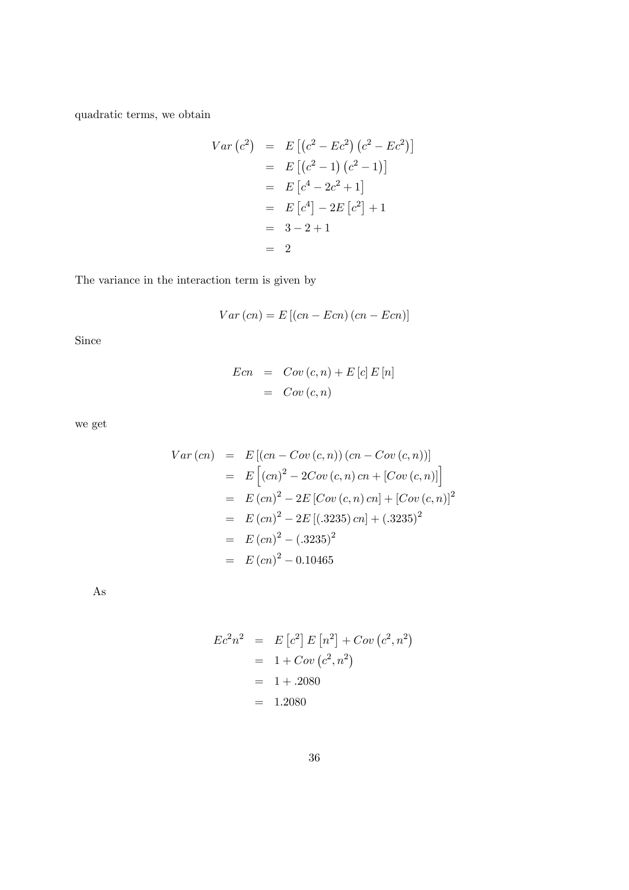quadratic terms, we obtain

$$
\begin{aligned}
Var\left(c^2\right) &= E\left[\left(c^2 - Ec^2\right)\left(c^2 - Ec^2\right)\right] \\
&= E\left[\left(c^2 - 1\right)\left(c^2 - 1\right)\right] \\
&= E\left[c^4 - 2c^2 + 1\right] \\
&= E\left[c^4\right] - 2E\left[c^2\right] + 1 \\
&= 3 - 2 + 1 \\
&= 2
\end{aligned}
$$

The variance in the interaction term is given by

$$
Var\left(cn\right) = E\left[\left(cn - Ecn\right)\left(cn - Ecn\right)\right]
$$

Since

$$
\begin{aligned}
Ecn &= Cov\left(c, n\right) + E\left[c\right] E\left[n\right] \\
&= Cov\left(c, n\right)
\end{aligned}
$$

we get

$$
\begin{aligned}
Var\left(cn\right) &= E\left[\left(cn - Cov\left(c, n\right)\right)\left(cn - Cov\left(c, n\right)\right)\right] \\
&= E\left[\left(cn\right)^2 - 2Cov\left(c, n\right) cn + \left[Cov\left(c, n\right)\right]\right] \\
&= E\left(cn\right)^2 - 2E\left[Cov\left(c, n\right) cn\right] + \left[Cov\left(c, n\right)\right]^2 \\
&= E\left(cn\right)^2 - 2E\left[\left(.3235\right) cn\right] + \left(.3235\right)^2 \\
&= E\left(cn\right)^2 - \left(.3235\right)^2 \\
&= E\left(cn\right)^2 - 0.10465
\end{aligned}
$$

As

$$
\begin{aligned}
Ec^2n^2 &= E\left[c^2\right] E\left[n^2\right] + Cov\left(c^2, n^2\right) \\
&= 1 + Cov\left(c^2, n^2\right) \\
&= 1 + .2080 \\
&= 1.2080
\end{aligned}
$$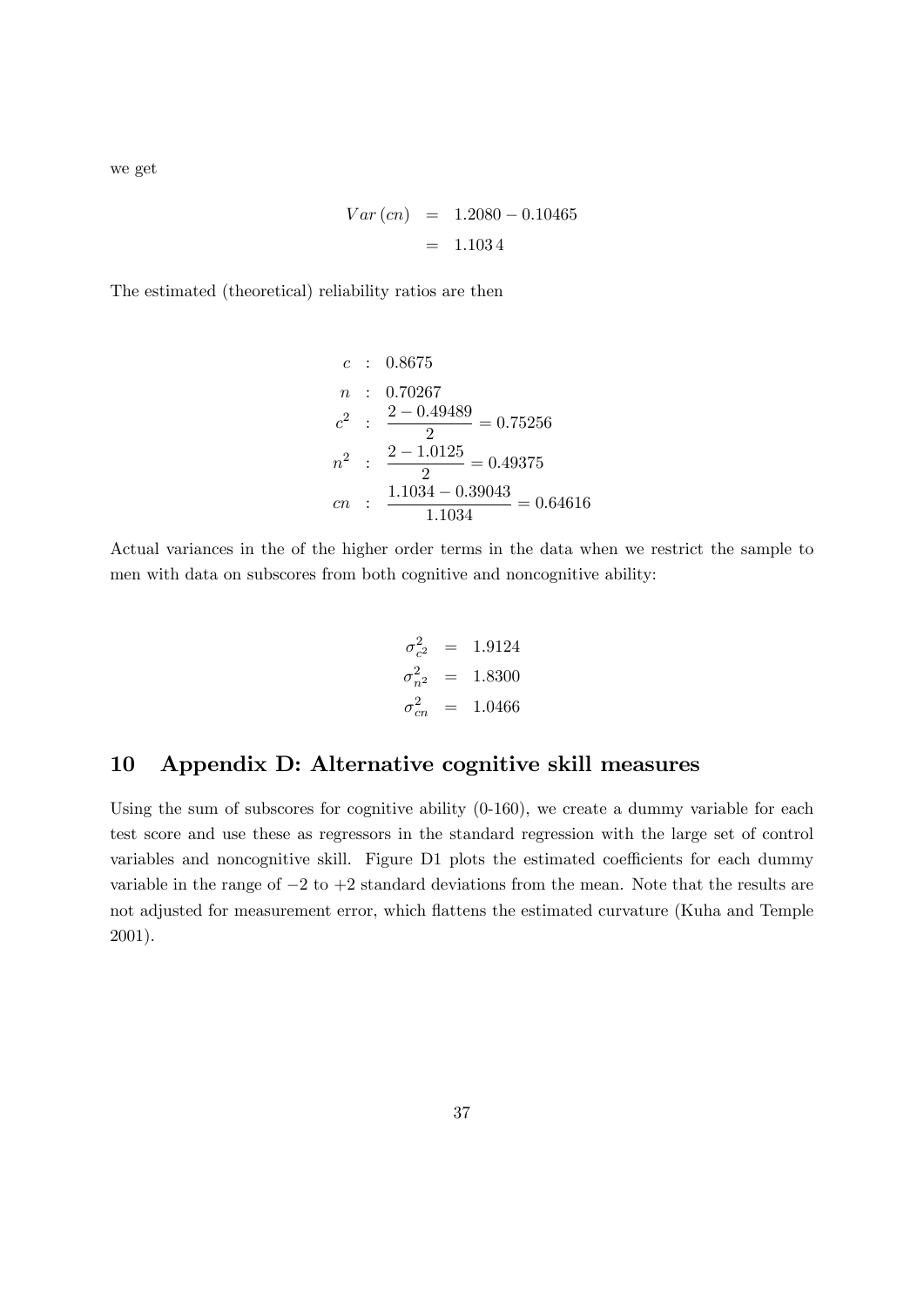we get

$$
\begin{aligned}
Var\,(cn) &= 1.2080 - 0.10465 \\
&= 1.1034
\end{aligned}
$$

The estimated (theoretical) reliability ratios are then

$$
\begin{aligned}
c &: \; 0.8675 \\
n &: \; 0.70267 \\
c^2 &: \; \frac{2 - 0.49489}{2} = 0.75256 \\
n^2 &: \; \frac{2 - 1.0125}{2} = 0.49375 \\
cn &: \; \frac{1.1034 - 0.39043}{1.1034} = 0.64616
\end{aligned}
$$

Actual variances in the of the higher order terms in the data when we restrict the sample to men with data on subscores from both cognitive and noncognitive ability:

$$
\begin{aligned}
\sigma^2_{c^2} &= 1.9124 \\
\sigma^2_{n^2} &= 1.8300 \\
\sigma^2_{cn} &= 1.0466
\end{aligned}
$$

## 10 Appendix D: Alternative cognitive skill measures

Using the sum of subscores for cognitive ability (0-160), we create a dummy variable for each test score and use these as regressors in the standard regression with the large set of control variables and noncognitive skill. Figure D1 plots the estimated coefficients for each dummy variable in the range of $-2$ to $+2$ standard deviations from the mean. Note that the results are not adjusted for measurement error, which flattens the estimated curvature (Kuha and Temple 2001).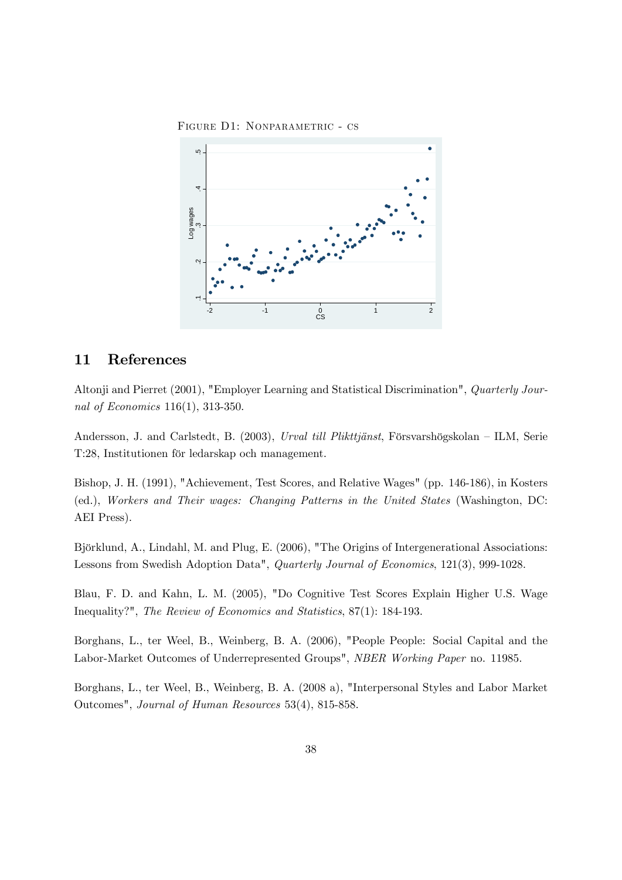Figure D1: Nonparametric - cs

## 11 References

Altonji and Pierret (2001), "Employer Learning and Statistical Discrimination", *Quarterly Journal of Economics* 116(1), 313-350.

Andersson, J. and Carlstedt, B. (2003), *Urval till Plikttjänst*, Försvarshögskolan – ILM, Serie T:28, Institutionen för ledarskap och management.

Bishop, J. H. (1991), "Achievement, Test Scores, and Relative Wages" (pp. 146-186), in Kosters (ed.), *Workers and Their wages: Changing Patterns in the United States* (Washington, DC: AEI Press).

Björklund, A., Lindahl, M. and Plug, E. (2006), "The Origins of Intergenerational Associations: Lessons from Swedish Adoption Data", *Quarterly Journal of Economics*, 121(3), 999-1028.

Blau, F. D. and Kahn, L. M. (2005), "Do Cognitive Test Scores Explain Higher U.S. Wage Inequality?", *The Review of Economics and Statistics*, 87(1): 184-193.

Borghans, L., ter Weel, B., Weinberg, B. A. (2006), "People People: Social Capital and the Labor-Market Outcomes of Underrepresented Groups", *NBER Working Paper* no. 11985.

Borghans, L., ter Weel, B., Weinberg, B. A. (2008 a), "Interpersonal Styles and Labor Market Outcomes", *Journal of Human Resources* 53(4), 815-858.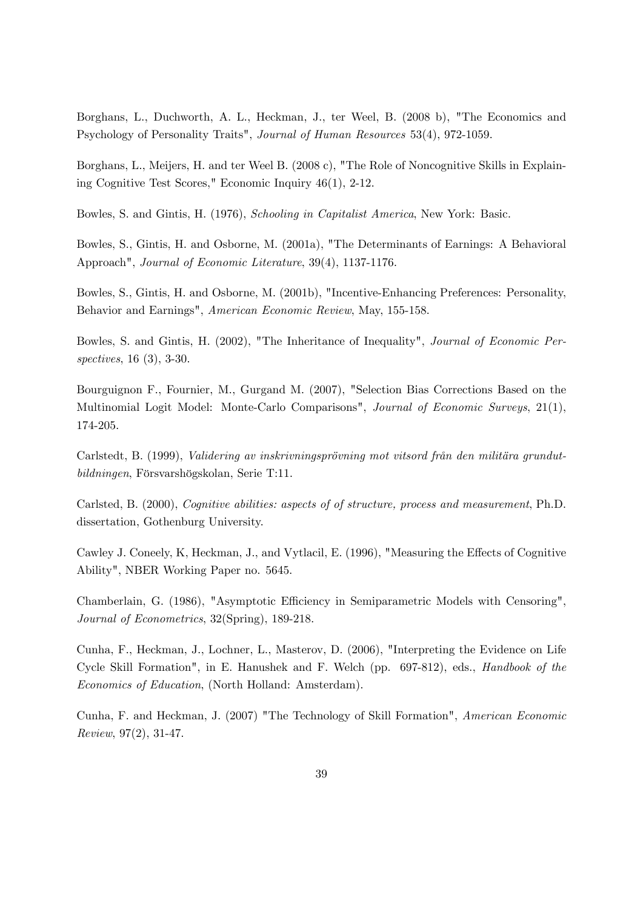Borghans, L., Duchworth, A. L., Heckman, J., ter Weel, B. (2008 b), "The Economics and Psychology of Personality Traits", *Journal of Human Resources* 53(4), 972-1059.

Borghans, L., Meijers, H. and ter Weel B. (2008 c), "The Role of Noncognitive Skills in Explaining Cognitive Test Scores," Economic Inquiry 46(1), 2-12.

Bowles, S. and Gintis, H. (1976), *Schooling in Capitalist America*, New York: Basic.

Bowles, S., Gintis, H. and Osborne, M. (2001a), "The Determinants of Earnings: A Behavioral Approach", *Journal of Economic Literature*, 39(4), 1137-1176.

Bowles, S., Gintis, H. and Osborne, M. (2001b), "Incentive-Enhancing Preferences: Personality, Behavior and Earnings", *American Economic Review*, May, 155-158.

Bowles, S. and Gintis, H. (2002), "The Inheritance of Inequality", *Journal of Economic Perspectives*, 16 (3), 3-30.

Bourguignon F., Fournier, M., Gurgand M. (2007), "Selection Bias Corrections Based on the Multinomial Logit Model: Monte-Carlo Comparisons", *Journal of Economic Surveys*, 21(1), 174-205.

Carlstedt, B. (1999), *Validering av inskrivningsprövning mot vitsord från den militära grundutbildningen*, Försvarshögskolan, Serie T:11.

Carlsted, B. (2000), *Cognitive abilities: aspects of of structure, process and measurement*, Ph.D. dissertation, Gothenburg University.

Cawley J. Coneely, K, Heckman, J., and Vytlacil, E. (1996), "Measuring the Effects of Cognitive Ability", NBER Working Paper no. 5645.

Chamberlain, G. (1986), "Asymptotic Efficiency in Semiparametric Models with Censoring", *Journal of Econometrics*, 32(Spring), 189-218.

Cunha, F., Heckman, J., Lochner, L., Masterov, D. (2006), "Interpreting the Evidence on Life Cycle Skill Formation", in E. Hanushek and F. Welch (pp. 697-812), eds., *Handbook of the Economics of Education*, (North Holland: Amsterdam).

Cunha, F. and Heckman, J. (2007) "The Technology of Skill Formation", *American Economic Review*, 97(2), 31-47.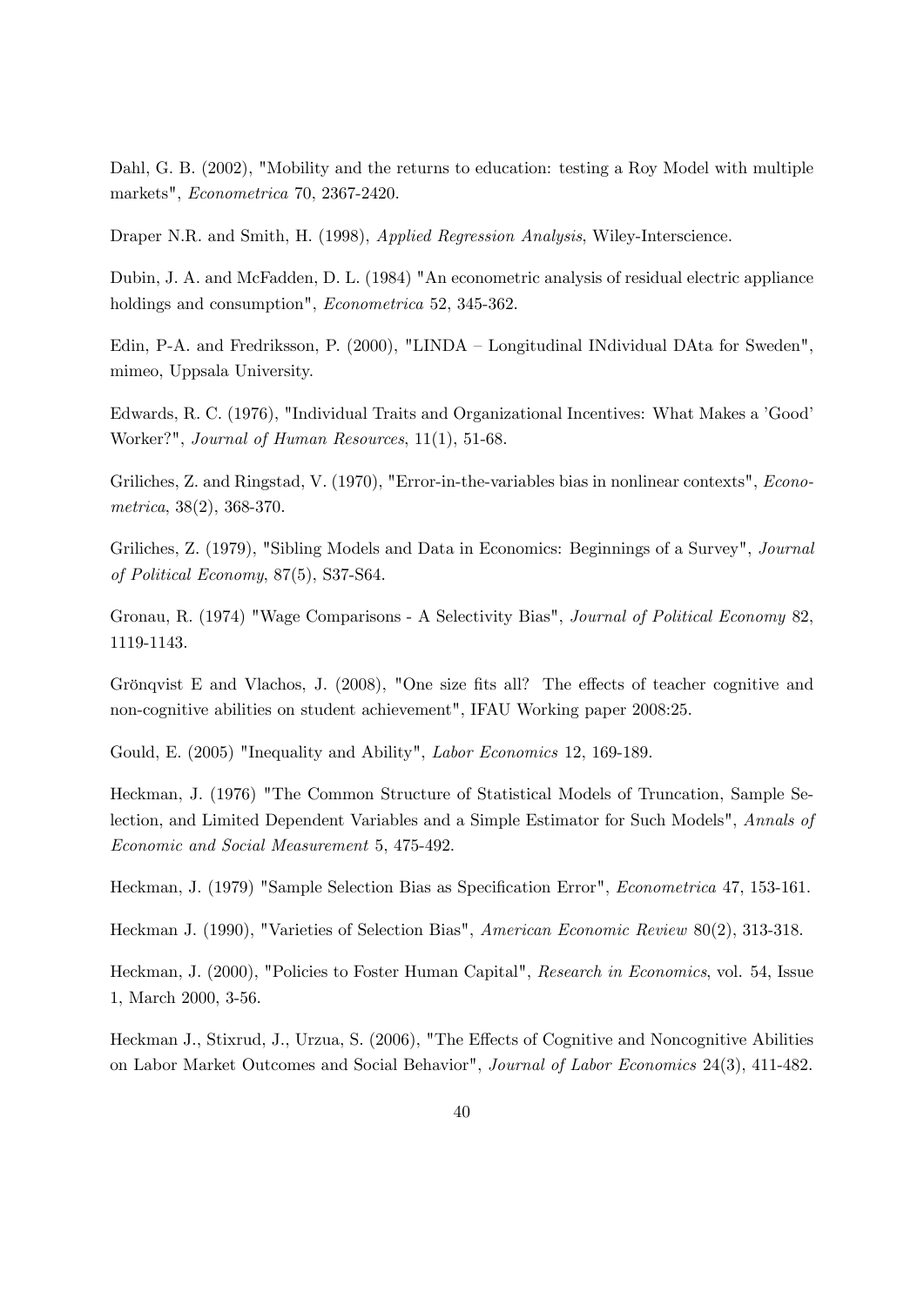Dahl, G. B. (2002), "Mobility and the returns to education: testing a Roy Model with multiple markets", *Econometrica* 70, 2367-2420.

Draper N.R. and Smith, H. (1998), *Applied Regression Analysis*, Wiley-Interscience.

Dubin, J. A. and McFadden, D. L. (1984) "An econometric analysis of residual electric appliance holdings and consumption", *Econometrica* 52, 345-362.

Edin, P-A. and Fredriksson, P. (2000), "LINDA – Longitudinal INdividual DAta for Sweden", mimeo, Uppsala University.

Edwards, R. C. (1976), "Individual Traits and Organizational Incentives: What Makes a 'Good' Worker?", *Journal of Human Resources*, 11(1), 51-68.

Griliches, Z. and Ringstad, V. (1970), "Error-in-the-variables bias in nonlinear contexts", *Econometrica*, 38(2), 368-370.

Griliches, Z. (1979), "Sibling Models and Data in Economics: Beginnings of a Survey", *Journal of Political Economy*, 87(5), S37-S64.

Gronau, R. (1974) "Wage Comparisons - A Selectivity Bias", *Journal of Political Economy* 82, 1119-1143.

Grönqvist E and Vlachos, J. (2008), "One size fits all? The effects of teacher cognitive and non-cognitive abilities on student achievement", IFAU Working paper 2008:25.

Gould, E. (2005) "Inequality and Ability", *Labor Economics* 12, 169-189.

Heckman, J. (1976) "The Common Structure of Statistical Models of Truncation, Sample Selection, and Limited Dependent Variables and a Simple Estimator for Such Models", *Annals of Economic and Social Measurement* 5, 475-492.

Heckman, J. (1979) "Sample Selection Bias as Specification Error", *Econometrica* 47, 153-161.

Heckman J. (1990), "Varieties of Selection Bias", *American Economic Review* 80(2), 313-318.

Heckman, J. (2000), "Policies to Foster Human Capital", *Research in Economics*, vol. 54, Issue 1, March 2000, 3-56.

Heckman J., Stixrud, J., Urzua, S. (2006), "The Effects of Cognitive and Noncognitive Abilities on Labor Market Outcomes and Social Behavior", *Journal of Labor Economics* 24(3), 411-482.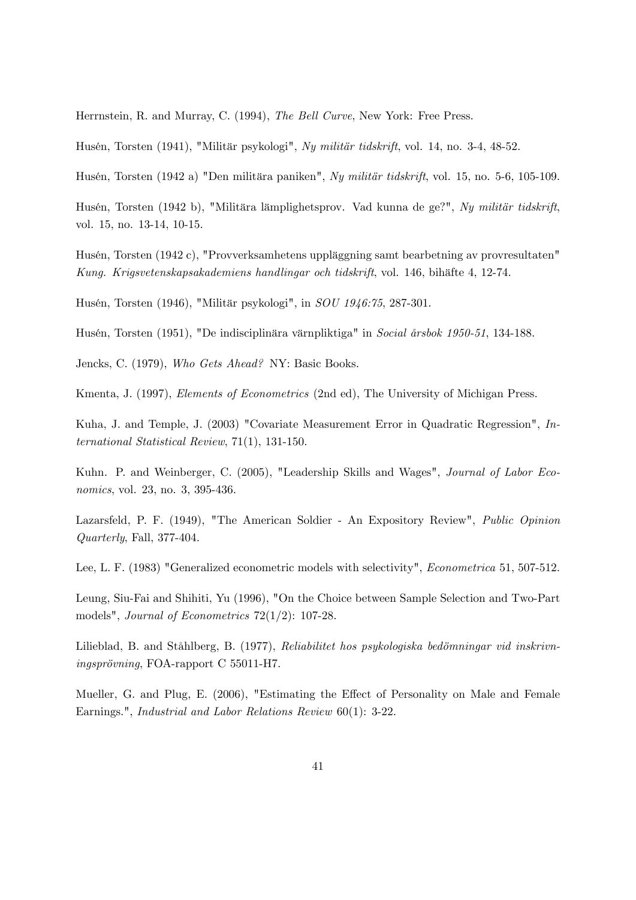Herrnstein, R. and Murray, C. (1994), *The Bell Curve*, New York: Free Press.

Husén, Torsten (1941), "Militär psykologi", *Ny militär tidskrift*, vol. 14, no. 3-4, 48-52.

Husén, Torsten (1942 a) "Den militära paniken", *Ny militär tidskrift*, vol. 15, no. 5-6, 105-109.

Husén, Torsten (1942 b), "Militära lämplighetsprov. Vad kunna de ge?", *Ny militär tidskrift*, vol. 15, no. 13-14, 10-15.

Husén, Torsten (1942 c), "Provverksamhetens uppläggning samt bearbetning av provresultaten" *Kung. Krigsvetenskapsakademiens handlingar och tidskrift*, vol. 146, bihäfte 4, 12-74.

Husén, Torsten (1946), "Militär psykologi", in *SOU 1946:75*, 287-301.

Husén, Torsten (1951), "De indisciplinära värnpliktiga" in *Social årsbok 1950-51*, 134-188.

Jencks, C. (1979), *Who Gets Ahead?* NY: Basic Books.

Kmenta, J. (1997), *Elements of Econometrics* (2nd ed), The University of Michigan Press.

Kuha, J. and Temple, J. (2003) "Covariate Measurement Error in Quadratic Regression", *International Statistical Review*, 71(1), 131-150.

Kuhn. P. and Weinberger, C. (2005), "Leadership Skills and Wages", *Journal of Labor Economics*, vol. 23, no. 3, 395-436.

Lazarsfeld, P. F. (1949), "The American Soldier - An Expository Review", *Public Opinion Quarterly*, Fall, 377-404.

Lee, L. F. (1983) "Generalized econometric models with selectivity", *Econometrica* 51, 507-512.

Leung, Siu-Fai and Shihiti, Yu (1996), "On the Choice between Sample Selection and Two-Part models", *Journal of Econometrics* 72(1/2): 107-28.

Lilieblad, B. and Ståhlberg, B. (1977), *Reliabilitet hos psykologiska bedömningar vid inskrivningsprövning*, FOA-rapport C 55011-H7.

Mueller, G. and Plug, E. (2006), "Estimating the Effect of Personality on Male and Female Earnings.", *Industrial and Labor Relations Review* 60(1): 3-22.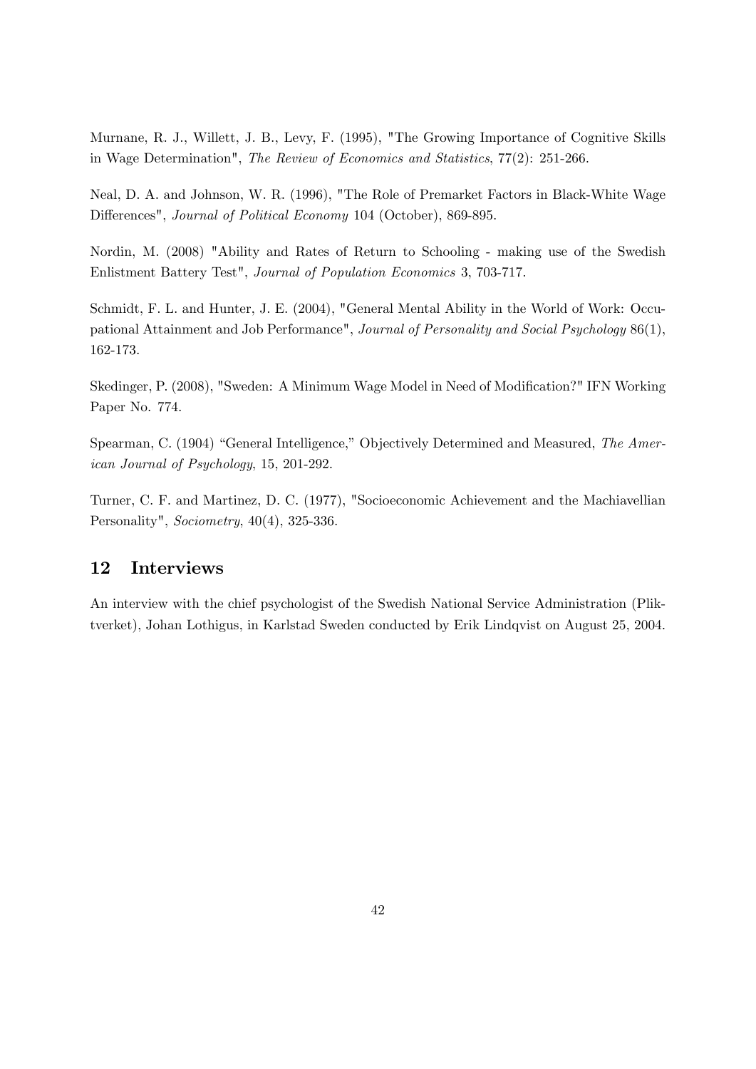Murnane, R. J., Willett, J. B., Levy, F. (1995), "The Growing Importance of Cognitive Skills in Wage Determination", *The Review of Economics and Statistics*, 77(2): 251-266.

Neal, D. A. and Johnson, W. R. (1996), "The Role of Premarket Factors in Black-White Wage Differences", *Journal of Political Economy* 104 (October), 869-895.

Nordin, M. (2008) "Ability and Rates of Return to Schooling - making use of the Swedish Enlistment Battery Test", *Journal of Population Economics* 3, 703-717.

Schmidt, F. L. and Hunter, J. E. (2004), "General Mental Ability in the World of Work: Occupational Attainment and Job Performance", *Journal of Personality and Social Psychology* 86(1), 162-173.

Skedinger, P. (2008), "Sweden: A Minimum Wage Model in Need of Modification?" IFN Working Paper No. 774.

Spearman, C. (1904) "General Intelligence," Objectively Determined and Measured, *The American Journal of Psychology*, 15, 201-292.

Turner, C. F. and Martinez, D. C. (1977), "Socioeconomic Achievement and the Machiavellian Personality", *Sociometry*, 40(4), 325-336.

## 12 Interviews

An interview with the chief psychologist of the Swedish National Service Administration (Pliktverket), Johan Lothigus, in Karlstad Sweden conducted by Erik Lindqvist on August 25, 2004.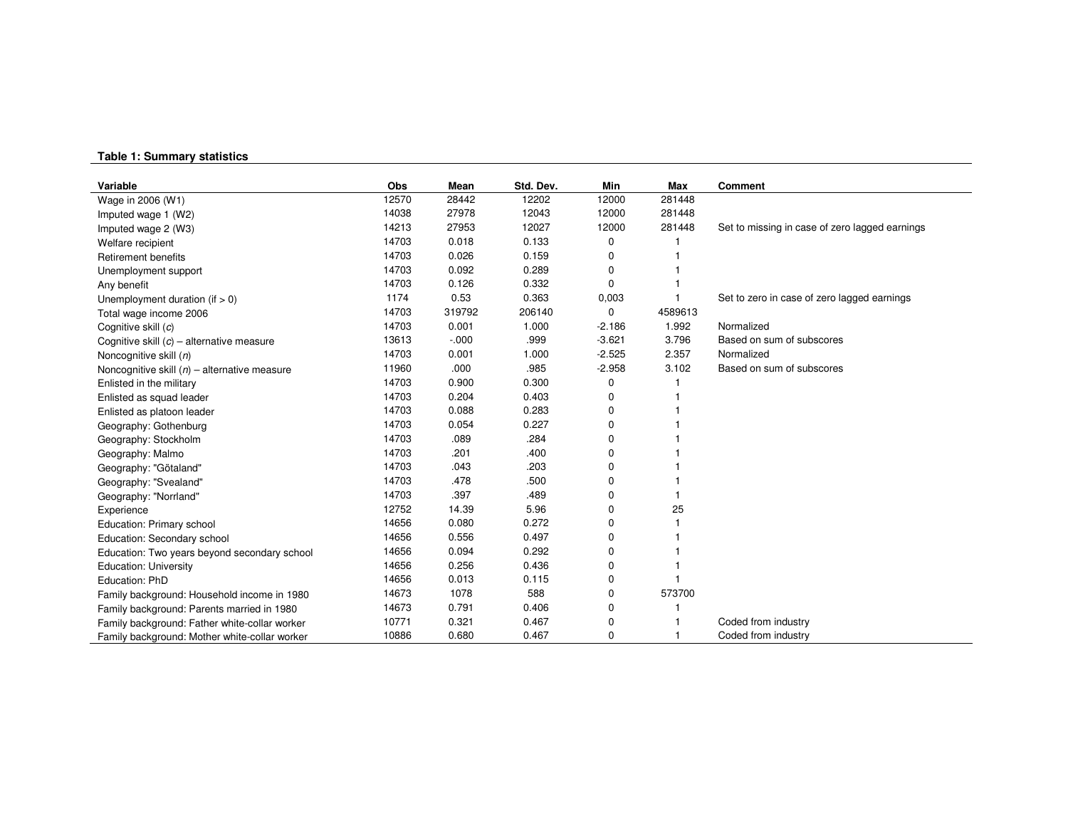**Table 1: Summary statistics**

| Variable | Obs | Mean | Std. Dev. | Min | Max | Comment |
|---|---|---|---|---|---|---|
| Wage in 2006 (W1) | 12570 | 28442 | 12202 | 12000 | 281448 | |
| Imputed wage 1 (W2) | 14038 | 27978 | 12043 | 12000 | 281448 | |
| Imputed wage 2 (W3) | 14213 | 27953 | 12027 | 12000 | 281448 | Set to missing in case of zero lagged earnings |
| Welfare recipient | 14703 | 0.018 | 0.133 | 0 | 1 | |
| Retirement benefits | 14703 | 0.026 | 0.159 | 0 | 1 | |
| Unemployment support | 14703 | 0.092 | 0.289 | 0 | 1 | |
| Any benefit | 14703 | 0.126 | 0.332 | 0 | 1 | |
| Unemployment duration (if > 0) | 1174 | 0.53 | 0.363 | 0,003 | 1 | Set to zero in case of zero lagged earnings |
| Total wage income 2006 | 14703 | 319792 | 206140 | 0 | 4589613 | |
| Cognitive skill (*c*) | 14703 | 0.001 | 1.000 | -2.186 | 1.992 | Normalized |
| Cognitive skill (*c*) – alternative measure | 13613 | -.000 | .999 | -3.621 | 3.796 | Based on sum of subscores |
| Noncognitive skill (*n*) | 14703 | 0.001 | 1.000 | -2.525 | 2.357 | Normalized |
| Noncognitive skill (*n*) – alternative measure | 11960 | .000 | .985 | -2.958 | 3.102 | Based on sum of subscores |
| Enlisted in the military | 14703 | 0.900 | 0.300 | 0 | 1 | |
| Enlisted as squad leader | 14703 | 0.204 | 0.403 | 0 | 1 | |
| Enlisted as platoon leader | 14703 | 0.088 | 0.283 | 0 | 1 | |
| Geography: Gothenburg | 14703 | 0.054 | 0.227 | 0 | 1 | |
| Geography: Stockholm | 14703 | .089 | .284 | 0 | 1 | |
| Geography: Malmo | 14703 | .201 | .400 | 0 | 1 | |
| Geography: "Götaland" | 14703 | .043 | .203 | 0 | 1 | |
| Geography: "Svealand" | 14703 | .478 | .500 | 0 | 1 | |
| Geography: "Norrland" | 14703 | .397 | .489 | 0 | 1 | |
| Experience | 12752 | 14.39 | 5.96 | 0 | 25 | |
| Education: Primary school | 14656 | 0.080 | 0.272 | 0 | 1 | |
| Education: Secondary school | 14656 | 0.556 | 0.497 | 0 | 1 | |
| Education: Two years beyond secondary school | 14656 | 0.094 | 0.292 | 0 | 1 | |
| Education: University | 14656 | 0.256 | 0.436 | 0 | 1 | |
| Education: PhD | 14656 | 0.013 | 0.115 | 0 | 1 | |
| Family background: Household income in 1980 | 14673 | 1078 | 588 | 0 | 573700 | |
| Family background: Parents married in 1980 | 14673 | 0.791 | 0.406 | 0 | 1 | |
| Family background: Father white-collar worker | 10771 | 0.321 | 0.467 | 0 | 1 | Coded from industry |
| Family background: Mother white-collar worker | 10886 | 0.680 | 0.467 | 0 | 1 | Coded from industry |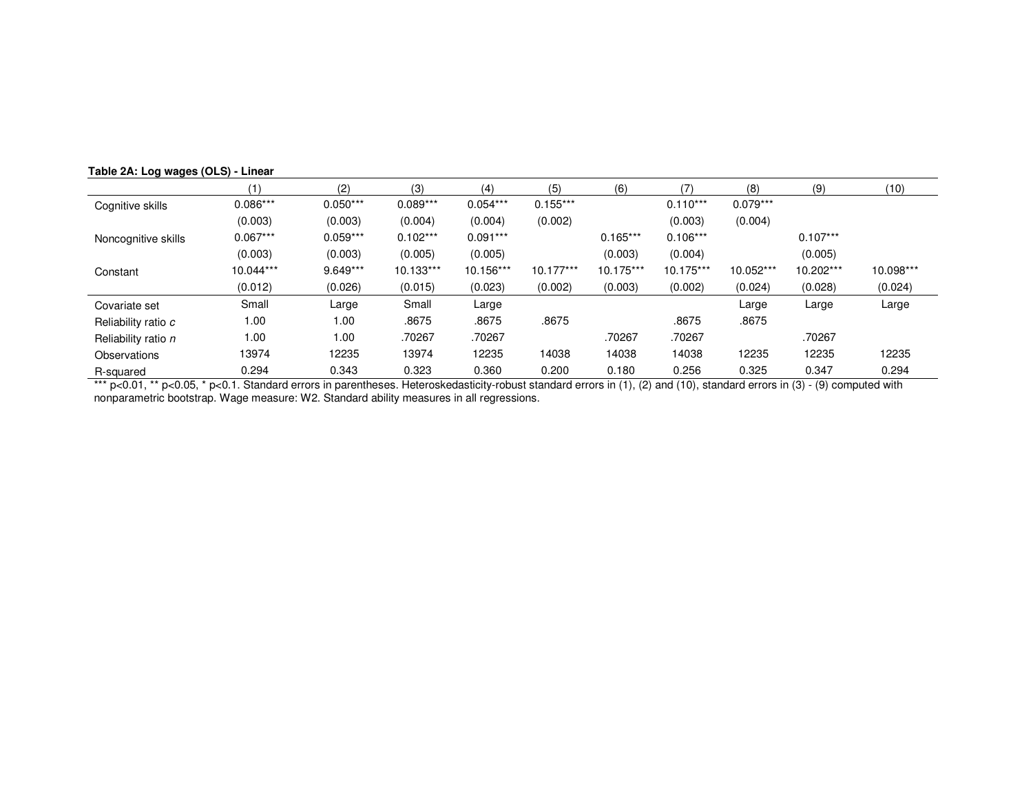**Table 2A: Log wages (OLS) - Linear**

| | (1) | (2) | (3) | (4) | (5) | (6) | (7) | (8) | (9) | (10) |
|---|---|---|---|---|---|---|---|---|---|---|
| Cognitive skills | 0.086*** | 0.050*** | 0.089*** | 0.054*** | 0.155*** | | 0.110*** | 0.079*** | | |
| | (0.003) | (0.003) | (0.004) | (0.004) | (0.002) | | (0.003) | (0.004) | | |
| Noncognitive skills | 0.067*** | 0.059*** | 0.102*** | 0.091*** | | 0.165*** | 0.106*** | | 0.107*** | |
| | (0.003) | (0.003) | (0.005) | (0.005) | | (0.003) | (0.004) | | (0.005) | |
| Constant | 10.044*** | 9.649*** | 10.133*** | 10.156*** | 10.177*** | 10.175*** | 10.175*** | 10.052*** | 10.202*** | 10.098*** |
| | (0.012) | (0.026) | (0.015) | (0.023) | (0.002) | (0.003) | (0.002) | (0.024) | (0.028) | (0.024) |
| Covariate set | Small | Large | Small | Large | | | | Large | Large | Large |
| Reliability ratio *c* | 1.00 | 1.00 | .8675 | .8675 | .8675 | | .8675 | .8675 | | |
| Reliability ratio *n* | 1.00 | 1.00 | .70267 | .70267 | | .70267 | .70267 | | .70267 | |
| Observations | 13974 | 12235 | 13974 | 12235 | 14038 | 14038 | 14038 | 12235 | 12235 | 12235 |
| R-squared | 0.294 | 0.343 | 0.323 | 0.360 | 0.200 | 0.180 | 0.256 | 0.325 | 0.347 | 0.294 |

*** p<0.01, ** p<0.05, * p<0.1. Standard errors in parentheses. Heteroskedasticity-robust standard errors in (1), (2) and (10), standard errors in (3) - (9) computed with nonparametric bootstrap. Wage measure: W2. Standard ability measures in all regressions.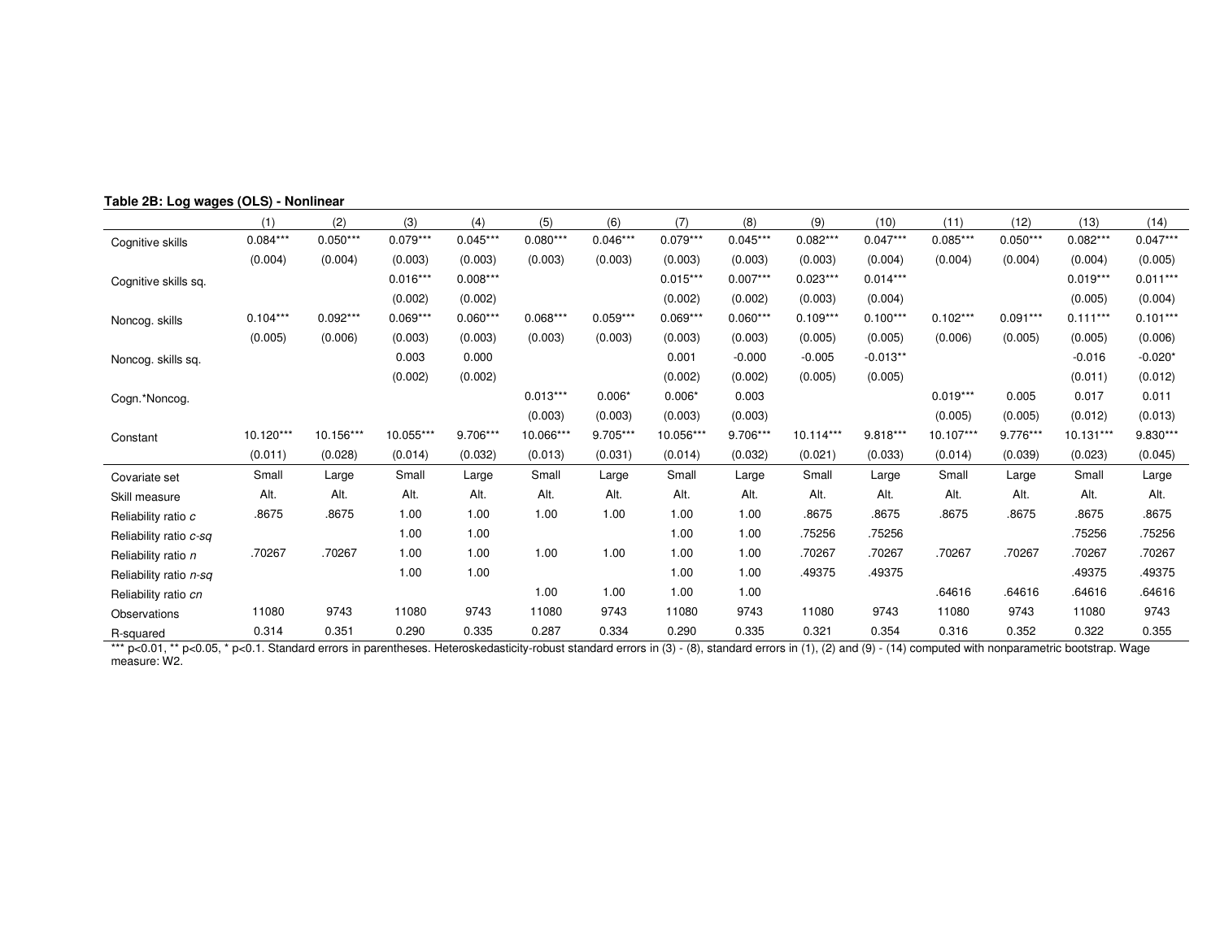**Table 2B: Log wages (OLS) - Nonlinear**

| | (1) | (2) | (3) | (4) | (5) | (6) | (7) | (8) | (9) | (10) | (11) | (12) | (13) | (14) |
|---|---|---|---|---|---|---|---|---|---|---|---|---|---|---|
| Cognitive skills | 0.084*** | 0.050*** | 0.079*** | 0.045*** | 0.080*** | 0.046*** | 0.079*** | 0.045*** | 0.082*** | 0.047*** | 0.085*** | 0.050*** | 0.082*** | 0.047*** |
| | (0.004) | (0.004) | (0.003) | (0.003) | (0.003) | (0.003) | (0.003) | (0.003) | (0.003) | (0.004) | (0.004) | (0.004) | (0.004) | (0.005) |
| Cognitive skills sq. | | | 0.016*** | 0.008*** | | | 0.015*** | 0.007*** | 0.023*** | 0.014*** | | | 0.019*** | 0.011*** |
| | | | (0.002) | (0.002) | | | (0.002) | (0.002) | (0.003) | (0.004) | | | (0.005) | (0.004) |
| Noncog. skills | 0.104*** | 0.092*** | 0.069*** | 0.060*** | 0.068*** | 0.059*** | 0.069*** | 0.060*** | 0.109*** | 0.100*** | 0.102*** | 0.091*** | 0.111*** | 0.101*** |
| | (0.005) | (0.006) | (0.003) | (0.003) | (0.003) | (0.003) | (0.003) | (0.003) | (0.005) | (0.005) | (0.006) | (0.005) | (0.005) | (0.006) |
| Noncog. skills sq. | | | 0.003 | 0.000 | | | 0.001 | -0.000 | -0.005 | -0.013** | | | -0.016 | -0.020* |
| | | | (0.002) | (0.002) | | | (0.002) | (0.002) | (0.005) | (0.005) | | | (0.011) | (0.012) |
| Cogn.*Noncog. | | | | | 0.013*** | 0.006* | 0.006* | 0.003 | | | 0.019*** | 0.005 | 0.017 | 0.011 |
| | | | | | (0.003) | (0.003) | (0.003) | (0.003) | | | (0.005) | (0.005) | (0.012) | (0.013) |
| Constant | 10.120*** | 10.156*** | 10.055*** | 9.706*** | 10.066*** | 9.705*** | 10.056*** | 9.706*** | 10.114*** | 9.818*** | 10.107*** | 9.776*** | 10.131*** | 9.830*** |
| | (0.011) | (0.028) | (0.014) | (0.032) | (0.013) | (0.031) | (0.014) | (0.032) | (0.021) | (0.033) | (0.014) | (0.039) | (0.023) | (0.045) |
| Covariate set | Small | Large | Small | Large | Small | Large | Small | Large | Small | Large | Small | Large | Small | Large |
| Skill measure | Alt. | Alt. | Alt. | Alt. | Alt. | Alt. | Alt. | Alt. | Alt. | Alt. | Alt. | Alt. | Alt. | Alt. |
| Reliability ratio *c* | .8675 | .8675 | 1.00 | 1.00 | 1.00 | 1.00 | 1.00 | 1.00 | .8675 | .8675 | .8675 | .8675 | .8675 | .8675 |
| Reliability ratio *c-sq* | | | 1.00 | 1.00 | | | 1.00 | 1.00 | .75256 | .75256 | | | .75256 | .75256 |
| Reliability ratio *n* | .70267 | .70267 | 1.00 | 1.00 | 1.00 | 1.00 | 1.00 | 1.00 | .70267 | .70267 | .70267 | .70267 | .70267 | .70267 |
| Reliability ratio *n-sq* | | | 1.00 | 1.00 | | | 1.00 | 1.00 | .49375 | .49375 | | | .49375 | .49375 |
| Reliability ratio *cn* | | | | | 1.00 | 1.00 | 1.00 | 1.00 | | | .64616 | .64616 | .64616 | .64616 |
| Observations | 11080 | 9743 | 11080 | 9743 | 11080 | 9743 | 11080 | 9743 | 11080 | 9743 | 11080 | 9743 | 11080 | 9743 |
| R-squared | 0.314 | 0.351 | 0.290 | 0.335 | 0.287 | 0.334 | 0.290 | 0.335 | 0.321 | 0.354 | 0.316 | 0.352 | 0.322 | 0.355 |

*** p<0.01, ** p<0.05, * p<0.1. Standard errors in parentheses. Heteroskedasticity-robust standard errors in (3) - (8), standard errors in (1), (2) and (9) - (14) computed with nonparametric bootstrap. Wage measure: W2.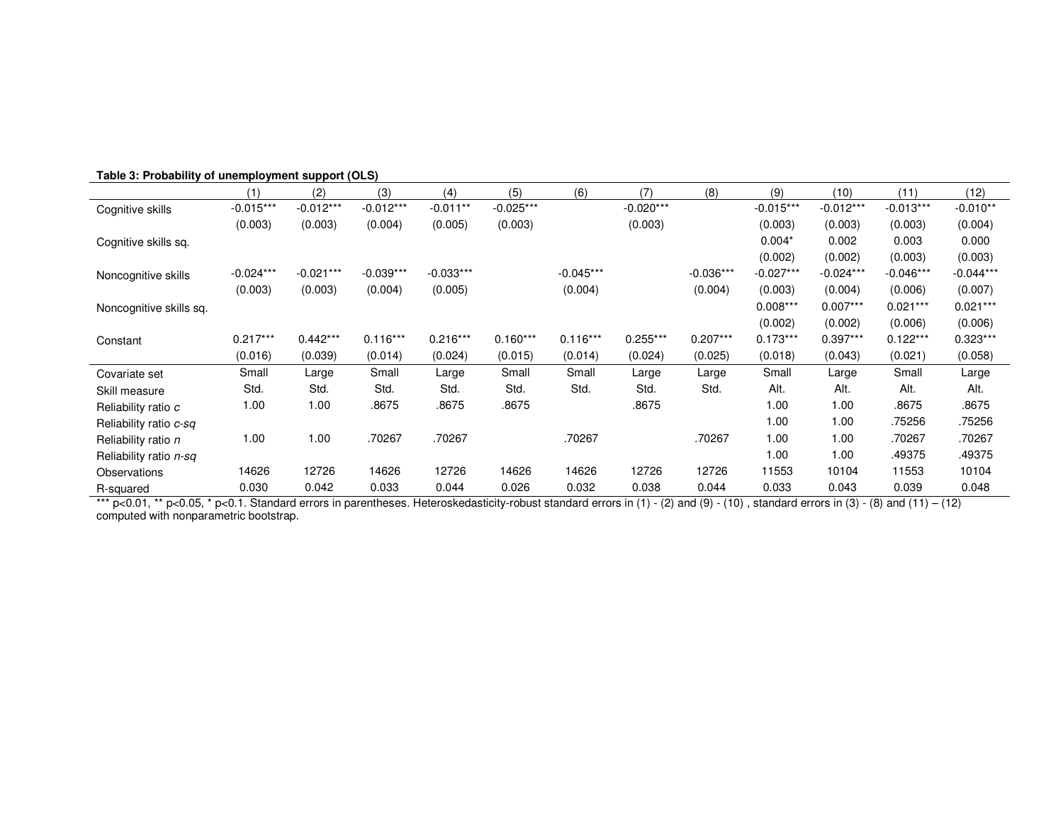**Table 3: Probability of unemployment support (OLS)**

| | (1) | (2) | (3) | (4) | (5) | (6) | (7) | (8) | (9) | (10) | (11) | (12) |
|---|---|---|---|---|---|---|---|---|---|---|---|---|
| Cognitive skills | -0.015*** | -0.012*** | -0.012*** | -0.011** | -0.025*** | | -0.020*** | | -0.015*** | -0.012*** | -0.013*** | -0.010** |
| | (0.003) | (0.003) | (0.004) | (0.005) | (0.003) | | (0.003) | | (0.003) | (0.003) | (0.003) | (0.004) |
| Cognitive skills sq. | | | | | | | | | 0.004* | 0.002 | 0.003 | 0.000 |
| | | | | | | | | | (0.002) | (0.002) | (0.003) | (0.003) |
| Noncognitive skills | -0.024*** | -0.021*** | -0.039*** | -0.033*** | | -0.045*** | | -0.036*** | -0.027*** | -0.024*** | -0.046*** | -0.044*** |
| | (0.003) | (0.003) | (0.004) | (0.005) | | (0.004) | | (0.004) | (0.003) | (0.004) | (0.006) | (0.007) |
| Noncognitive skills sq. | | | | | | | | | 0.008*** | 0.007*** | 0.021*** | 0.021*** |
| | | | | | | | | | (0.002) | (0.002) | (0.006) | (0.006) |
| Constant | 0.217*** | 0.442*** | 0.116*** | 0.216*** | 0.160*** | 0.116*** | 0.255*** | 0.207*** | 0.173*** | 0.397*** | 0.122*** | 0.323*** |
| | (0.016) | (0.039) | (0.014) | (0.024) | (0.015) | (0.014) | (0.024) | (0.025) | (0.018) | (0.043) | (0.021) | (0.058) |
| Covariate set | Small | Large | Small | Large | Small | Small | Large | Large | Small | Large | Small | Large |
| Skill measure | Std. | Std. | Std. | Std. | Std. | Std. | Std. | Std. | Alt. | Alt. | Alt. | Alt. |
| Reliability ratio *c* | 1.00 | 1.00 | .8675 | .8675 | .8675 | | .8675 | | 1.00 | 1.00 | .8675 | .8675 |
| Reliability ratio *c-sq* | | | | | | | | | 1.00 | 1.00 | .75256 | .75256 |
| Reliability ratio *n* | 1.00 | 1.00 | .70267 | .70267 | | .70267 | | .70267 | 1.00 | 1.00 | .70267 | .70267 |
| Reliability ratio *n-sq* | | | | | | | | | 1.00 | 1.00 | .49375 | .49375 |
| Observations | 14626 | 12726 | 14626 | 12726 | 14626 | 14626 | 12726 | 12726 | 11553 | 10104 | 11553 | 10104 |
| R-squared | 0.030 | 0.042 | 0.033 | 0.044 | 0.026 | 0.032 | 0.038 | 0.044 | 0.033 | 0.043 | 0.039 | 0.048 |

*** p<0.01, ** p<0.05, * p<0.1. Standard errors in parentheses. Heteroskedasticity-robust standard errors in (1) - (2) and (9) - (10) , standard errors in (3) - (8) and (11) – (12) computed with nonparametric bootstrap.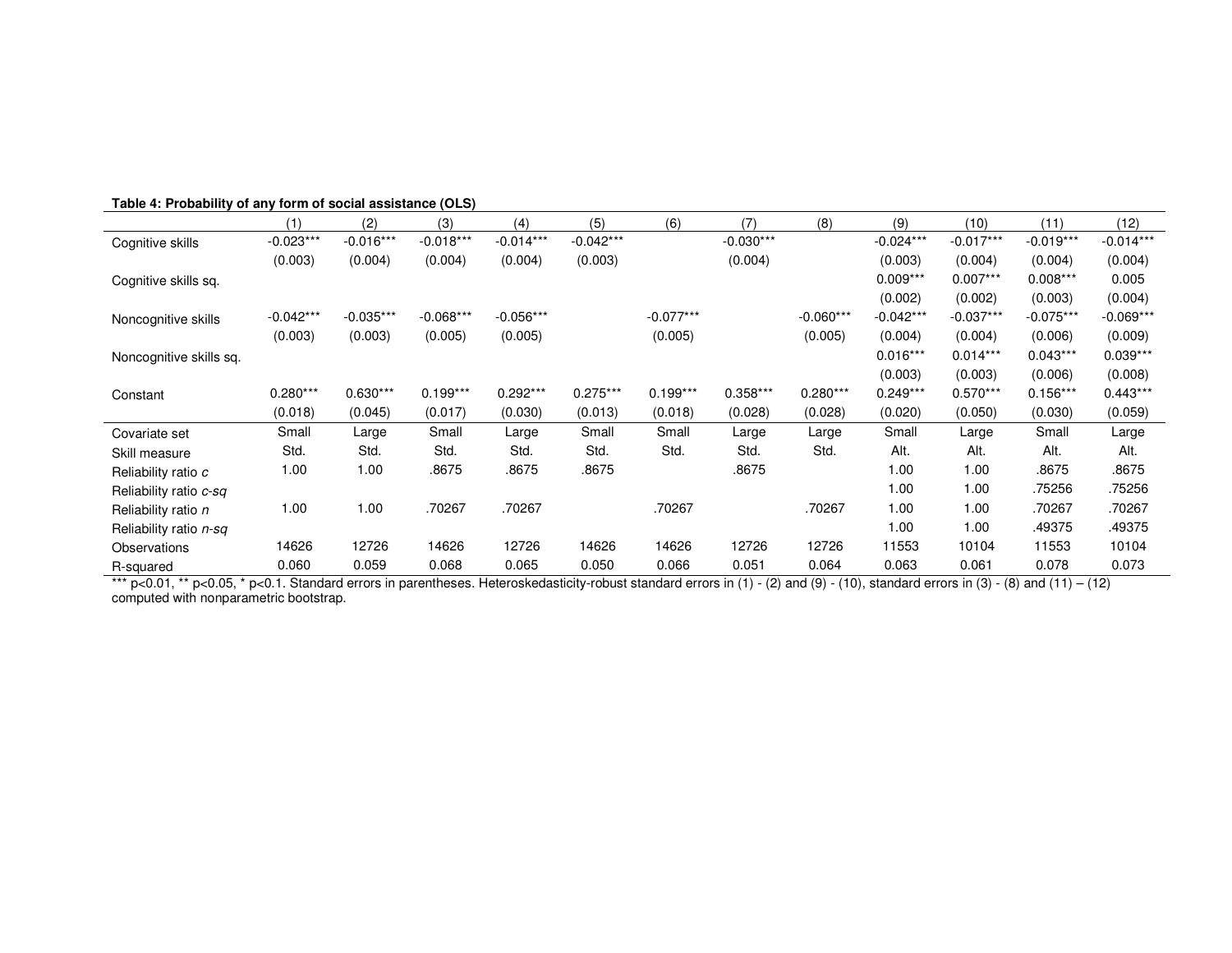**Table 4: Probability of any form of social assistance (OLS)**

| | (1) | (2) | (3) | (4) | (5) | (6) | (7) | (8) | (9) | (10) | (11) | (12) |
|---|---|---|---|---|---|---|---|---|---|---|---|---|
| Cognitive skills | -0.023*** | -0.016*** | -0.018*** | -0.014*** | -0.042*** | | -0.030*** | | -0.024*** | -0.017*** | -0.019*** | -0.014*** |
| | (0.003) | (0.004) | (0.004) | (0.004) | (0.003) | | (0.004) | | (0.003) | (0.004) | (0.004) | (0.004) |
| Cognitive skills sq. | | | | | | | | | 0.009*** | 0.007*** | 0.008*** | 0.005 |
| | | | | | | | | | (0.002) | (0.002) | (0.003) | (0.004) |
| Noncognitive skills | -0.042*** | -0.035*** | -0.068*** | -0.056*** | | -0.077*** | | -0.060*** | -0.042*** | -0.037*** | -0.075*** | -0.069*** |
| | (0.003) | (0.003) | (0.005) | (0.005) | | (0.005) | | (0.005) | (0.004) | (0.004) | (0.006) | (0.009) |
| Noncognitive skills sq. | | | | | | | | | 0.016*** | 0.014*** | 0.043*** | 0.039*** |
| | | | | | | | | | (0.003) | (0.003) | (0.006) | (0.008) |
| Constant | 0.280*** | 0.630*** | 0.199*** | 0.292*** | 0.275*** | 0.199*** | 0.358*** | 0.280*** | 0.249*** | 0.570*** | 0.156*** | 0.443*** |
| | (0.018) | (0.045) | (0.017) | (0.030) | (0.013) | (0.018) | (0.028) | (0.028) | (0.020) | (0.050) | (0.030) | (0.059) |
| Covariate set | Small | Large | Small | Large | Small | Small | Large | Large | Small | Large | Small | Large |
| Skill measure | Std. | Std. | Std. | Std. | Std. | Std. | Std. | Std. | Alt. | Alt. | Alt. | Alt. |
| Reliability ratio *c* | 1.00 | 1.00 | .8675 | .8675 | .8675 | | .8675 | | 1.00 | 1.00 | .8675 | .8675 |
| Reliability ratio *c-sq* | | | | | | | | | 1.00 | 1.00 | .75256 | .75256 |
| Reliability ratio *n* | 1.00 | 1.00 | .70267 | .70267 | | .70267 | | .70267 | 1.00 | 1.00 | .70267 | .70267 |
| Reliability ratio *n-sq* | | | | | | | | | 1.00 | 1.00 | .49375 | .49375 |
| Observations | 14626 | 12726 | 14626 | 12726 | 14626 | 14626 | 12726 | 12726 | 11553 | 10104 | 11553 | 10104 |
| R-squared | 0.060 | 0.059 | 0.068 | 0.065 | 0.050 | 0.066 | 0.051 | 0.064 | 0.063 | 0.061 | 0.078 | 0.073 |

*** p<0.01, ** p<0.05, * p<0.1. Standard errors in parentheses. Heteroskedasticity-robust standard errors in (1) - (2) and (9) - (10), standard errors in (3) - (8) and (11) – (12) computed with nonparametric bootstrap.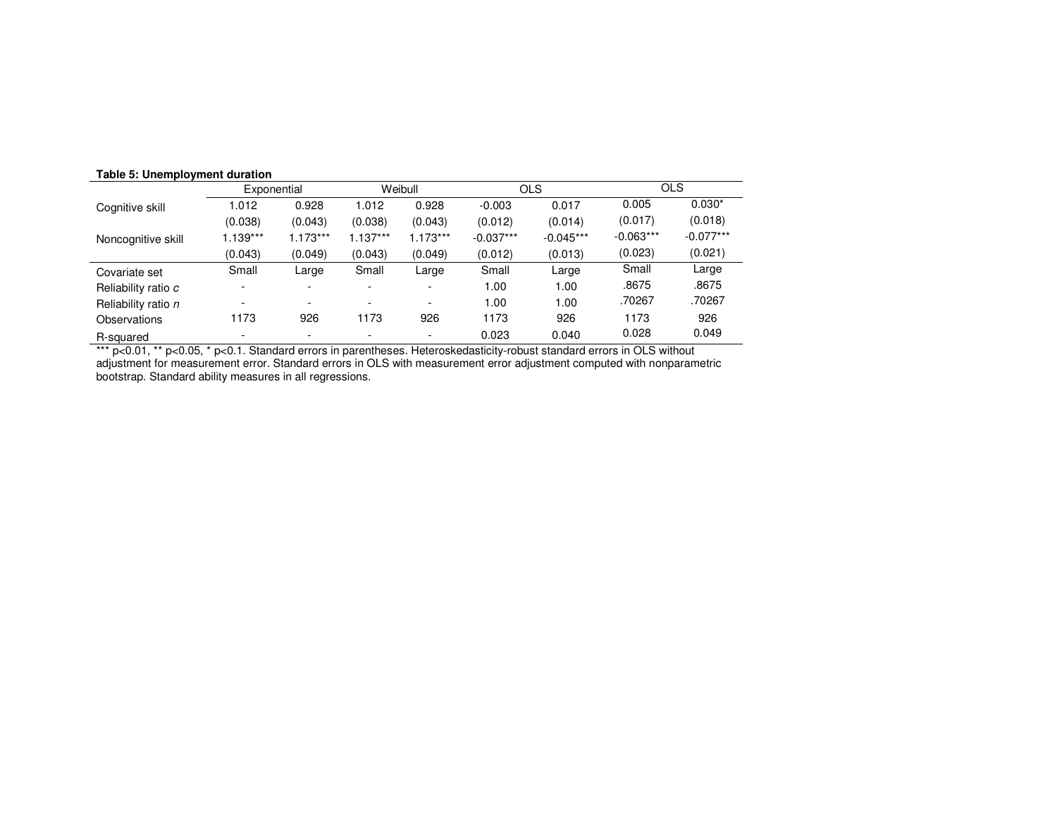**Table 5: Unemployment duration**

| | Exponential | | Weibull | | OLS | | OLS | |
|---|---|---|---|---|---|---|---|---|
| Cognitive skill | 1.012 | 0.928 | 1.012 | 0.928 | -0.003 | 0.017 | 0.005 | 0.030* |
| | (0.038) | (0.043) | (0.038) | (0.043) | (0.012) | (0.014) | (0.017) | (0.018) |
| Noncognitive skill | 1.139*** | 1.173*** | 1.137*** | 1.173*** | -0.037*** | -0.045*** | -0.063*** | -0.077*** |
| | (0.043) | (0.049) | (0.043) | (0.049) | (0.012) | (0.013) | (0.023) | (0.021) |
| Covariate set | Small | Large | Small | Large | Small | Large | Small | Large |
| Reliability ratio *c* | - | - | - | - | 1.00 | 1.00 | .8675 | .8675 |
| Reliability ratio *n* | - | - | - | - | 1.00 | 1.00 | .70267 | .70267 |
| Observations | 1173 | 926 | 1173 | 926 | 1173 | 926 | 1173 | 926 |
| R-squared | - | - | - | - | 0.023 | 0.040 | 0.028 | 0.049 |

*** p<0.01, ** p<0.05, * p<0.1. Standard errors in parentheses. Heteroskedasticity-robust standard errors in OLS without adjustment for measurement error. Standard errors in OLS with measurement error adjustment computed with nonparametric bootstrap. Standard ability measures in all regressions.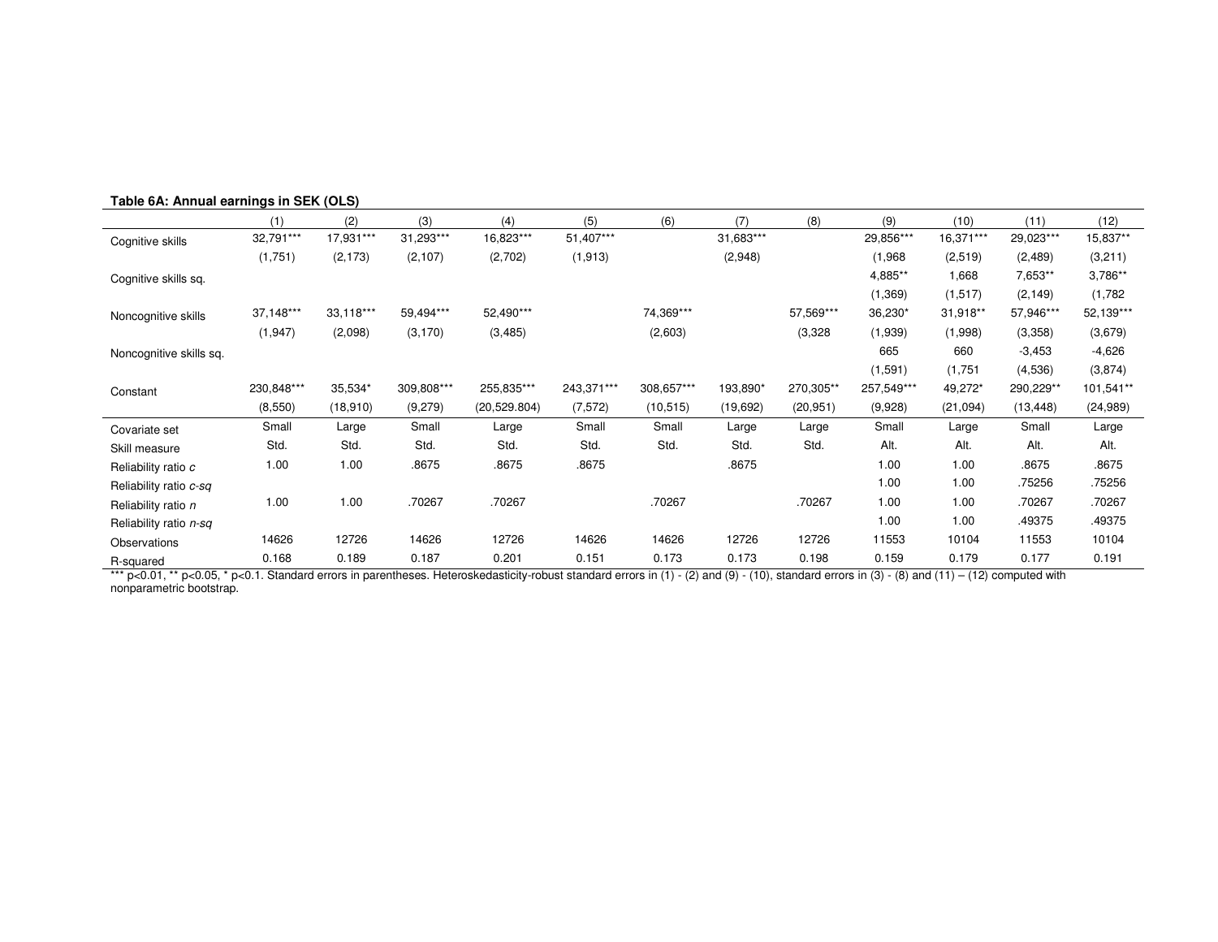**Table 6A: Annual earnings in SEK (OLS)**

| | (1) | (2) | (3) | (4) | (5) | (6) | (7) | (8) | (9) | (10) | (11) | (12) |
|---|---|---|---|---|---|---|---|---|---|---|---|---|
| Cognitive skills | 32,791*** | 17,931*** | 31,293*** | 16,823*** | 51,407*** | | 31,683*** | | 29,856*** | 16,371*** | 29,023*** | 15,837** |
| | (1,751) | (2,173) | (2,107) | (2,702) | (1,913) | | (2,948) | | (1,968 | (2,519) | (2,489) | (3,211) |
| Cognitive skills sq. | | | | | | | | | 4,885** | 1,668 | 7,653** | 3,786** |
| | | | | | | | | | (1,369) | (1,517) | (2,149) | (1,782 |
| Noncognitive skills | 37,148*** | 33,118*** | 59,494*** | 52,490*** | | 74,369*** | | 57,569*** | 36,230* | 31,918** | 57,946*** | 52,139*** |
| | (1,947) | (2,098) | (3,170) | (3,485) | | (2,603) | | (3,328 | (1,939) | (1,998) | (3,358) | (3,679) |
| Noncognitive skills sq. | | | | | | | | | 665 | 660 | -3,453 | -4,626 |
| | | | | | | | | | (1,591) | (1,751 | (4,536) | (3,874) |
| Constant | 230,848*** | 35,534* | 309,808*** | 255,835*** | 243,371*** | 308,657*** | 193,890* | 270,305** | 257,549*** | 49,272* | 290,229** | 101,541** |
| | (8,550) | (18,910) | (9,279) | (20,529.804) | (7,572) | (10,515) | (19,692) | (20,951) | (9,928) | (21,094) | (13,448) | (24,989) |
| Covariate set | Small | Large | Small | Large | Small | Small | Large | Large | Small | Large | Small | Large |
| Skill measure | Std. | Std. | Std. | Std. | Std. | Std. | Std. | Std. | Alt. | Alt. | Alt. | Alt. |
| Reliability ratio *c* | 1.00 | 1.00 | .8675 | .8675 | .8675 | | .8675 | | 1.00 | 1.00 | .8675 | .8675 |
| Reliability ratio *c-sq* | | | | | | | | | 1.00 | 1.00 | .75256 | .75256 |
| Reliability ratio *n* | 1.00 | 1.00 | .70267 | .70267 | | .70267 | | .70267 | 1.00 | 1.00 | .70267 | .70267 |
| Reliability ratio *n-sq* | | | | | | | | | 1.00 | 1.00 | .49375 | .49375 |
| Observations | 14626 | 12726 | 14626 | 12726 | 14626 | 14626 | 12726 | 12726 | 11553 | 10104 | 11553 | 10104 |
| R-squared | 0.168 | 0.189 | 0.187 | 0.201 | 0.151 | 0.173 | 0.173 | 0.198 | 0.159 | 0.179 | 0.177 | 0.191 |

*** p<0.01, ** p<0.05, * p<0.1. Standard errors in parentheses. Heteroskedasticity-robust standard errors in (1) - (2) and (9) - (10), standard errors in (3) - (8) and (11) – (12) computed with nonparametric bootstrap.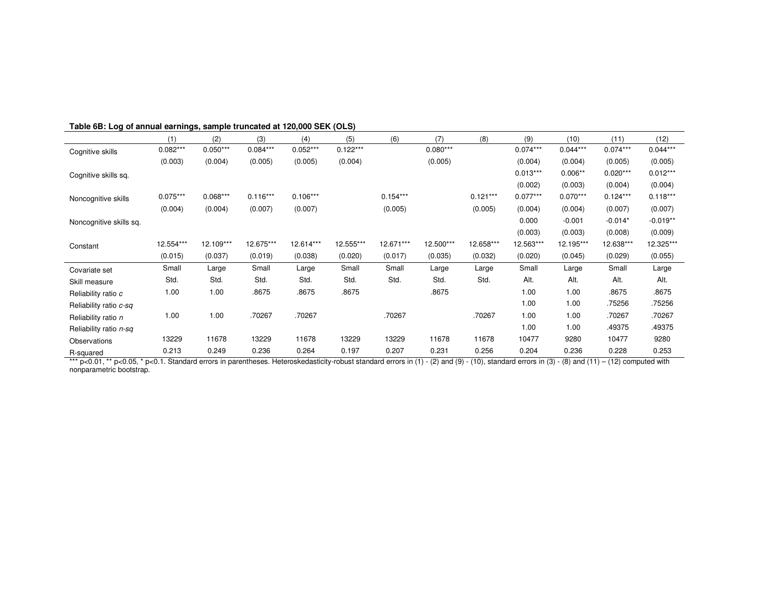**Table 6B: Log of annual earnings, sample truncated at 120,000 SEK (OLS)**

| | (1) | (2) | (3) | (4) | (5) | (6) | (7) | (8) | (9) | (10) | (11) | (12) |
|---|---|---|---|---|---|---|---|---|---|---|---|---|
| Cognitive skills | 0.082*** | 0.050*** | 0.084*** | 0.052*** | 0.122*** | | 0.080*** | | 0.074*** | 0.044*** | 0.074*** | 0.044*** |
| | (0.003) | (0.004) | (0.005) | (0.005) | (0.004) | | (0.005) | | (0.004) | (0.004) | (0.005) | (0.005) |
| Cognitive skills sq. | | | | | | | | | 0.013*** | 0.006** | 0.020*** | 0.012*** |
| | | | | | | | | | (0.002) | (0.003) | (0.004) | (0.004) |
| Noncognitive skills | 0.075*** | 0.068*** | 0.116*** | 0.106*** | | 0.154*** | | 0.121*** | 0.077*** | 0.070*** | 0.124*** | 0.118*** |
| | (0.004) | (0.004) | (0.007) | (0.007) | | (0.005) | | (0.005) | (0.004) | (0.004) | (0.007) | (0.007) |
| Noncognitive skills sq. | | | | | | | | | 0.000 | -0.001 | -0.014* | -0.019** |
| | | | | | | | | | (0.003) | (0.003) | (0.008) | (0.009) |
| Constant | 12.554*** | 12.109*** | 12.675*** | 12.614*** | 12.555*** | 12.671*** | 12.500*** | 12.658*** | 12.563*** | 12.195*** | 12.638*** | 12.325*** |
| | (0.015) | (0.037) | (0.019) | (0.038) | (0.020) | (0.017) | (0.035) | (0.032) | (0.020) | (0.045) | (0.029) | (0.055) |
| Covariate set | Small | Large | Small | Large | Small | Small | Large | Large | Small | Large | Small | Large |
| Skill measure | Std. | Std. | Std. | Std. | Std. | Std. | Std. | Std. | Alt. | Alt. | Alt. | Alt. |
| Reliability ratio *c* | 1.00 | 1.00 | .8675 | .8675 | .8675 | | .8675 | | 1.00 | 1.00 | .8675 | .8675 |
| Reliability ratio *c-sq* | | | | | | | | | 1.00 | 1.00 | .75256 | .75256 |
| Reliability ratio *n* | 1.00 | 1.00 | .70267 | .70267 | | .70267 | | .70267 | 1.00 | 1.00 | .70267 | .70267 |
| Reliability ratio *n-sq* | | | | | | | | | 1.00 | 1.00 | .49375 | .49375 |
| Observations | 13229 | 11678 | 13229 | 11678 | 13229 | 13229 | 11678 | 11678 | 10477 | 9280 | 10477 | 9280 |
| R-squared | 0.213 | 0.249 | 0.236 | 0.264 | 0.197 | 0.207 | 0.231 | 0.256 | 0.204 | 0.236 | 0.228 | 0.253 |

*** p<0.01, ** p<0.05, * p<0.1. Standard errors in parentheses. Heteroskedasticity-robust standard errors in (1) - (2) and (9) - (10), standard errors in (3) - (8) and (11) – (12) computed with nonparametric bootstrap.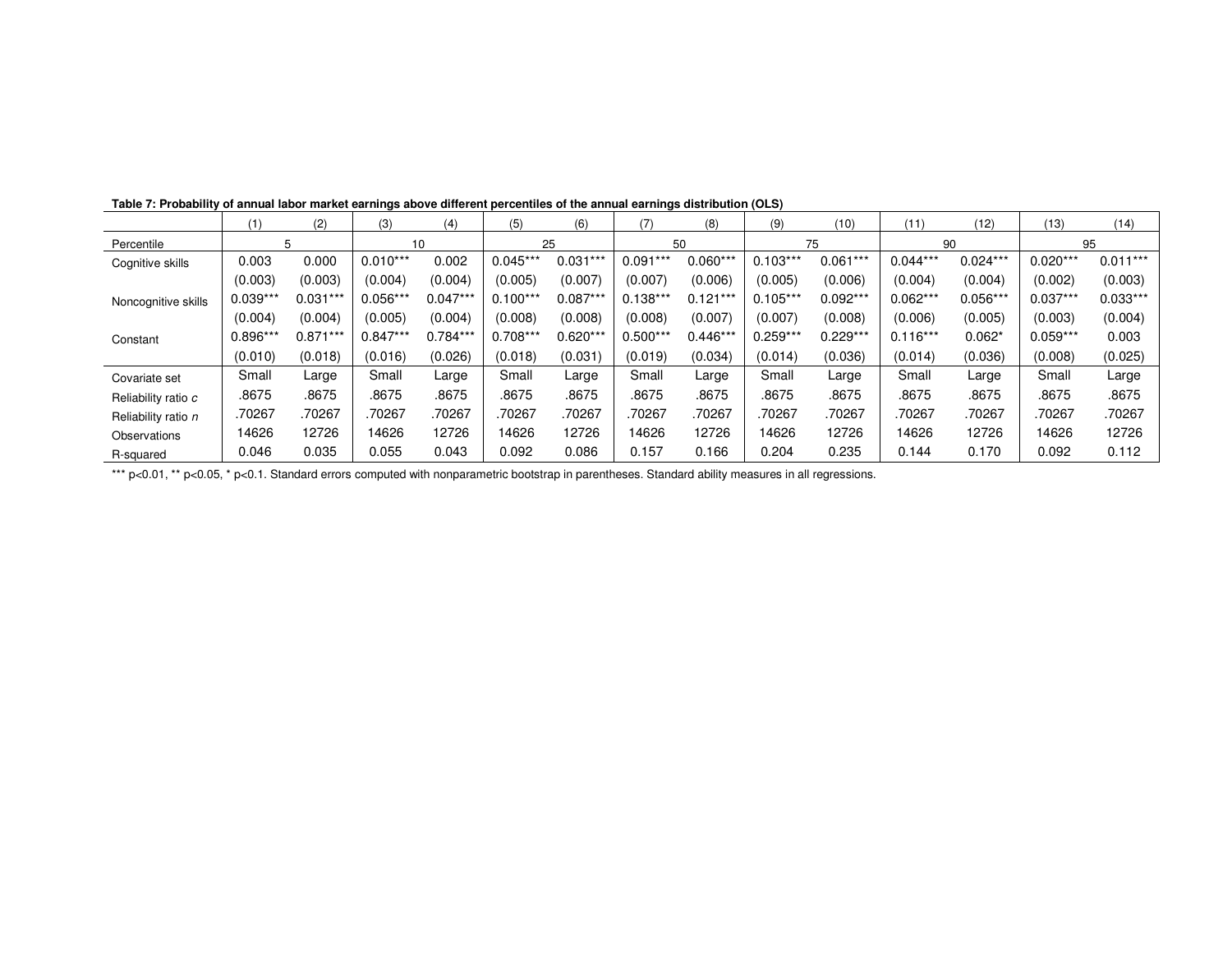**Table 7: Probability of annual labor market earnings above different percentiles of the annual earnings distribution (OLS)**

| | (1) | (2) | (3) | (4) | (5) | (6) | (7) | (8) | (9) | (10) | (11) | (12) | (13) | (14) |
|---|---|---|---|---|---|---|---|---|---|---|---|---|---|---|
| Percentile | 5 | | 10 | | 25 | | 50 | | 75 | | 90 | | 95 | |
| Cognitive skills | 0.003 | 0.000 | 0.010*** | 0.002 | 0.045*** | 0.031*** | 0.091*** | 0.060*** | 0.103*** | 0.061*** | 0.044*** | 0.024*** | 0.020*** | 0.011*** |
| | (0.003) | (0.003) | (0.004) | (0.004) | (0.005) | (0.007) | (0.007) | (0.006) | (0.005) | (0.006) | (0.004) | (0.004) | (0.002) | (0.003) |
| Noncognitive skills | 0.039*** | 0.031*** | 0.056*** | 0.047*** | 0.100*** | 0.087*** | 0.138*** | 0.121*** | 0.105*** | 0.092*** | 0.062*** | 0.056*** | 0.037*** | 0.033*** |
| | (0.004) | (0.004) | (0.005) | (0.004) | (0.008) | (0.008) | (0.008) | (0.007) | (0.007) | (0.008) | (0.006) | (0.005) | (0.003) | (0.004) |
| Constant | 0.896*** | 0.871*** | 0.847*** | 0.784*** | 0.708*** | 0.620*** | 0.500*** | 0.446*** | 0.259*** | 0.229*** | 0.116*** | 0.062* | 0.059*** | 0.003 |
| | (0.010) | (0.018) | (0.016) | (0.026) | (0.018) | (0.031) | (0.019) | (0.034) | (0.014) | (0.036) | (0.014) | (0.036) | (0.008) | (0.025) |
| Covariate set | Small | Large | Small | Large | Small | Large | Small | Large | Small | Large | Small | Large | Small | Large |
| Reliability ratio *c* | .8675 | .8675 | .8675 | .8675 | .8675 | .8675 | .8675 | .8675 | .8675 | .8675 | .8675 | .8675 | .8675 | .8675 |
| Reliability ratio *n* | .70267 | .70267 | .70267 | .70267 | .70267 | .70267 | .70267 | .70267 | .70267 | .70267 | .70267 | .70267 | .70267 | .70267 |
| Observations | 14626 | 12726 | 14626 | 12726 | 14626 | 12726 | 14626 | 12726 | 14626 | 12726 | 14626 | 12726 | 14626 | 12726 |
| R-squared | 0.046 | 0.035 | 0.055 | 0.043 | 0.092 | 0.086 | 0.157 | 0.166 | 0.204 | 0.235 | 0.144 | 0.170 | 0.092 | 0.112 |

*** p<0.01, ** p<0.05, * p<0.1. Standard errors computed with nonparametric bootstrap in parentheses. Standard ability measures in all regressions.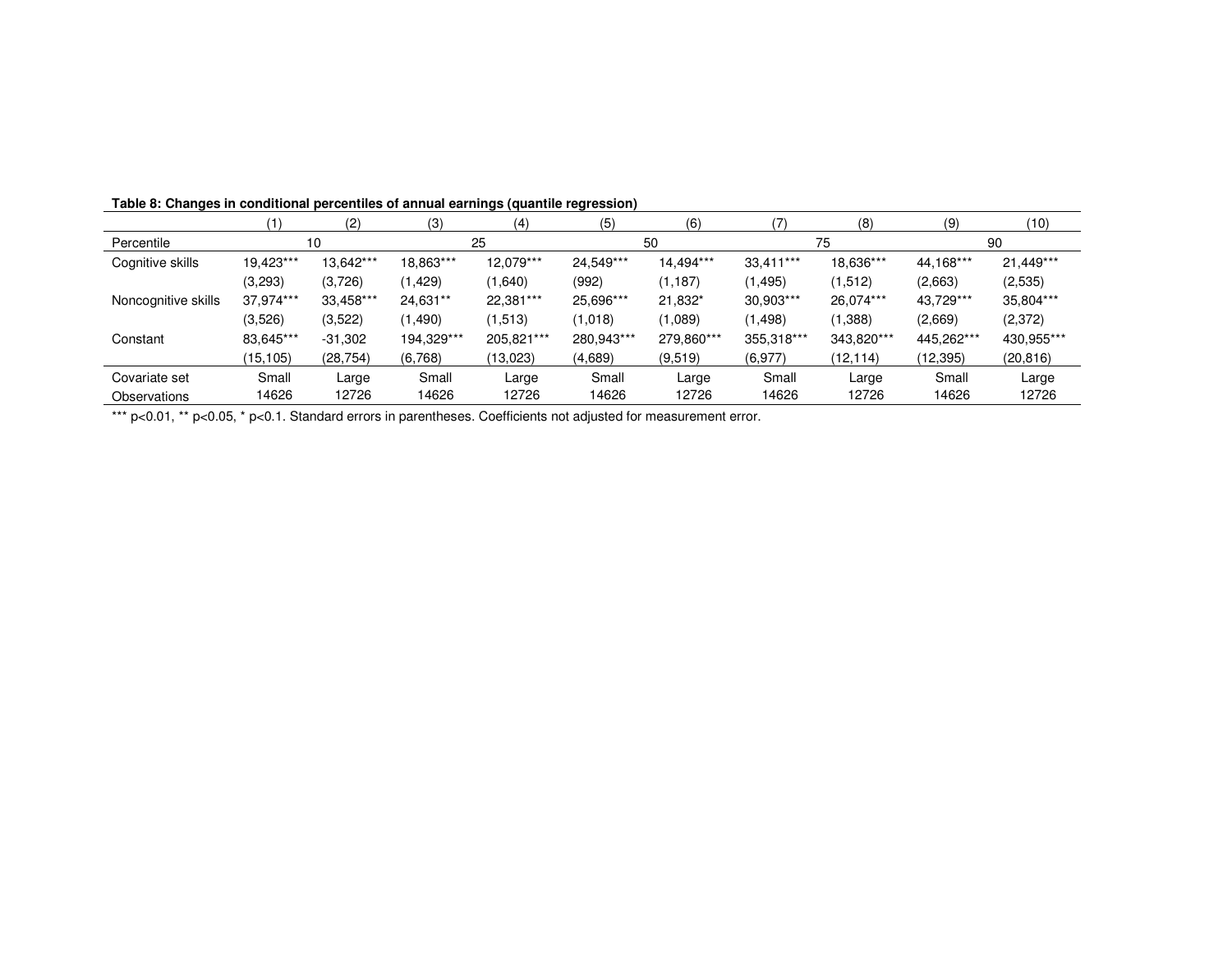**Table 8: Changes in conditional percentiles of annual earnings (quantile regression)**

| | (1) | (2) | (3) | (4) | (5) | (6) | (7) | (8) | (9) | (10) |
|---|---|---|---|---|---|---|---|---|---|---|
| Percentile | 10 | | 25 | | 50 | | 75 | | 90 | |
| Cognitive skills | 19,423*** | 13,642*** | 18,863*** | 12,079*** | 24,549*** | 14,494*** | 33,411*** | 18,636*** | 44,168*** | 21,449*** |
| | (3,293) | (3,726) | (1,429) | (1,640) | (992) | (1,187) | (1,495) | (1,512) | (2,663) | (2,535) |
| Noncognitive skills | 37,974*** | 33,458*** | 24,631** | 22,381*** | 25,696*** | 21,832* | 30,903*** | 26,074*** | 43,729*** | 35,804*** |
| | (3,526) | (3,522) | (1,490) | (1,513) | (1,018) | (1,089) | (1,498) | (1,388) | (2,669) | (2,372) |
| Constant | 83,645*** | -31,302 | 194,329*** | 205,821*** | 280,943*** | 279,860*** | 355,318*** | 343,820*** | 445,262*** | 430,955*** |
| | (15,105) | (28,754) | (6,768) | (13,023) | (4,689) | (9,519) | (6,977) | (12,114) | (12,395) | (20,816) |
| Covariate set | Small | Large | Small | Large | Small | Large | Small | Large | Small | Large |
| Observations | 14626 | 12726 | 14626 | 12726 | 14626 | 12726 | 14626 | 12726 | 14626 | 12726 |

*** p<0.01, ** p<0.05, * p<0.1. Standard errors in parentheses. Coefficients not adjusted for measurement error.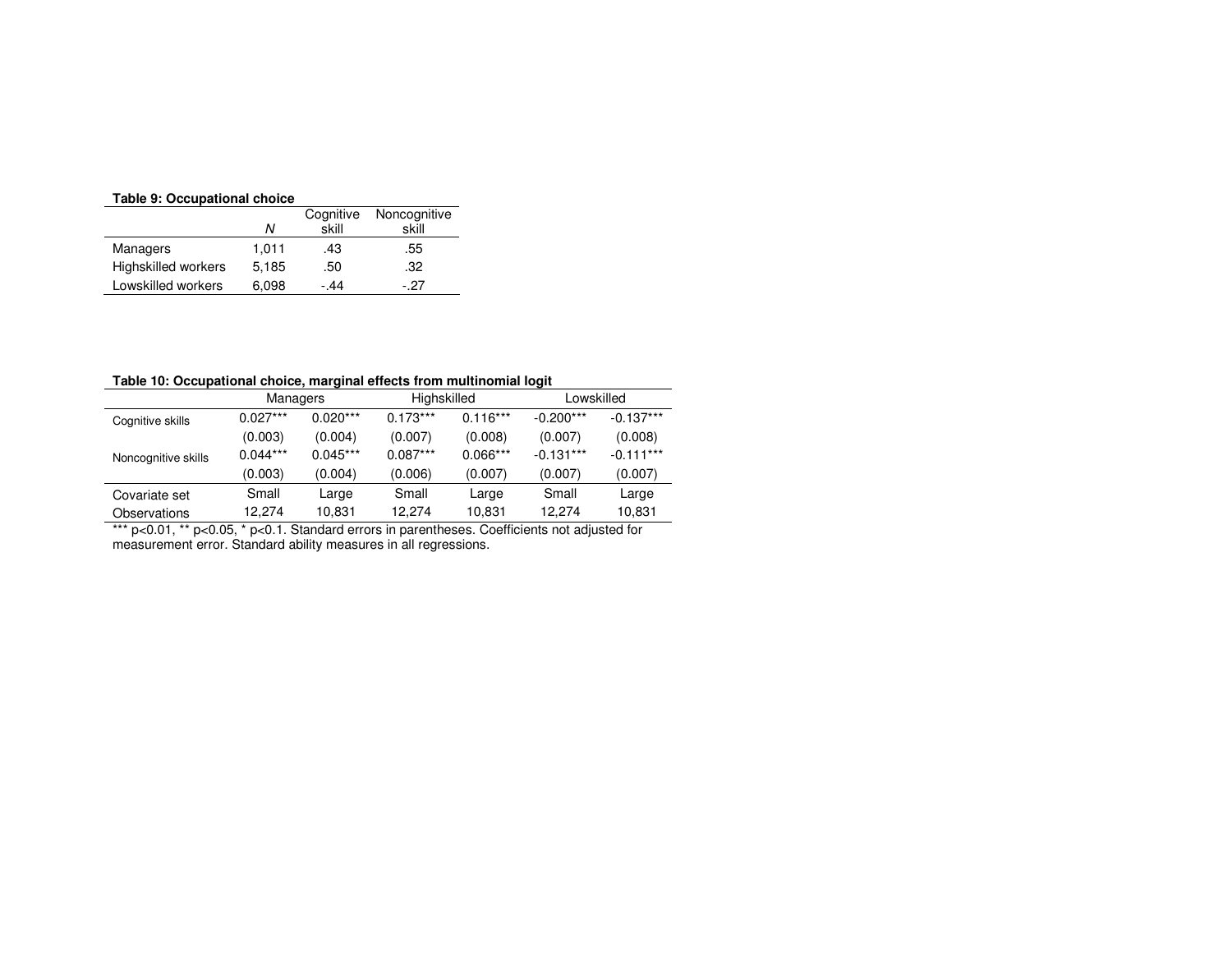**Table 9: Occupational choice**

| | *N* | Cognitive skill | Noncognitive skill |
|---|---|---|---|
| Managers | 1,011 | .43 | .55 |
| Highskilled workers | 5,185 | .50 | .32 |
| Lowskilled workers | 6,098 | -.44 | -.27 |

**Table 10: Occupational choice, marginal effects from multinomial logit**

| | Managers | | Highskilled | | Lowskilled | |
|---|---|---|---|---|---|---|
| Cognitive skills | 0.027*** | 0.020*** | 0.173*** | 0.116*** | -0.200*** | -0.137*** |
| | (0.003) | (0.004) | (0.007) | (0.008) | (0.007) | (0.008) |
| Noncognitive skills | 0.044*** | 0.045*** | 0.087*** | 0.066*** | -0.131*** | -0.111*** |
| | (0.003) | (0.004) | (0.006) | (0.007) | (0.007) | (0.007) |
| Covariate set | Small | Large | Small | Large | Small | Large |
| Observations | 12,274 | 10,831 | 12,274 | 10,831 | 12,274 | 10,831 |

*** p<0.01, ** p<0.05, * p<0.1. Standard errors in parentheses. Coefficients not adjusted for measurement error. Standard ability measures in all regressions.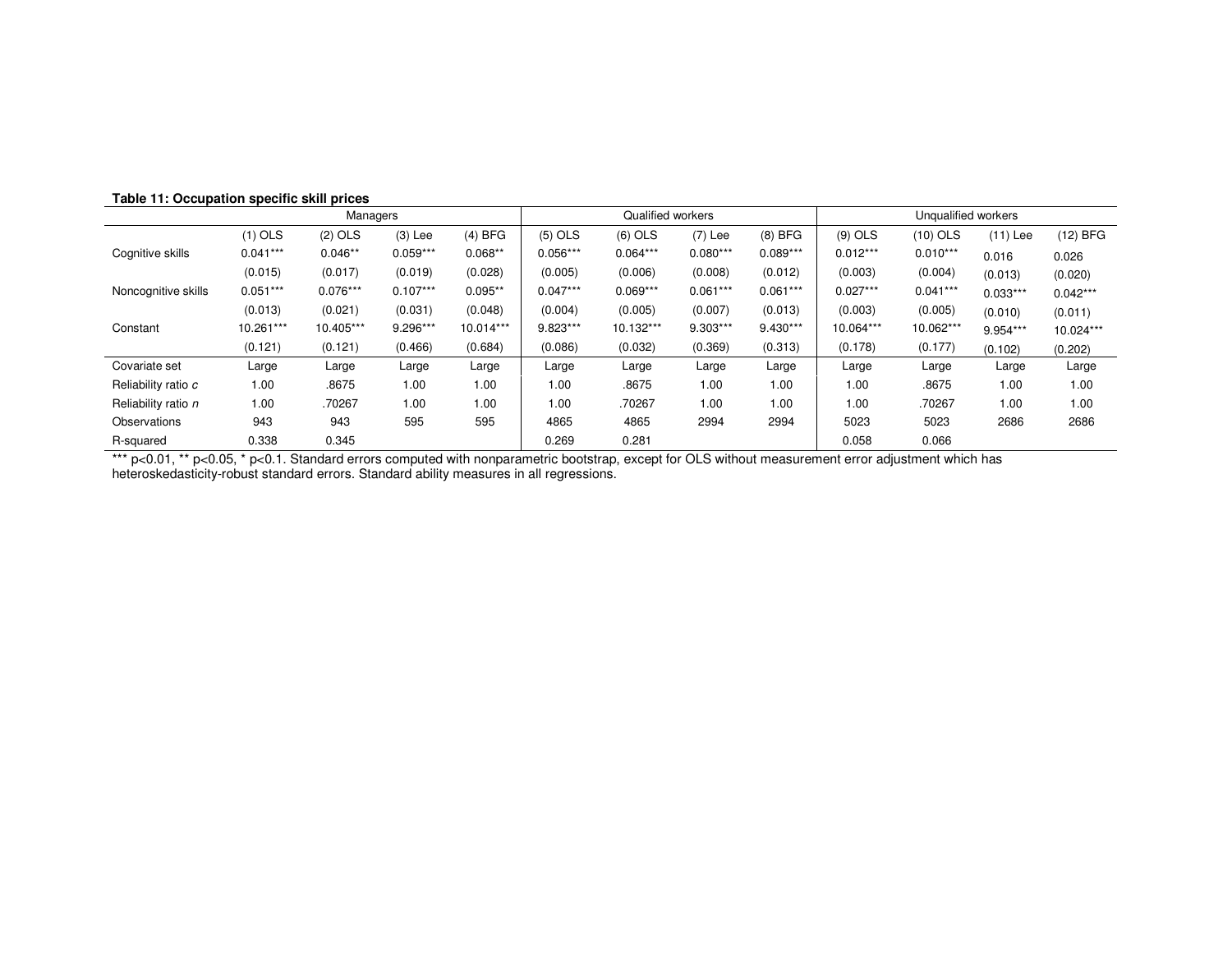**Table 11: Occupation specific skill prices**

| | Managers | | | | Qualified workers | | | | Unqualified workers | | | |
|---|---|---|---|---|---|---|---|---|---|---|---|---|
| | (1) OLS | (2) OLS | (3) Lee | (4) BFG | (5) OLS | (6) OLS | (7) Lee | (8) BFG | (9) OLS | (10) OLS | (11) Lee | (12) BFG |
| Cognitive skills | 0.041*** | 0.046** | 0.059*** | 0.068** | 0.056*** | 0.064*** | 0.080*** | 0.089*** | 0.012*** | 0.010*** | 0.016 | 0.026 |
| | (0.015) | (0.017) | (0.019) | (0.028) | (0.005) | (0.006) | (0.008) | (0.012) | (0.003) | (0.004) | (0.013) | (0.020) |
| Noncognitive skills | 0.051*** | 0.076*** | 0.107*** | 0.095** | 0.047*** | 0.069*** | 0.061*** | 0.061*** | 0.027*** | 0.041*** | 0.033*** | 0.042*** |
| | (0.013) | (0.021) | (0.031) | (0.048) | (0.004) | (0.005) | (0.007) | (0.013) | (0.003) | (0.005) | (0.010) | (0.011) |
| Constant | 10.261*** | 10.405*** | 9.296*** | 10.014*** | 9.823*** | 10.132*** | 9.303*** | 9.430*** | 10.064*** | 10.062*** | 9.954*** | 10.024*** |
| | (0.121) | (0.121) | (0.466) | (0.684) | (0.086) | (0.032) | (0.369) | (0.313) | (0.178) | (0.177) | (0.102) | (0.202) |
| Covariate set | Large | Large | Large | Large | Large | Large | Large | Large | Large | Large | Large | Large |
| Reliability ratio *c* | 1.00 | .8675 | 1.00 | 1.00 | 1.00 | .8675 | 1.00 | 1.00 | 1.00 | .8675 | 1.00 | 1.00 |
| Reliability ratio *n* | 1.00 | .70267 | 1.00 | 1.00 | 1.00 | .70267 | 1.00 | 1.00 | 1.00 | .70267 | 1.00 | 1.00 |
| Observations | 943 | 943 | 595 | 595 | 4865 | 4865 | 2994 | 2994 | 5023 | 5023 | 2686 | 2686 |
| R-squared | 0.338 | 0.345 | | | 0.269 | 0.281 | | | 0.058 | 0.066 | | |

*** p<0.01, ** p<0.05, * p<0.1. Standard errors computed with nonparametric bootstrap, except for OLS without measurement error adjustment which has heteroskedasticity-robust standard errors. Standard ability measures in all regressions.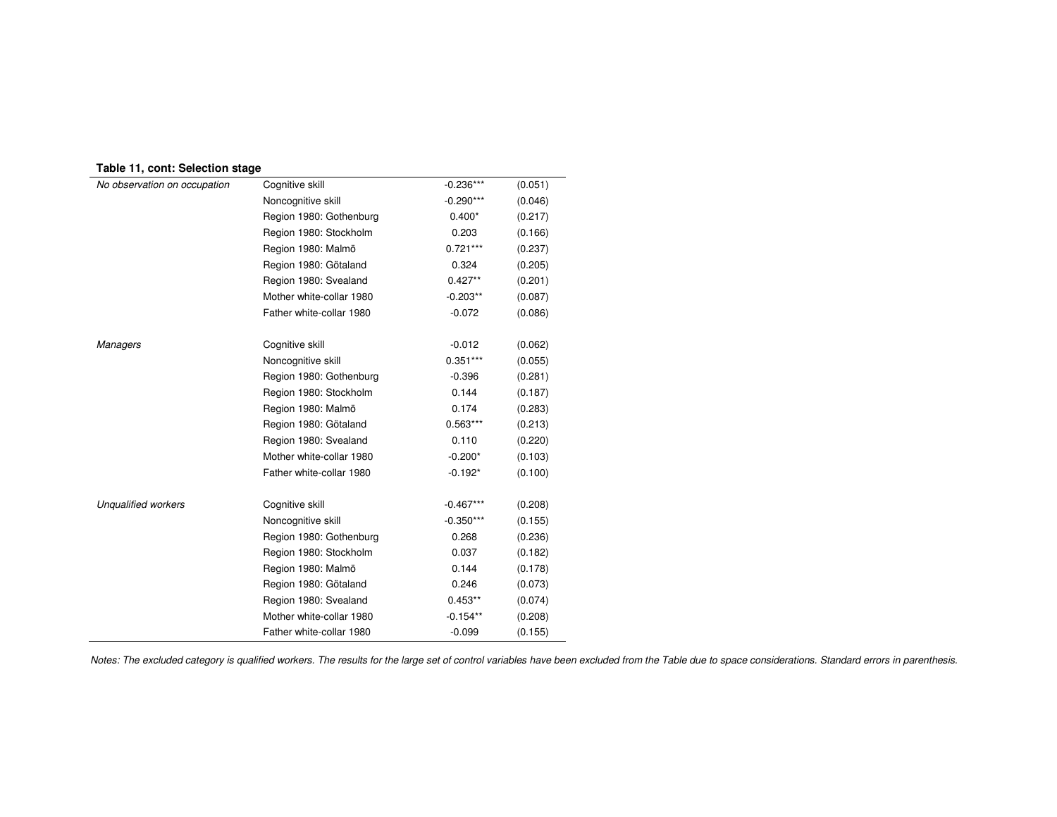**Table 11, cont: Selection stage**

| | | | |
|---|---|---|---|
| *No observation on occupation* | Cognitive skill | -0.236*** | (0.051) |
| | Noncognitive skill | -0.290*** | (0.046) |
| | Region 1980: Gothenburg | 0.400* | (0.217) |
| | Region 1980: Stockholm | 0.203 | (0.166) |
| | Region 1980: Malmö | 0.721*** | (0.237) |
| | Region 1980: Götaland | 0.324 | (0.205) |
| | Region 1980: Svealand | 0.427** | (0.201) |
| | Mother white-collar 1980 | -0.203** | (0.087) |
| | Father white-collar 1980 | -0.072 | (0.086) |
| | | | |
| *Managers* | Cognitive skill | -0.012 | (0.062) |
| | Noncognitive skill | 0.351*** | (0.055) |
| | Region 1980: Gothenburg | -0.396 | (0.281) |
| | Region 1980: Stockholm | 0.144 | (0.187) |
| | Region 1980: Malmö | 0.174 | (0.283) |
| | Region 1980: Götaland | 0.563*** | (0.213) |
| | Region 1980: Svealand | 0.110 | (0.220) |
| | Mother white-collar 1980 | -0.200* | (0.103) |
| | Father white-collar 1980 | -0.192* | (0.100) |
| | | | |
| *Unqualified workers* | Cognitive skill | -0.467*** | (0.208) |
| | Noncognitive skill | -0.350*** | (0.155) |
| | Region 1980: Gothenburg | 0.268 | (0.236) |
| | Region 1980: Stockholm | 0.037 | (0.182) |
| | Region 1980: Malmö | 0.144 | (0.178) |
| | Region 1980: Götaland | 0.246 | (0.073) |
| | Region 1980: Svealand | 0.453** | (0.074) |
| | Mother white-collar 1980 | -0.154** | (0.208) |
| | Father white-collar 1980 | -0.099 | (0.155) |

*Notes: The excluded category is qualified workers. The results for the large set of control variables have been excluded from the Table due to space considerations. Standard errors in parenthesis.*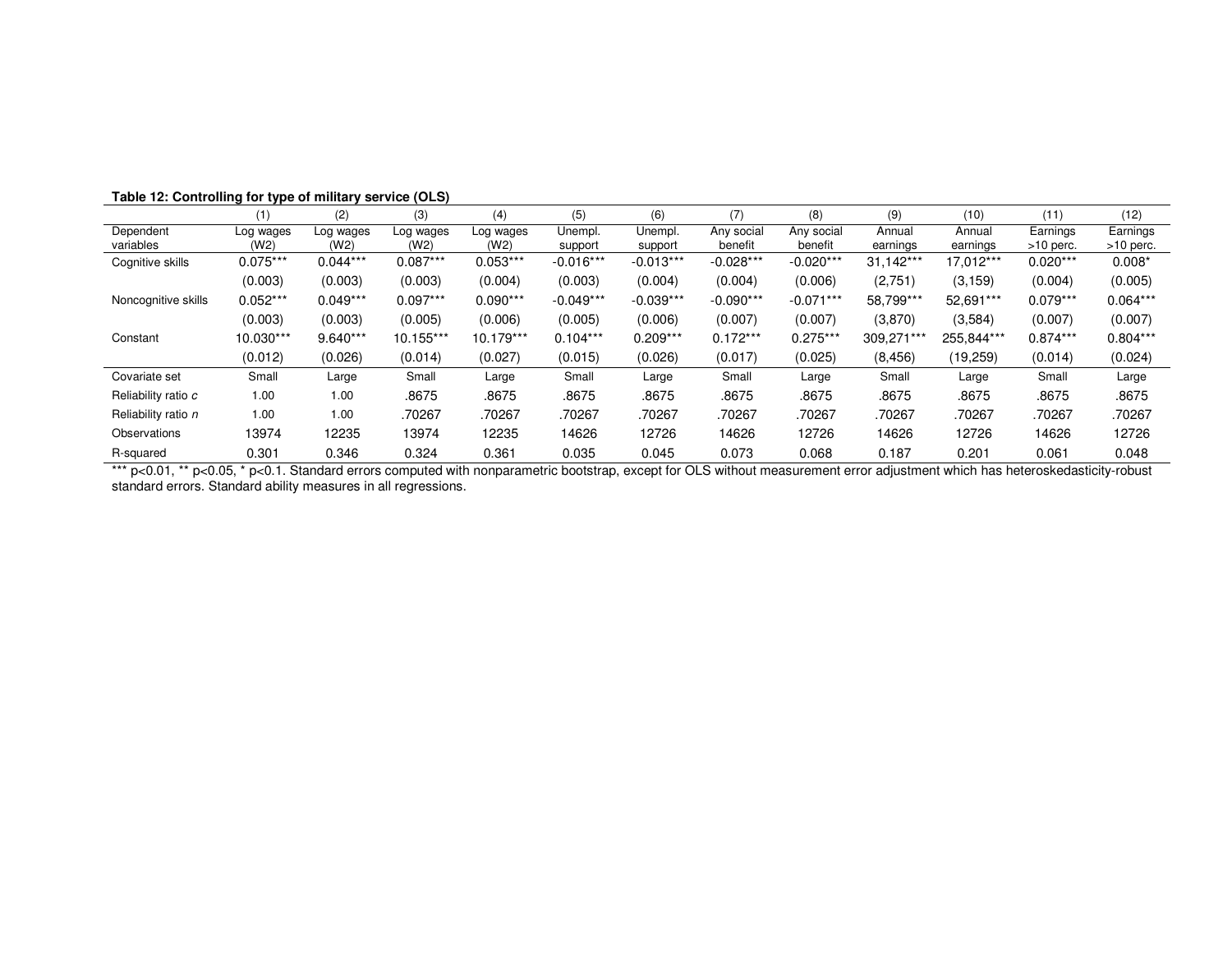**Table 12: Controlling for type of military service (OLS)**

| | (1) | (2) | (3) | (4) | (5) | (6) | (7) | (8) | (9) | (10) | (11) | (12) |
|---|---|---|---|---|---|---|---|---|---|---|---|---|
| Dependent variables | Log wages (W2) | Log wages (W2) | Log wages (W2) | Log wages (W2) | Unempl. support | Unempl. support | Any social benefit | Any social benefit | Annual earnings | Annual earnings | Earnings >10 perc. | Earnings >10 perc. |
| Cognitive skills | 0.075*** | 0.044*** | 0.087*** | 0.053*** | -0.016*** | -0.013*** | -0.028*** | -0.020*** | 31,142*** | 17,012*** | 0.020*** | 0.008* |
| | (0.003) | (0.003) | (0.003) | (0.004) | (0.003) | (0.004) | (0.004) | (0.006) | (2,751) | (3,159) | (0.004) | (0.005) |
| Noncognitive skills | 0.052*** | 0.049*** | 0.097*** | 0.090*** | -0.049*** | -0.039*** | -0.090*** | -0.071*** | 58,799*** | 52,691*** | 0.079*** | 0.064*** |
| | (0.003) | (0.003) | (0.005) | (0.006) | (0.005) | (0.006) | (0.007) | (0.007) | (3,870) | (3,584) | (0.007) | (0.007) |
| Constant | 10.030*** | 9.640*** | 10.155*** | 10.179*** | 0.104*** | 0.209*** | 0.172*** | 0.275*** | 309,271*** | 255,844*** | 0.874*** | 0.804*** |
| | (0.012) | (0.026) | (0.014) | (0.027) | (0.015) | (0.026) | (0.017) | (0.025) | (8,456) | (19,259) | (0.014) | (0.024) |
| Covariate set | Small | Large | Small | Large | Small | Large | Small | Large | Small | Large | Small | Large |
| Reliability ratio *c* | 1.00 | 1.00 | .8675 | .8675 | .8675 | .8675 | .8675 | .8675 | .8675 | .8675 | .8675 | .8675 |
| Reliability ratio *n* | 1.00 | 1.00 | .70267 | .70267 | .70267 | .70267 | .70267 | .70267 | .70267 | .70267 | .70267 | .70267 |
| Observations | 13974 | 12235 | 13974 | 12235 | 14626 | 12726 | 14626 | 12726 | 14626 | 12726 | 14626 | 12726 |
| R-squared | 0.301 | 0.346 | 0.324 | 0.361 | 0.035 | 0.045 | 0.073 | 0.068 | 0.187 | 0.201 | 0.061 | 0.048 |

*** p<0.01, ** p<0.05, * p<0.1. Standard errors computed with nonparametric bootstrap, except for OLS without measurement error adjustment which has heteroskedasticity-robust standard errors. Standard ability measures in all regressions.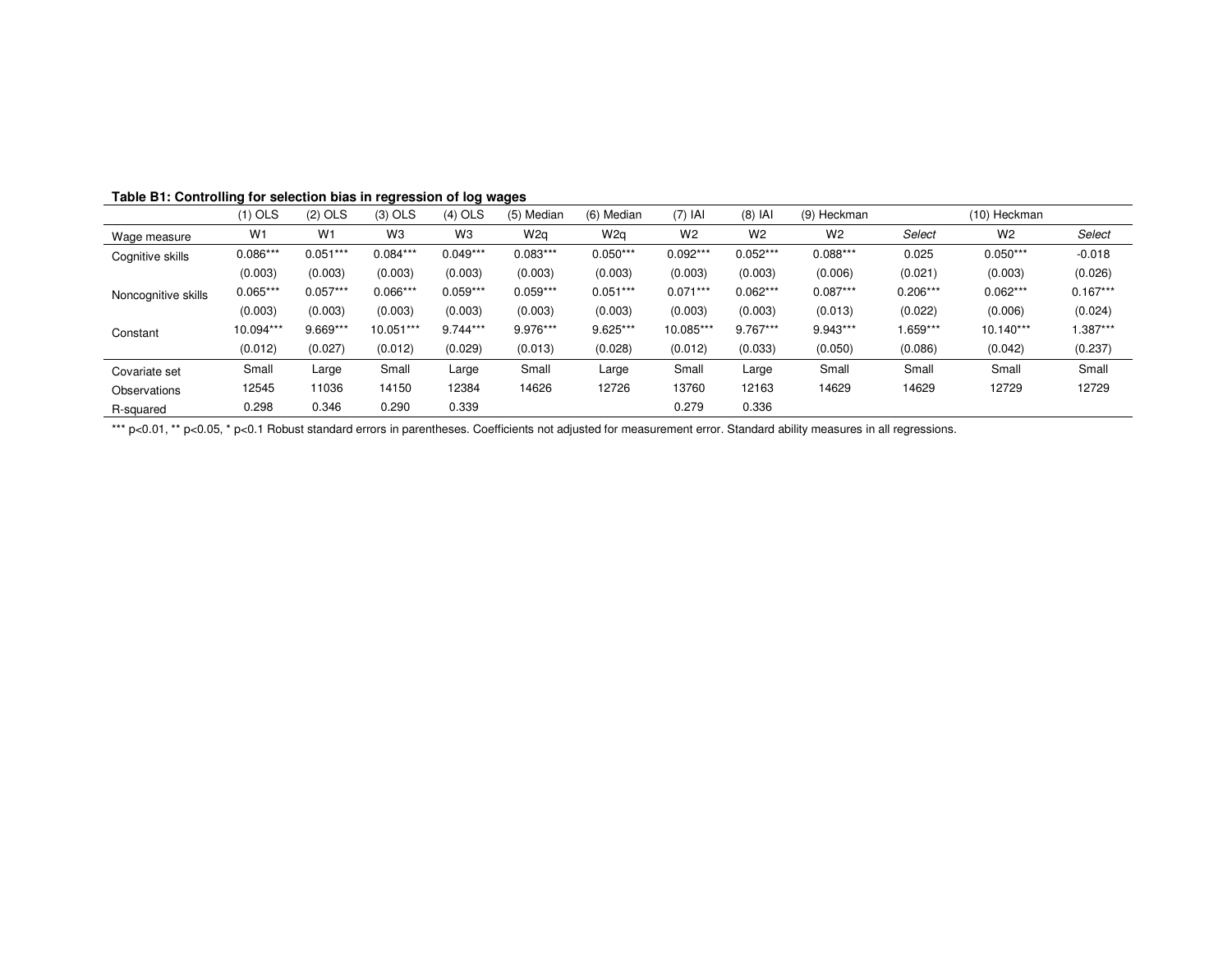**Table B1: Controlling for selection bias in regression of log wages**

| | (1) OLS | (2) OLS | (3) OLS | (4) OLS | (5) Median | (6) Median | (7) IAI | (8) IAI | (9) Heckman | | (10) Heckman | |
|---|---|---|---|---|---|---|---|---|---|---|---|---|
| Wage measure | W1 | W1 | W3 | W3 | W2q | W2q | W2 | W2 | W2 | *Select* | W2 | *Select* |
| Cognitive skills | 0.086*** | 0.051*** | 0.084*** | 0.049*** | 0.083*** | 0.050*** | 0.092*** | 0.052*** | 0.088*** | 0.025 | 0.050*** | -0.018 |
| | (0.003) | (0.003) | (0.003) | (0.003) | (0.003) | (0.003) | (0.003) | (0.003) | (0.006) | (0.021) | (0.003) | (0.026) |
| Noncognitive skills | 0.065*** | 0.057*** | 0.066*** | 0.059*** | 0.059*** | 0.051*** | 0.071*** | 0.062*** | 0.087*** | 0.206*** | 0.062*** | 0.167*** |
| | (0.003) | (0.003) | (0.003) | (0.003) | (0.003) | (0.003) | (0.003) | (0.003) | (0.013) | (0.022) | (0.006) | (0.024) |
| Constant | 10.094*** | 9.669*** | 10.051*** | 9.744*** | 9.976*** | 9.625*** | 10.085*** | 9.767*** | 9.943*** | 1.659*** | 10.140*** | 1.387*** |
| | (0.012) | (0.027) | (0.012) | (0.029) | (0.013) | (0.028) | (0.012) | (0.033) | (0.050) | (0.086) | (0.042) | (0.237) |
| Covariate set | Small | Large | Small | Large | Small | Large | Small | Large | Small | Small | Small | Small |
| Observations | 12545 | 11036 | 14150 | 12384 | 14626 | 12726 | 13760 | 12163 | 14629 | 14629 | 12729 | 12729 |
| R-squared | 0.298 | 0.346 | 0.290 | 0.339 | | | 0.279 | 0.336 | | | | |

*** p<0.01, ** p<0.05, * p<0.1 Robust standard errors in parentheses. Coefficients not adjusted for measurement error. Standard ability measures in all regressions.